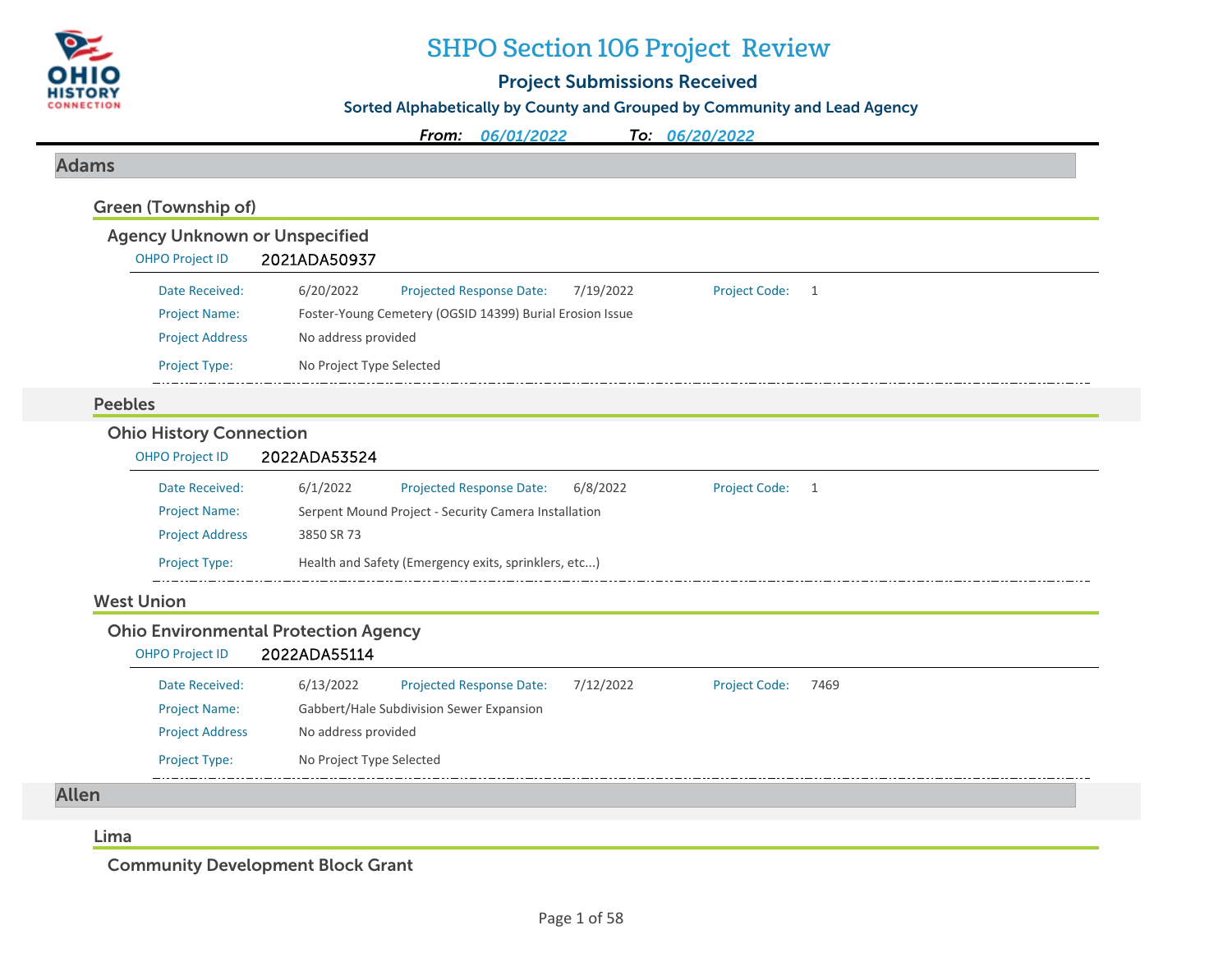# SHPO Section 106 Project Review

## Project Submissions Received

### Sorted Alphabetically by County and Grouped by Community and Lead Agency

*From:* *06/01/2022* *To:* *06/20/2022*

## Adams

### Green (Township of)

#### Agency Unknown or Unspecified

OHPO Project ID **2021ADA50937**

| | | | | | |
|---|---|---|---|---|---|
| Date Received: | 6/20/2022 | Projected Response Date: | 7/19/2022 | Project Code: | 1 |
| Project Name: | Foster-Young Cemetery (OGSID 14399) Burial Erosion Issue | | | | |
| Project Address | No address provided | | | | |
| Project Type: | No Project Type Selected | | | | |

### Peebles

#### Ohio History Connection

OHPO Project ID **2022ADA53524**

| | | | | | |
|---|---|---|---|---|---|
| Date Received: | 6/1/2022 | Projected Response Date: | 6/8/2022 | Project Code: | 1 |
| Project Name: | Serpent Mound Project - Security Camera Installation | | | | |
| Project Address | 3850 SR 73 | | | | |
| Project Type: | Health and Safety (Emergency exits, sprinklers, etc...) | | | | |

### West Union

#### Ohio Environmental Protection Agency

OHPO Project ID **2022ADA55114**

| | | | | | |
|---|---|---|---|---|---|
| Date Received: | 6/13/2022 | Projected Response Date: | 7/12/2022 | Project Code: | 7469 |
| Project Name: | Gabbert/Hale Subdivision Sewer Expansion | | | | |
| Project Address | No address provided | | | | |
| Project Type: | No Project Type Selected | | | | |

## Allen

### Lima

#### Community Development Block Grant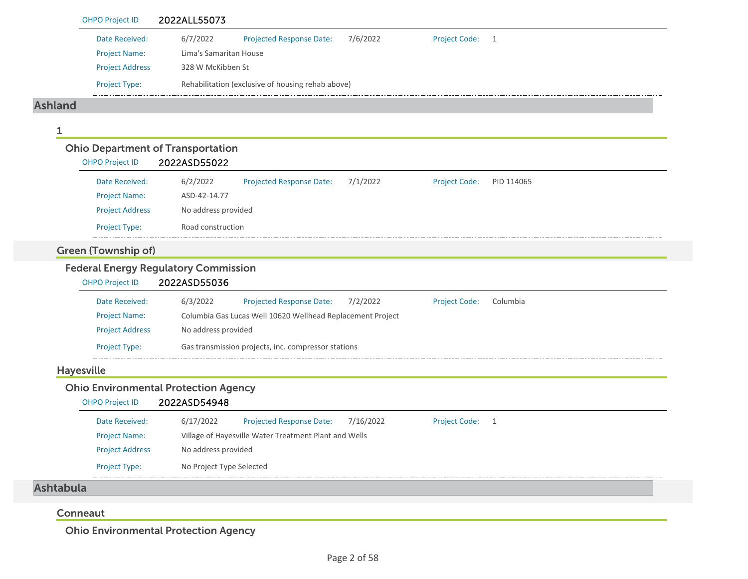OHPO Project ID 2022ALL55073

| | | | | | |
|---|---|---|---|---|---|
| Date Received: | 6/7/2022 | Projected Response Date: | 7/6/2022 | Project Code: | 1 |
| Project Name: | Lima's Samaritan House | | | | |
| Project Address | 328 W McKibben St | | | | |
| Project Type: | Rehabilitation (exclusive of housing rehab above) | | | | |

## Ashland

### 1

#### Ohio Department of Transportation

OHPO Project ID 2022ASD55022

| | | | | | |
|---|---|---|---|---|---|
| Date Received: | 6/2/2022 | Projected Response Date: | 7/1/2022 | Project Code: | PID 114065 |
| Project Name: | ASD-42-14.77 | | | | |
| Project Address | No address provided | | | | |
| Project Type: | Road construction | | | | |

### Green (Township of)

#### Federal Energy Regulatory Commission

OHPO Project ID 2022ASD55036

| | | | | | |
|---|---|---|---|---|---|
| Date Received: | 6/3/2022 | Projected Response Date: | 7/2/2022 | Project Code: | Columbia |
| Project Name: | Columbia Gas Lucas Well 10620 Wellhead Replacement Project | | | | |
| Project Address | No address provided | | | | |
| Project Type: | Gas transmission projects, inc. compressor stations | | | | |

### Hayesville

#### Ohio Environmental Protection Agency

OHPO Project ID 2022ASD54948

| | | | | | |
|---|---|---|---|---|---|
| Date Received: | 6/17/2022 | Projected Response Date: | 7/16/2022 | Project Code: | 1 |
| Project Name: | Village of Hayesville Water Treatment Plant and Wells | | | | |
| Project Address | No address provided | | | | |
| Project Type: | No Project Type Selected | | | | |

## Ashtabula

### Conneaut

#### Ohio Environmental Protection Agency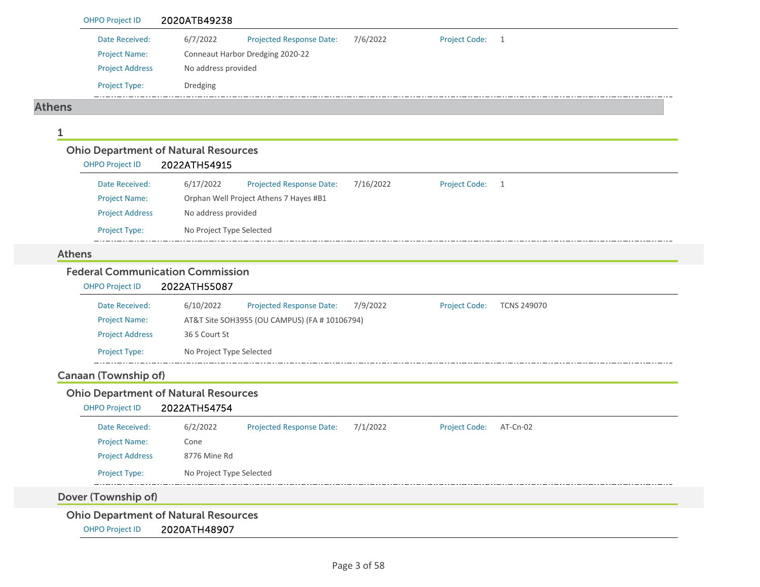OHPO Project ID 2020ATB49238

| | | | | | |
|---|---|---|---|---|---|
| Date Received: | 6/7/2022 | Projected Response Date: | 7/6/2022 | Project Code: | 1 |
| Project Name: | Conneaut Harbor Dredging 2020-22 | | | | |
| Project Address | No address provided | | | | |
| Project Type: | Dredging | | | | |

# Athens

## 1

### Ohio Department of Natural Resources

OHPO Project ID 2022ATH54915

| | | | | | |
|---|---|---|---|---|---|
| Date Received: | 6/17/2022 | Projected Response Date: | 7/16/2022 | Project Code: | 1 |
| Project Name: | Orphan Well Project Athens 7 Hayes #B1 | | | | |
| Project Address | No address provided | | | | |
| Project Type: | No Project Type Selected | | | | |

## Athens

### Federal Communication Commission

OHPO Project ID 2022ATH55087

| | | | | | |
|---|---|---|---|---|---|
| Date Received: | 6/10/2022 | Projected Response Date: | 7/9/2022 | Project Code: | TCNS 249070 |
| Project Name: | AT&T Site SOH3955 (OU CAMPUS) (FA # 10106794) | | | | |
| Project Address | 36 S Court St | | | | |
| Project Type: | No Project Type Selected | | | | |

## Canaan (Township of)

### Ohio Department of Natural Resources

OHPO Project ID 2022ATH54754

| | | | | | |
|---|---|---|---|---|---|
| Date Received: | 6/2/2022 | Projected Response Date: | 7/1/2022 | Project Code: | AT-Cn-02 |
| Project Name: | Cone | | | | |
| Project Address | 8776 Mine Rd | | | | |
| Project Type: | No Project Type Selected | | | | |

## Dover (Township of)

### Ohio Department of Natural Resources

OHPO Project ID 2020ATH48907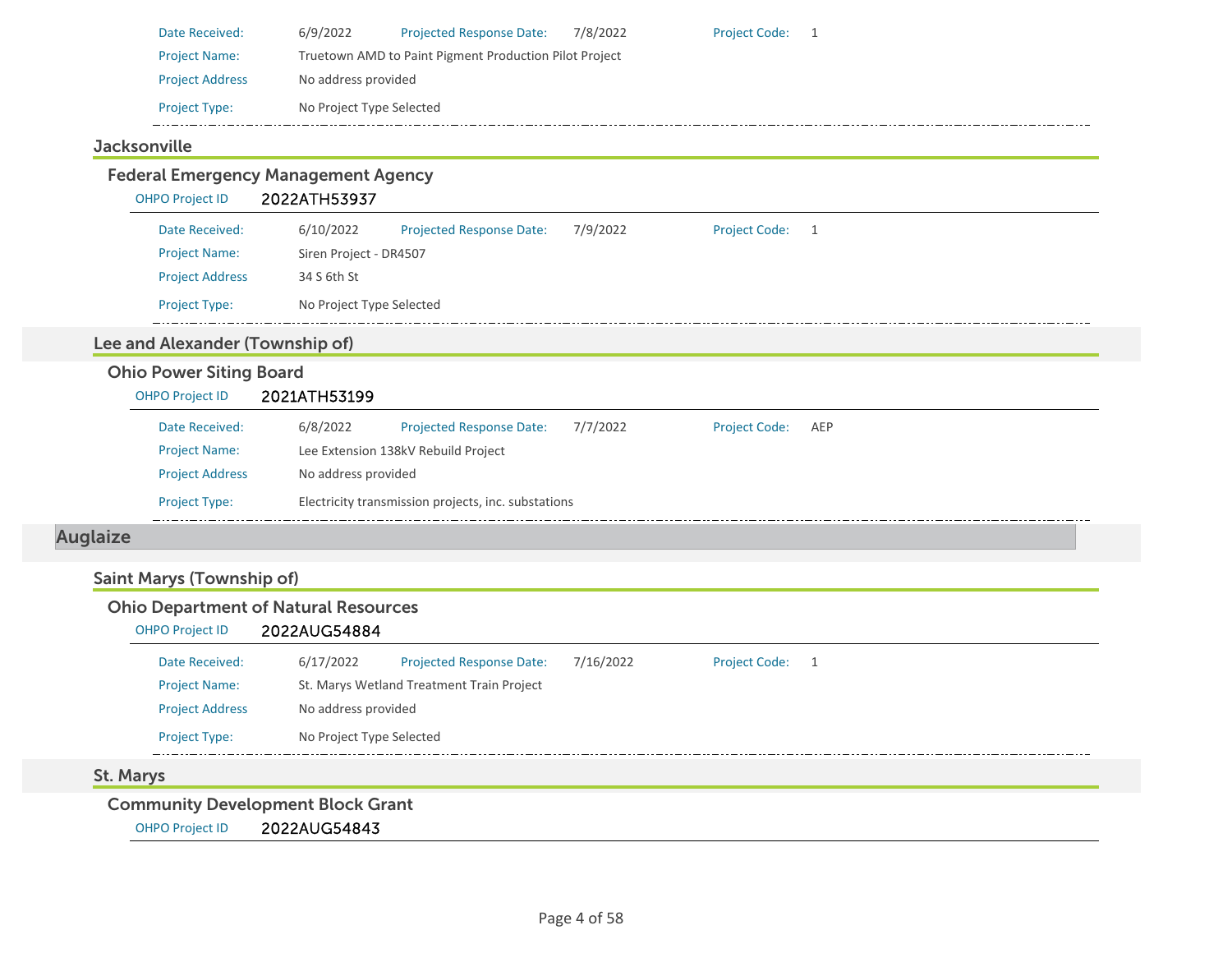Date Received: 6/9/2022 Projected Response Date: 7/8/2022 Project Code: 1

Project Name: Truetown AMD to Paint Pigment Production Pilot Project

Project Address: No address provided

Project Type: No Project Type Selected

### Jacksonville

#### Federal Emergency Management Agency

OHPO Project ID 2022ATH53937

Date Received: 6/10/2022 Projected Response Date: 7/9/2022 Project Code: 1

Project Name: Siren Project - DR4507

Project Address: 34 S 6th St

Project Type: No Project Type Selected

### Lee and Alexander (Township of)

#### Ohio Power Siting Board

OHPO Project ID 2021ATH53199

Date Received: 6/8/2022 Projected Response Date: 7/7/2022 Project Code: AEP

Project Name: Lee Extension 138kV Rebuild Project

Project Address: No address provided

Project Type: Electricity transmission projects, inc. substations

## Auglaize

### Saint Marys (Township of)

#### Ohio Department of Natural Resources

OHPO Project ID 2022AUG54884

Date Received: 6/17/2022 Projected Response Date: 7/16/2022 Project Code: 1

Project Name: St. Marys Wetland Treatment Train Project

Project Address: No address provided

Project Type: No Project Type Selected

### St. Marys

#### Community Development Block Grant

OHPO Project ID 2022AUG54843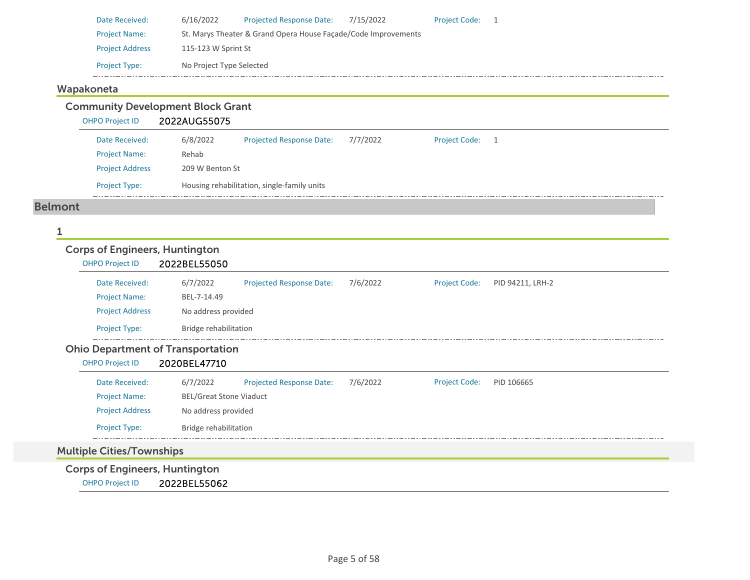| | | | | | |
|---|---|---|---|---|---|
| Date Received: | 6/16/2022 | Projected Response Date: | 7/15/2022 | Project Code: | 1 |
| Project Name: | St. Marys Theater & Grand Opera House Façade/Code Improvements | | | | |
| Project Address | 115-123 W Sprint St | | | | |
| Project Type: | No Project Type Selected | | | | |

### Wapakoneta

#### Community Development Block Grant

OHPO Project ID **2022AUG55075**

| | | | | | |
|---|---|---|---|---|---|
| Date Received: | 6/8/2022 | Projected Response Date: | 7/7/2022 | Project Code: | 1 |
| Project Name: | Rehab | | | | |
| Project Address | 209 W Benton St | | | | |
| Project Type: | Housing rehabilitation, single-family units | | | | |

## Belmont

### 1

#### Corps of Engineers, Huntington

OHPO Project ID **2022BEL55050**

| | | | | | |
|---|---|---|---|---|---|
| Date Received: | 6/7/2022 | Projected Response Date: | 7/6/2022 | Project Code: | PID 94211, LRH-2 |
| Project Name: | BEL-7-14.49 | | | | |
| Project Address | No address provided | | | | |
| Project Type: | Bridge rehabilitation | | | | |

#### Ohio Department of Transportation

OHPO Project ID **2020BEL47710**

| | | | | | |
|---|---|---|---|---|---|
| Date Received: | 6/7/2022 | Projected Response Date: | 7/6/2022 | Project Code: | PID 106665 |
| Project Name: | BEL/Great Stone Viaduct | | | | |
| Project Address | No address provided | | | | |
| Project Type: | Bridge rehabilitation | | | | |

### Multiple Cities/Townships

#### Corps of Engineers, Huntington

OHPO Project ID **2022BEL55062**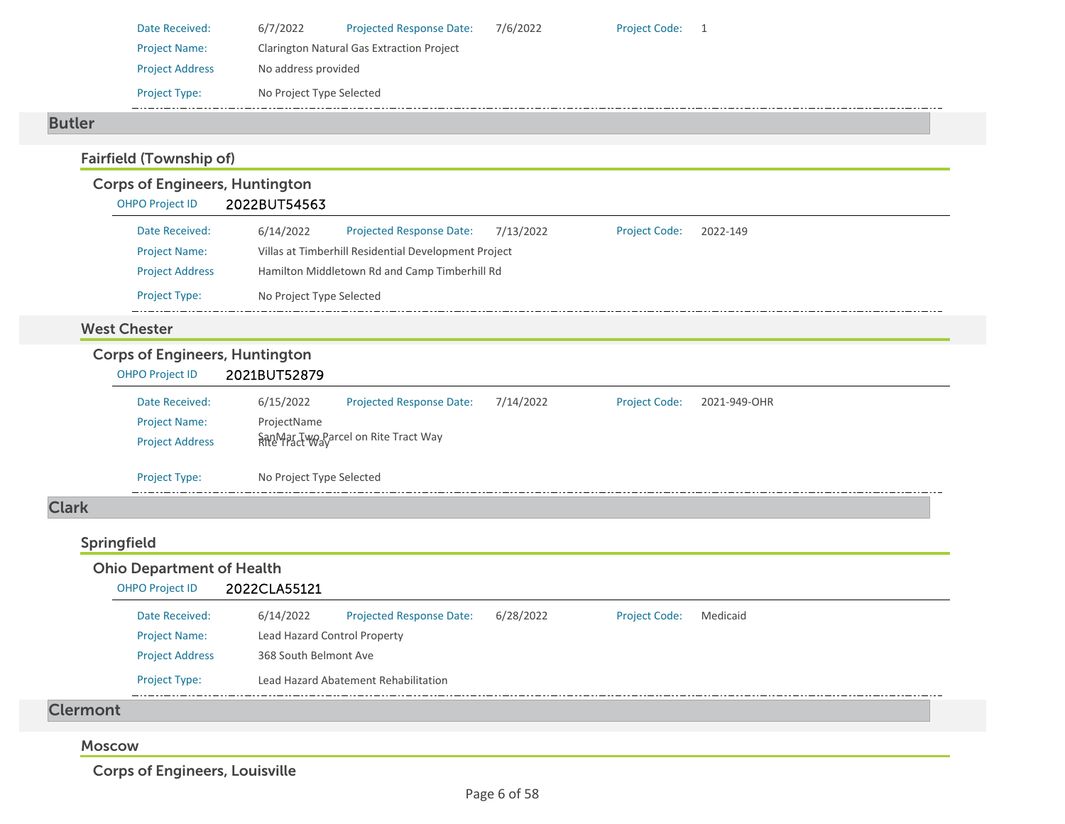| | | | | | |
|---|---|---|---|---|---|
| Date Received: | 6/7/2022 | Projected Response Date: | 7/6/2022 | Project Code: | 1 |
| Project Name: | Clarington Natural Gas Extraction Project | | | | |
| Project Address | No address provided | | | | |
| Project Type: | No Project Type Selected | | | | |

## Butler

### Fairfield (Township of)

#### Corps of Engineers, Huntington

OHPO Project ID **2022BUT54563**

| | | | | | |
|---|---|---|---|---|---|
| Date Received: | 6/14/2022 | Projected Response Date: | 7/13/2022 | Project Code: | 2022-149 |
| Project Name: | Villas at Timberhill Residential Development Project | | | | |
| Project Address | Hamilton Middletown Rd and Camp Timberhill Rd | | | | |
| Project Type: | No Project Type Selected | | | | |

### West Chester

#### Corps of Engineers, Huntington

OHPO Project ID **2021BUT52879**

| | | | | | |
|---|---|---|---|---|---|
| Date Received: | 6/15/2022 | Projected Response Date: | 7/14/2022 | Project Code: | 2021-949-OHR |
| Project Name: | ProjectName | | | | |
| Project Address | SanMar Two Parcel on Rite Tract Way Rite Tract Way | | | | |
| Project Type: | No Project Type Selected | | | | |

## Clark

### Springfield

#### Ohio Department of Health

OHPO Project ID **2022CLA55121**

| | | | | | |
|---|---|---|---|---|---|
| Date Received: | 6/14/2022 | Projected Response Date: | 6/28/2022 | Project Code: | Medicaid |
| Project Name: | Lead Hazard Control Property | | | | |
| Project Address | 368 South Belmont Ave | | | | |
| Project Type: | Lead Hazard Abatement Rehabilitation | | | | |

## Clermont

### Moscow

#### Corps of Engineers, Louisville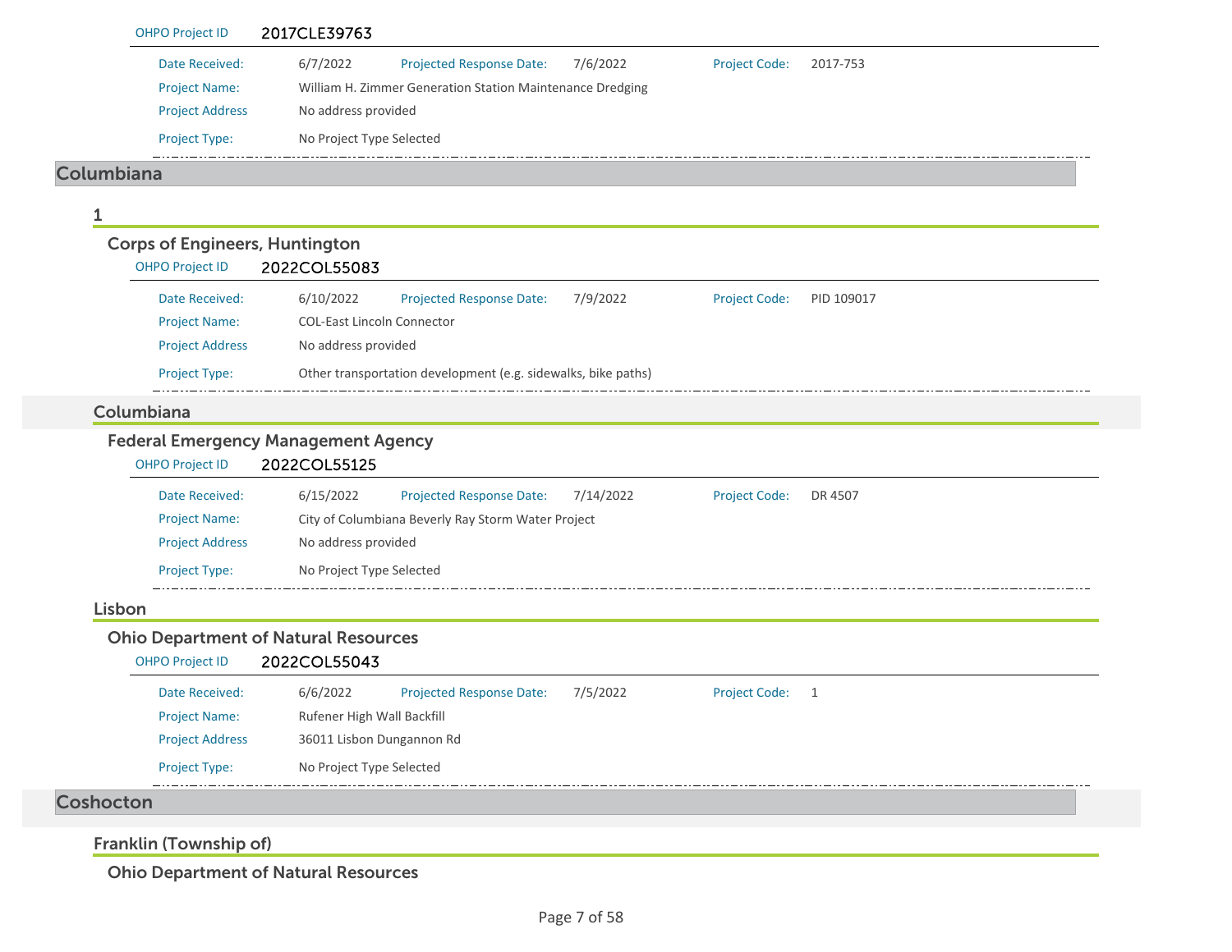OHPO Project ID 2017CLE39763

| | | | | | |
|---|---|---|---|---|---|
| Date Received: | 6/7/2022 | Projected Response Date: | 7/6/2022 | Project Code: | 2017-753 |
| Project Name: | William H. Zimmer Generation Station Maintenance Dredging | | | | |
| Project Address | No address provided | | | | |
| Project Type: | No Project Type Selected | | | | |

## Columbiana

### 1

#### Corps of Engineers, Huntington

OHPO Project ID 2022COL55083

| | | | | | |
|---|---|---|---|---|---|
| Date Received: | 6/10/2022 | Projected Response Date: | 7/9/2022 | Project Code: | PID 109017 |
| Project Name: | COL-East Lincoln Connector | | | | |
| Project Address | No address provided | | | | |
| Project Type: | Other transportation development (e.g. sidewalks, bike paths) | | | | |

### Columbiana

#### Federal Emergency Management Agency

OHPO Project ID 2022COL55125

| | | | | | |
|---|---|---|---|---|---|
| Date Received: | 6/15/2022 | Projected Response Date: | 7/14/2022 | Project Code: | DR 4507 |
| Project Name: | City of Columbiana Beverly Ray Storm Water Project | | | | |
| Project Address | No address provided | | | | |
| Project Type: | No Project Type Selected | | | | |

### Lisbon

#### Ohio Department of Natural Resources

OHPO Project ID 2022COL55043

| | | | | | |
|---|---|---|---|---|---|
| Date Received: | 6/6/2022 | Projected Response Date: | 7/5/2022 | Project Code: | 1 |
| Project Name: | Rufener High Wall Backfill | | | | |
| Project Address | 36011 Lisbon Dungannon Rd | | | | |
| Project Type: | No Project Type Selected | | | | |

## Coshocton

### Franklin (Township of)

#### Ohio Department of Natural Resources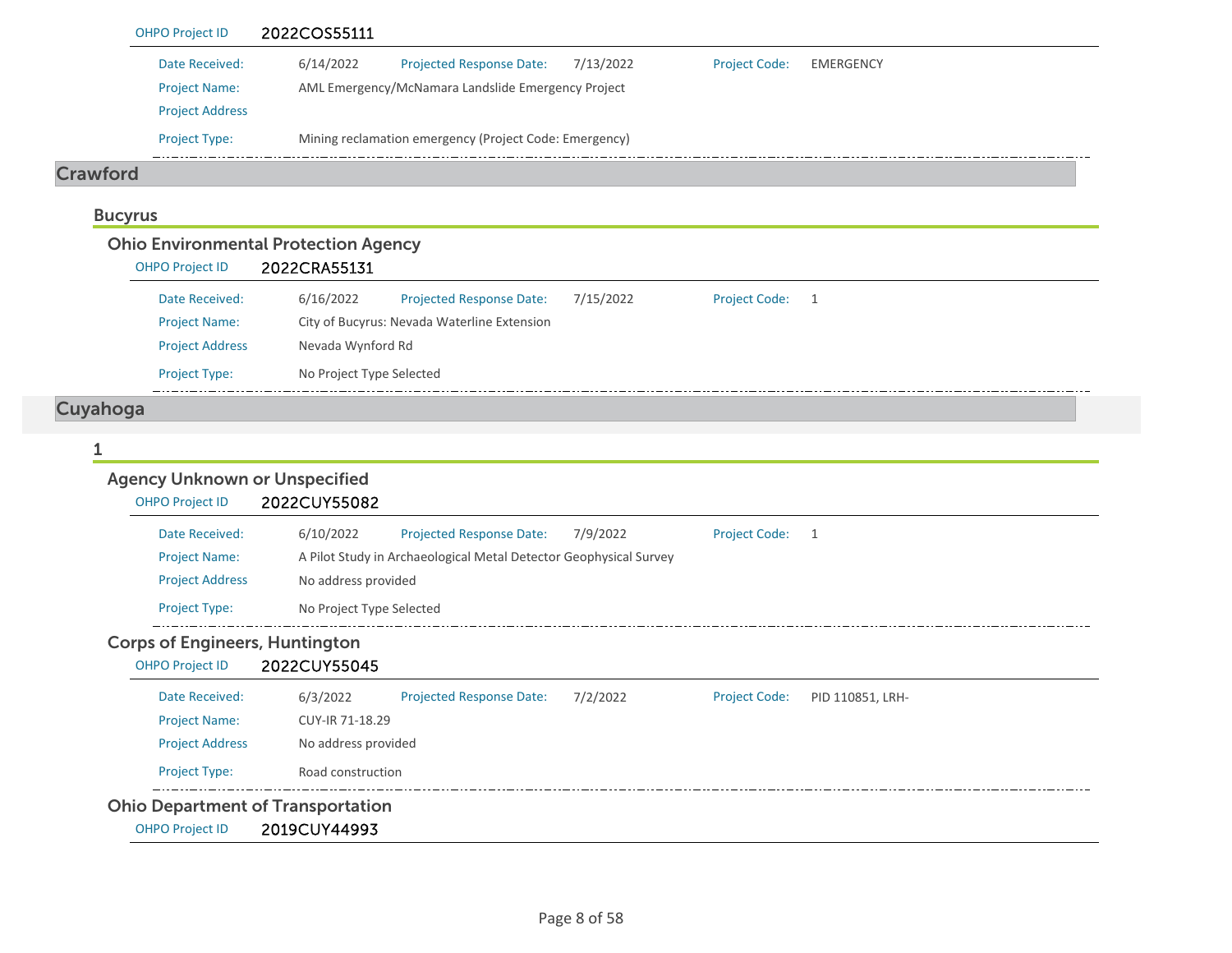OHPO Project ID 2022COS55111

| | | | | | |
|---|---|---|---|---|---|
| Date Received: | 6/14/2022 | Projected Response Date: | 7/13/2022 | Project Code: | EMERGENCY |
| Project Name: | AML Emergency/McNamara Landslide Emergency Project | | | | |
| Project Address | | | | | |
| Project Type: | Mining reclamation emergency (Project Code: Emergency) | | | | |

# Crawford

## Bucyrus

### Ohio Environmental Protection Agency

OHPO Project ID 2022CRA55131

| | | | | | |
|---|---|---|---|---|---|
| Date Received: | 6/16/2022 | Projected Response Date: | 7/15/2022 | Project Code: | 1 |
| Project Name: | City of Bucyrus: Nevada Waterline Extension | | | | |
| Project Address | Nevada Wynford Rd | | | | |
| Project Type: | No Project Type Selected | | | | |

# Cuyahoga

## 1

### Agency Unknown or Unspecified

OHPO Project ID 2022CUY55082

| | | | | | |
|---|---|---|---|---|---|
| Date Received: | 6/10/2022 | Projected Response Date: | 7/9/2022 | Project Code: | 1 |
| Project Name: | A Pilot Study in Archaeological Metal Detector Geophysical Survey | | | | |
| Project Address | No address provided | | | | |
| Project Type: | No Project Type Selected | | | | |

### Corps of Engineers, Huntington

OHPO Project ID 2022CUY55045

| | | | | | |
|---|---|---|---|---|---|
| Date Received: | 6/3/2022 | Projected Response Date: | 7/2/2022 | Project Code: | PID 110851, LRH- |
| Project Name: | CUY-IR 71-18.29 | | | | |
| Project Address | No address provided | | | | |
| Project Type: | Road construction | | | | |

### Ohio Department of Transportation

OHPO Project ID 2019CUY44993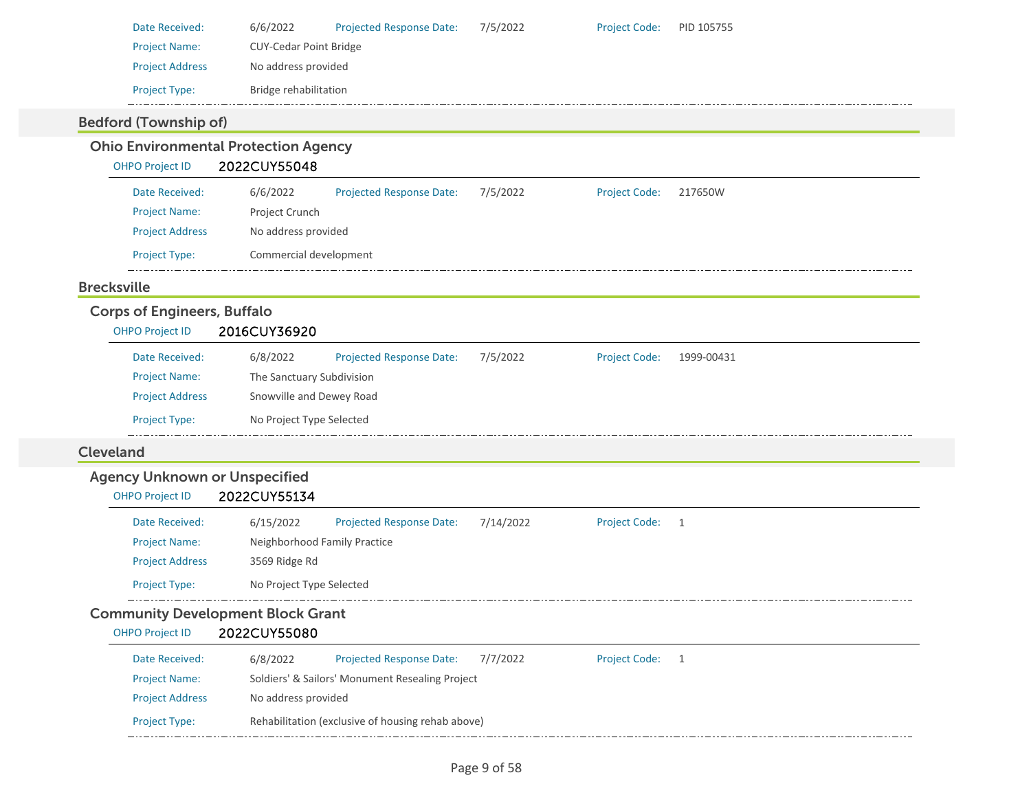| | | | |
|---|---|---|---|
| Date Received: | 6/6/2022 | Projected Response Date: | 7/5/2022 |
| Project Code: | PID 105755 | | |
| Project Name: | CUY-Cedar Point Bridge | | |
| Project Address | No address provided | | |
| Project Type: | Bridge rehabilitation | | |

## Bedford (Township of)

### Ohio Environmental Protection Agency

**OHPO Project ID** 2022CUY55048

| | | | |
|---|---|---|---|
| Date Received: | 6/6/2022 | Projected Response Date: | 7/5/2022 |
| Project Code: | 217650W | | |
| Project Name: | Project Crunch | | |
| Project Address | No address provided | | |
| Project Type: | Commercial development | | |

## Brecksville

### Corps of Engineers, Buffalo

**OHPO Project ID** 2016CUY36920

| | | | |
|---|---|---|---|
| Date Received: | 6/8/2022 | Projected Response Date: | 7/5/2022 |
| Project Code: | 1999-00431 | | |
| Project Name: | The Sanctuary Subdivision | | |
| Project Address | Snowville and Dewey Road | | |
| Project Type: | No Project Type Selected | | |

## Cleveland

### Agency Unknown or Unspecified

**OHPO Project ID** 2022CUY55134

| | | | |
|---|---|---|---|
| Date Received: | 6/15/2022 | Projected Response Date: | 7/14/2022 |
| Project Code: | 1 | | |
| Project Name: | Neighborhood Family Practice | | |
| Project Address | 3569 Ridge Rd | | |
| Project Type: | No Project Type Selected | | |

### Community Development Block Grant

**OHPO Project ID** 2022CUY55080

| | | | |
|---|---|---|---|
| Date Received: | 6/8/2022 | Projected Response Date: | 7/7/2022 |
| Project Code: | 1 | | |
| Project Name: | Soldiers' & Sailors' Monument Resealing Project | | |
| Project Address | No address provided | | |
| Project Type: | Rehabilitation (exclusive of housing rehab above) | | |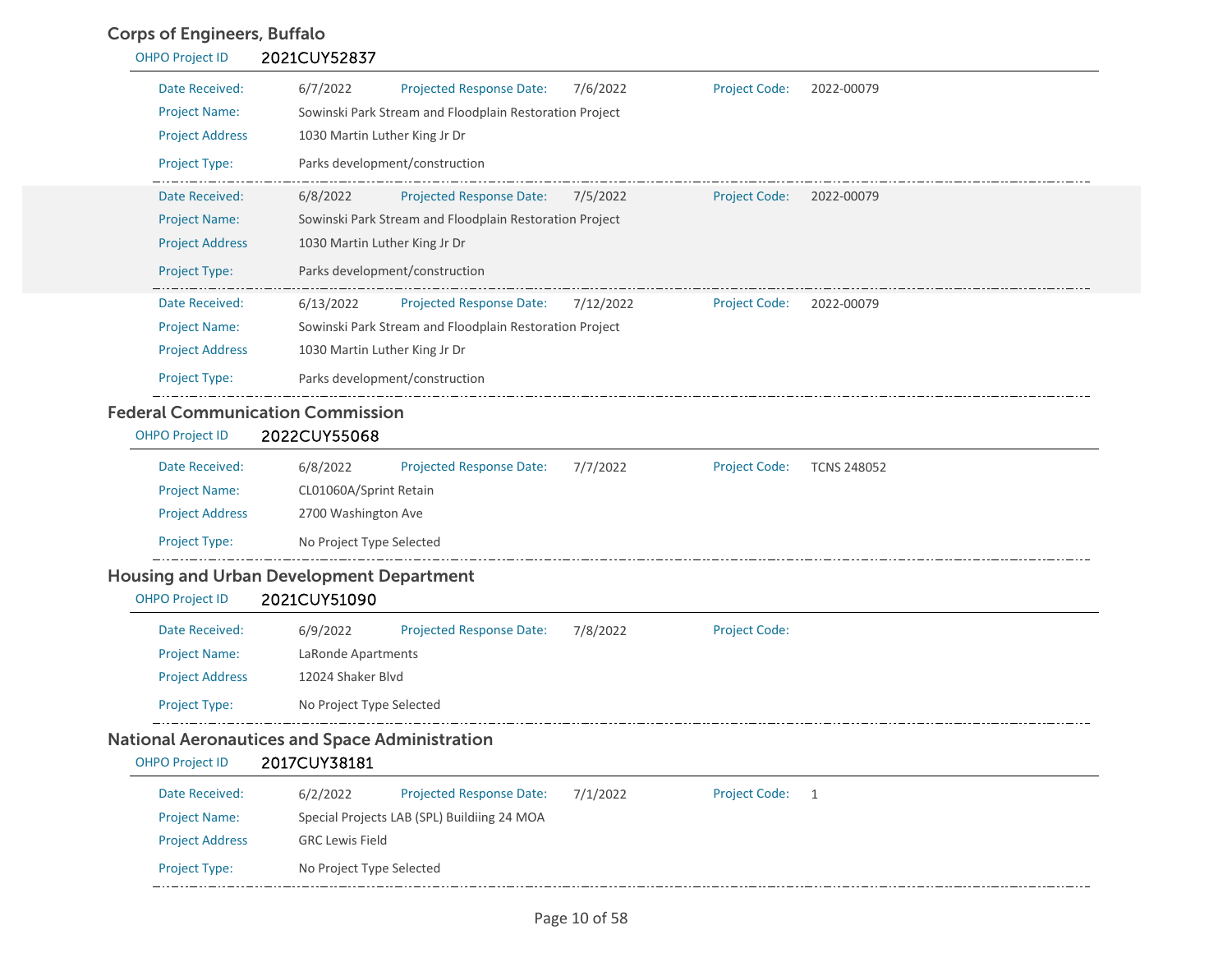## Corps of Engineers, Buffalo

OHPO Project ID 2021CUY52837

| | | | | | |
|---|---|---|---|---|---|
| Date Received: | 6/7/2022 | Projected Response Date: | 7/6/2022 | Project Code: | 2022-00079 |
| Project Name: | Sowinski Park Stream and Floodplain Restoration Project | | | | |
| Project Address | 1030 Martin Luther King Jr Dr | | | | |
| Project Type: | Parks development/construction | | | | |

| | | | | | |
|---|---|---|---|---|---|
| Date Received: | 6/8/2022 | Projected Response Date: | 7/5/2022 | Project Code: | 2022-00079 |
| Project Name: | Sowinski Park Stream and Floodplain Restoration Project | | | | |
| Project Address | 1030 Martin Luther King Jr Dr | | | | |
| Project Type: | Parks development/construction | | | | |

| | | | | | |
|---|---|---|---|---|---|
| Date Received: | 6/13/2022 | Projected Response Date: | 7/12/2022 | Project Code: | 2022-00079 |
| Project Name: | Sowinski Park Stream and Floodplain Restoration Project | | | | |
| Project Address | 1030 Martin Luther King Jr Dr | | | | |
| Project Type: | Parks development/construction | | | | |

## Federal Communication Commission

OHPO Project ID 2022CUY55068

| | | | | | |
|---|---|---|---|---|---|
| Date Received: | 6/8/2022 | Projected Response Date: | 7/7/2022 | Project Code: | TCNS 248052 |
| Project Name: | CL01060A/Sprint Retain | | | | |
| Project Address | 2700 Washington Ave | | | | |
| Project Type: | No Project Type Selected | | | | |

## Housing and Urban Development Department

OHPO Project ID 2021CUY51090

| | | | | | |
|---|---|---|---|---|---|
| Date Received: | 6/9/2022 | Projected Response Date: | 7/8/2022 | Project Code: | |
| Project Name: | LaRonde Apartments | | | | |
| Project Address | 12024 Shaker Blvd | | | | |
| Project Type: | No Project Type Selected | | | | |

## National Aeronautices and Space Administration

OHPO Project ID 2017CUY38181

| | | | | | |
|---|---|---|---|---|---|
| Date Received: | 6/2/2022 | Projected Response Date: | 7/1/2022 | Project Code: | 1 |
| Project Name: | Special Projects LAB (SPL) Buildiing 24 MOA | | | | |
| Project Address | GRC Lewis Field | | | | |
| Project Type: | No Project Type Selected | | | | |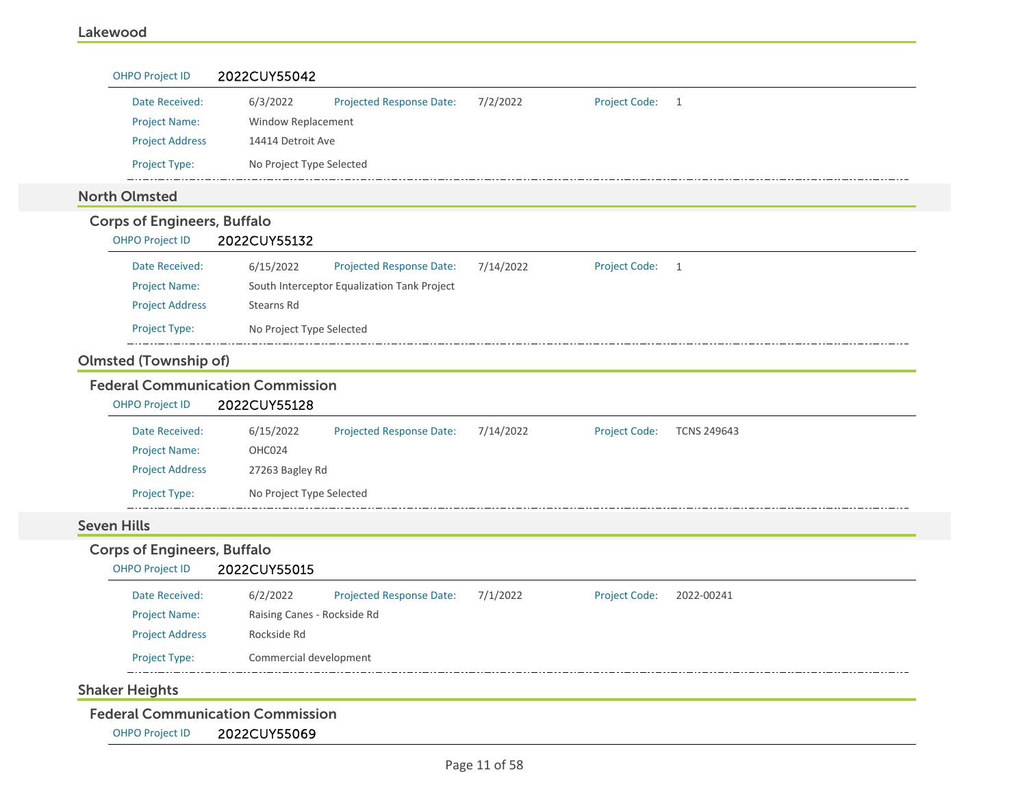## Lakewood

**OHPO Project ID** 2022CUY55042

| | | | | | |
|---|---|---|---|---|---|
| Date Received: | 6/3/2022 | Projected Response Date: | 7/2/2022 | Project Code: | 1 |
| Project Name: | Window Replacement | | | | |
| Project Address | 14414 Detroit Ave | | | | |
| Project Type: | No Project Type Selected | | | | |

## North Olmsted

### Corps of Engineers, Buffalo

**OHPO Project ID** 2022CUY55132

| | | | | | |
|---|---|---|---|---|---|
| Date Received: | 6/15/2022 | Projected Response Date: | 7/14/2022 | Project Code: | 1 |
| Project Name: | South Interceptor Equalization Tank Project | | | | |
| Project Address | Stearns Rd | | | | |
| Project Type: | No Project Type Selected | | | | |

## Olmsted (Township of)

### Federal Communication Commission

**OHPO Project ID** 2022CUY55128

| | | | | | |
|---|---|---|---|---|---|
| Date Received: | 6/15/2022 | Projected Response Date: | 7/14/2022 | Project Code: | TCNS 249643 |
| Project Name: | OHC024 | | | | |
| Project Address | 27263 Bagley Rd | | | | |
| Project Type: | No Project Type Selected | | | | |

## Seven Hills

### Corps of Engineers, Buffalo

**OHPO Project ID** 2022CUY55015

| | | | | | |
|---|---|---|---|---|---|
| Date Received: | 6/2/2022 | Projected Response Date: | 7/1/2022 | Project Code: | 2022-00241 |
| Project Name: | Raising Canes - Rockside Rd | | | | |
| Project Address | Rockside Rd | | | | |
| Project Type: | Commercial development | | | | |

## Shaker Heights

### Federal Communication Commission

**OHPO Project ID** 2022CUY55069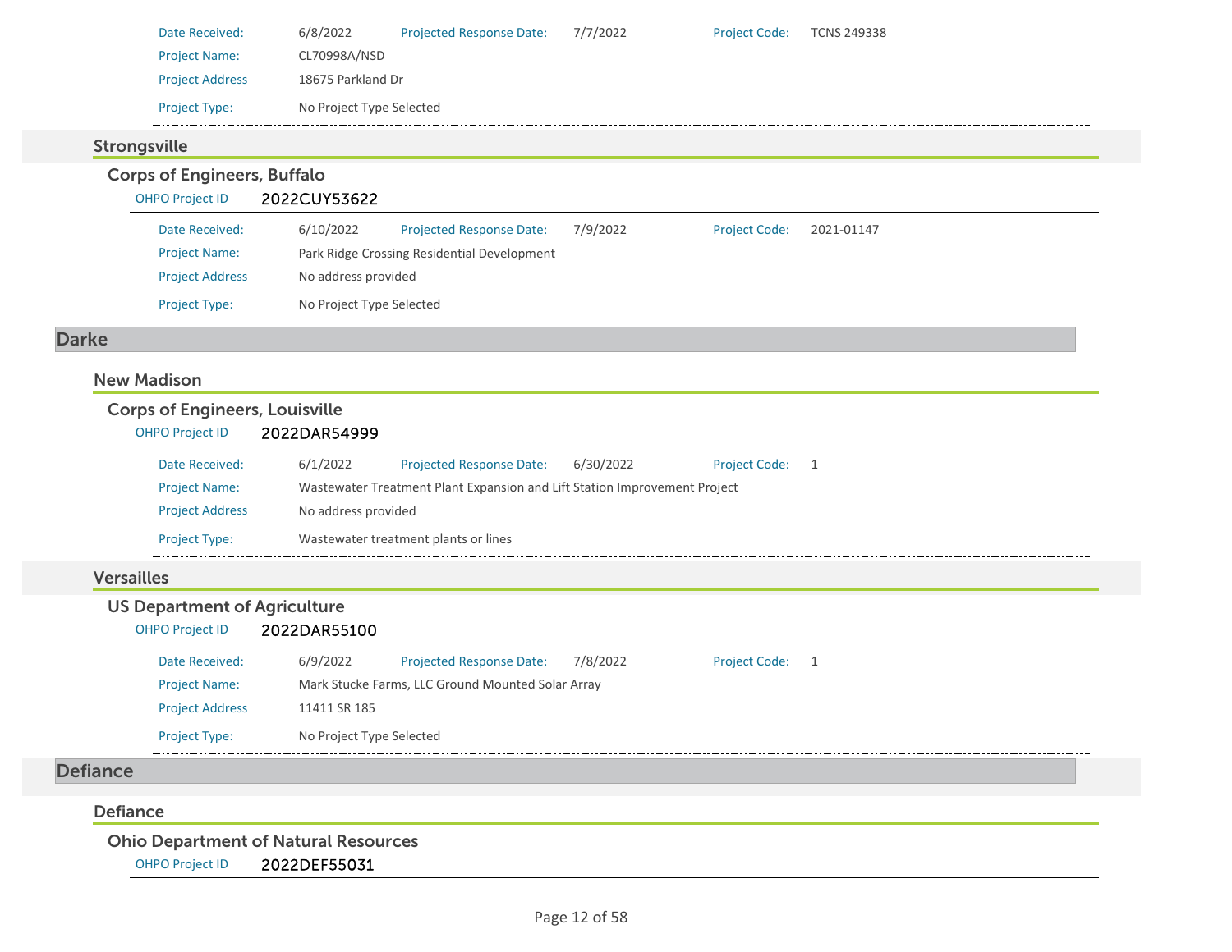| | | | | | |
|---|---|---|---|---|---|
| Date Received: | 6/8/2022 | Projected Response Date: | 7/7/2022 | Project Code: | TCNS 249338 |
| Project Name: | CL70998A/NSD | | | | |
| Project Address | 18675 Parkland Dr | | | | |
| Project Type: | No Project Type Selected | | | | |

### Strongsville

#### Corps of Engineers, Buffalo

OHPO Project ID **2022CUY53622**

| | | | | | |
|---|---|---|---|---|---|
| Date Received: | 6/10/2022 | Projected Response Date: | 7/9/2022 | Project Code: | 2021-01147 |
| Project Name: | Park Ridge Crossing Residential Development | | | | |
| Project Address | No address provided | | | | |
| Project Type: | No Project Type Selected | | | | |

## Darke

### New Madison

#### Corps of Engineers, Louisville

OHPO Project ID **2022DAR54999**

| | | | | | |
|---|---|---|---|---|---|
| Date Received: | 6/1/2022 | Projected Response Date: | 6/30/2022 | Project Code: | 1 |
| Project Name: | Wastewater Treatment Plant Expansion and Lift Station Improvement Project | | | | |
| Project Address | No address provided | | | | |
| Project Type: | Wastewater treatment plants or lines | | | | |

### Versailles

#### US Department of Agriculture

OHPO Project ID **2022DAR55100**

| | | | | | |
|---|---|---|---|---|---|
| Date Received: | 6/9/2022 | Projected Response Date: | 7/8/2022 | Project Code: | 1 |
| Project Name: | Mark Stucke Farms, LLC Ground Mounted Solar Array | | | | |
| Project Address | 11411 SR 185 | | | | |
| Project Type: | No Project Type Selected | | | | |

## Defiance

### Defiance

#### Ohio Department of Natural Resources

OHPO Project ID **2022DEF55031**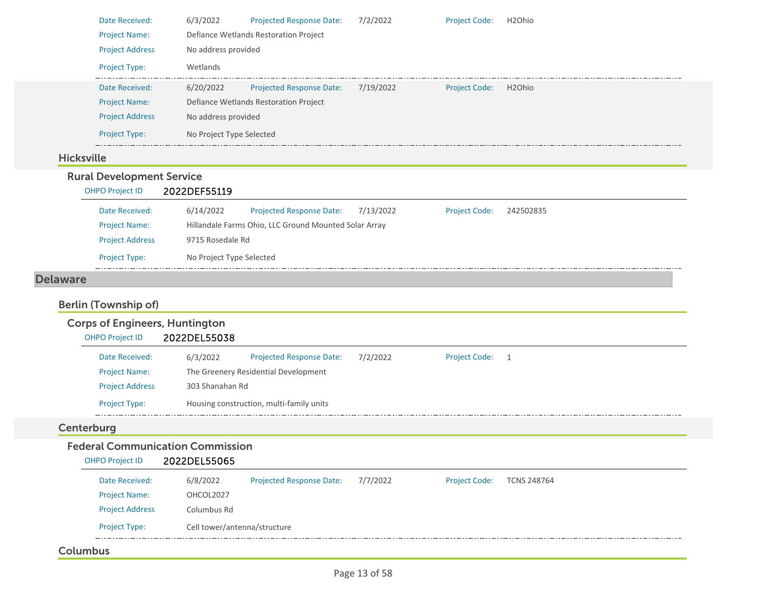| | | | | | |
|---|---|---|---|---|---|
| Date Received: | 6/3/2022 | Projected Response Date: | 7/2/2022 | Project Code: | H2Ohio |
| Project Name: | Defiance Wetlands Restoration Project | | | | |
| Project Address | No address provided | | | | |
| Project Type: | Wetlands | | | | |

| | | | | | |
|---|---|---|---|---|---|
| Date Received: | 6/20/2022 | Projected Response Date: | 7/19/2022 | Project Code: | H2Ohio |
| Project Name: | Defiance Wetlands Restoration Project | | | | |
| Project Address | No address provided | | | | |
| Project Type: | No Project Type Selected | | | | |

### Hicksville

#### Rural Development Service

OHPO Project ID **2022DEF55119**

| | | | | | |
|---|---|---|---|---|---|
| Date Received: | 6/14/2022 | Projected Response Date: | 7/13/2022 | Project Code: | 242502835 |
| Project Name: | Hillandale Farms Ohio, LLC Ground Mounted Solar Array | | | | |
| Project Address | 9715 Rosedale Rd | | | | |
| Project Type: | No Project Type Selected | | | | |

## Delaware

### Berlin (Township of)

#### Corps of Engineers, Huntington

OHPO Project ID **2022DEL55038**

| | | | | | |
|---|---|---|---|---|---|
| Date Received: | 6/3/2022 | Projected Response Date: | 7/2/2022 | Project Code: | 1 |
| Project Name: | The Greenery Residential Development | | | | |
| Project Address | 303 Shanahan Rd | | | | |
| Project Type: | Housing construction, multi-family units | | | | |

### Centerburg

#### Federal Communication Commission

OHPO Project ID **2022DEL55065**

| | | | | | |
|---|---|---|---|---|---|
| Date Received: | 6/8/2022 | Projected Response Date: | 7/7/2022 | Project Code: | TCNS 248764 |
| Project Name: | OHCOL2027 | | | | |
| Project Address | Columbus Rd | | | | |
| Project Type: | Cell tower/antenna/structure | | | | |

### Columbus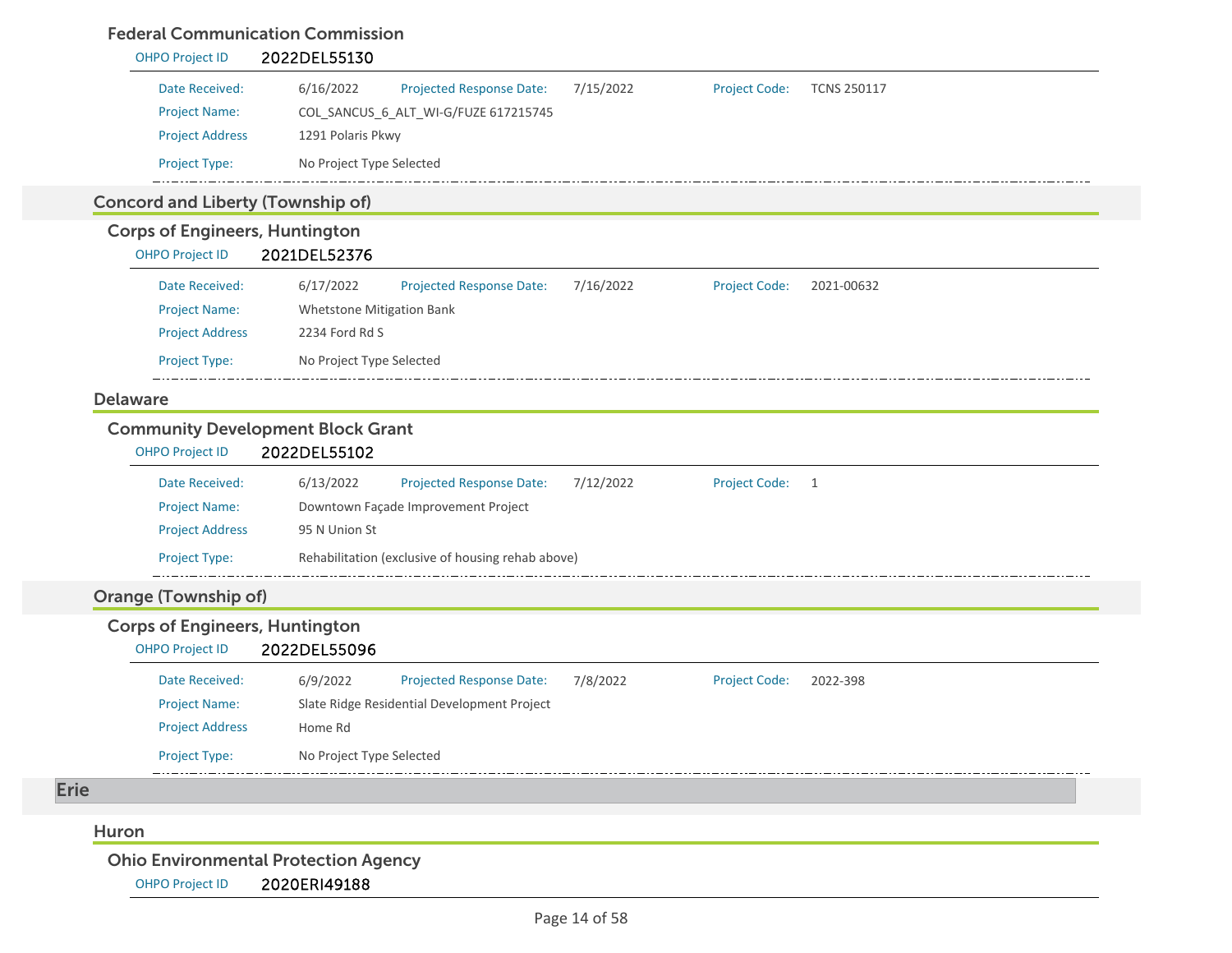### Federal Communication Commission

OHPO Project ID **2022DEL55130**

Date Received: 6/16/2022 Projected Response Date: 7/15/2022 Project Code: TCNS 250117

Project Name: COL_SANCUS_6_ALT_WI-G/FUZE 617215745

Project Address 1291 Polaris Pkwy

Project Type: No Project Type Selected

## Concord and Liberty (Township of)

### Corps of Engineers, Huntington

OHPO Project ID **2021DEL52376**

Date Received: 6/17/2022 Projected Response Date: 7/16/2022 Project Code: 2021-00632

Project Name: Whetstone Mitigation Bank

Project Address 2234 Ford Rd S

Project Type: No Project Type Selected

## Delaware

### Community Development Block Grant

OHPO Project ID **2022DEL55102**

Date Received: 6/13/2022 Projected Response Date: 7/12/2022 Project Code: 1

Project Name: Downtown Façade Improvement Project

Project Address 95 N Union St

Project Type: Rehabilitation (exclusive of housing rehab above)

## Orange (Township of)

### Corps of Engineers, Huntington

OHPO Project ID **2022DEL55096**

Date Received: 6/9/2022 Projected Response Date: 7/8/2022 Project Code: 2022-398

Project Name: Slate Ridge Residential Development Project

Project Address Home Rd

Project Type: No Project Type Selected

# Erie

## Huron

### Ohio Environmental Protection Agency

OHPO Project ID **2020ERI49188**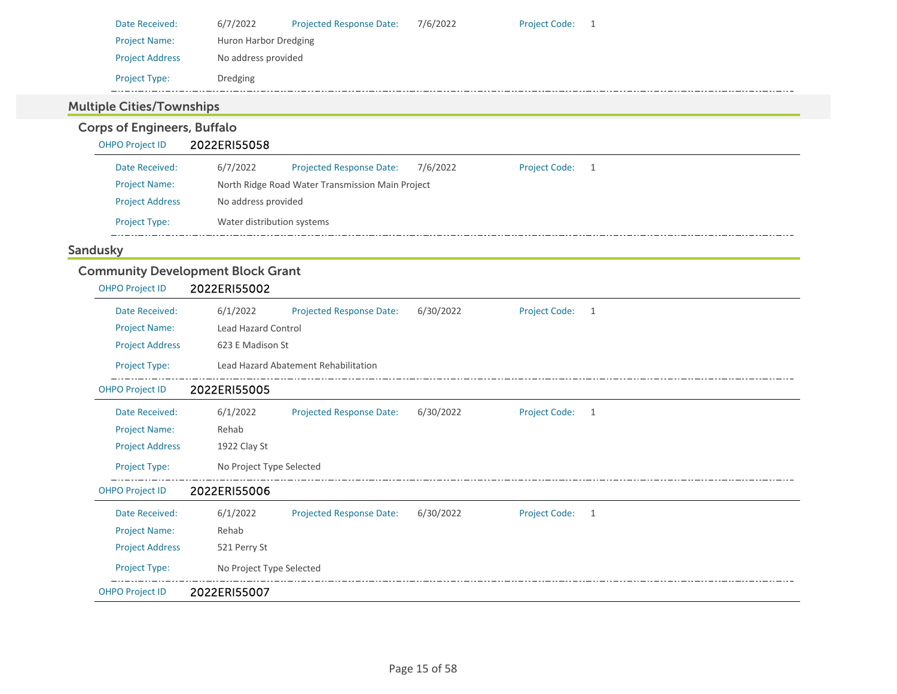| | | | | | |
|---|---|---|---|---|---|
| Date Received: | 6/7/2022 | Projected Response Date: | 7/6/2022 | Project Code: | 1 |
| Project Name: | Huron Harbor Dredging | | | | |
| Project Address | No address provided | | | | |
| Project Type: | Dredging | | | | |

## Multiple Cities/Townships

### Corps of Engineers, Buffalo

**OHPO Project ID** 2022ERI55058

| | | | | | |
|---|---|---|---|---|---|
| Date Received: | 6/7/2022 | Projected Response Date: | 7/6/2022 | Project Code: | 1 |
| Project Name: | North Ridge Road Water Transmission Main Project | | | | |
| Project Address | No address provided | | | | |
| Project Type: | Water distribution systems | | | | |

## Sandusky

### Community Development Block Grant

**OHPO Project ID** 2022ERI55002

| | | | | | |
|---|---|---|---|---|---|
| Date Received: | 6/1/2022 | Projected Response Date: | 6/30/2022 | Project Code: | 1 |
| Project Name: | Lead Hazard Control | | | | |
| Project Address | 623 E Madison St | | | | |
| Project Type: | Lead Hazard Abatement Rehabilitation | | | | |

**OHPO Project ID** 2022ERI55005

| | | | | | |
|---|---|---|---|---|---|
| Date Received: | 6/1/2022 | Projected Response Date: | 6/30/2022 | Project Code: | 1 |
| Project Name: | Rehab | | | | |
| Project Address | 1922 Clay St | | | | |
| Project Type: | No Project Type Selected | | | | |

**OHPO Project ID** 2022ERI55006

| | | | | | |
|---|---|---|---|---|---|
| Date Received: | 6/1/2022 | Projected Response Date: | 6/30/2022 | Project Code: | 1 |
| Project Name: | Rehab | | | | |
| Project Address | 521 Perry St | | | | |
| Project Type: | No Project Type Selected | | | | |

**OHPO Project ID** 2022ERI55007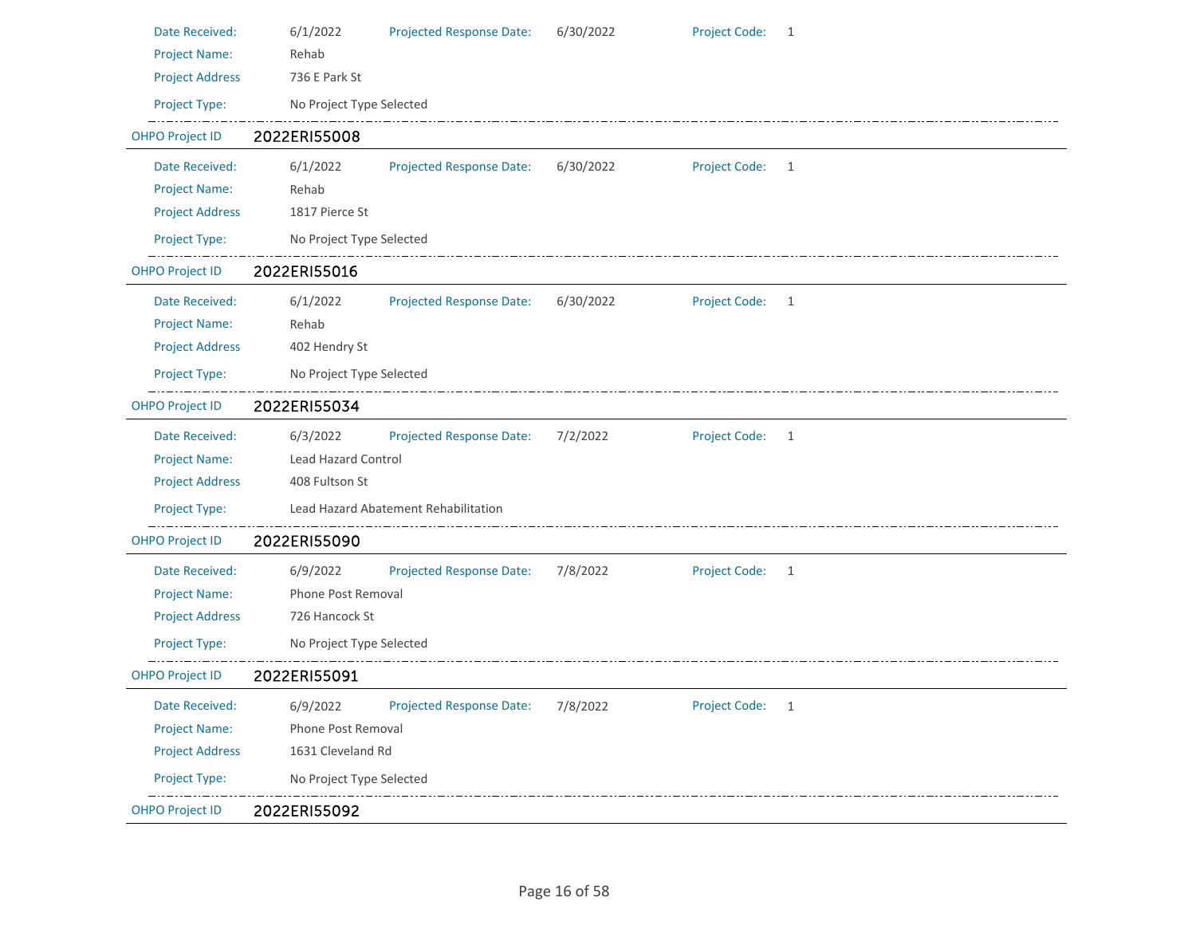Date Received: 6/1/2022 Projected Response Date: 6/30/2022 Project Code: 1

Project Name: Rehab

Project Address 736 E Park St

Project Type: No Project Type Selected

---

OHPO Project ID **2022ERI55008**

Date Received: 6/1/2022 Projected Response Date: 6/30/2022 Project Code: 1

Project Name: Rehab

Project Address 1817 Pierce St

Project Type: No Project Type Selected

---

OHPO Project ID **2022ERI55016**

Date Received: 6/1/2022 Projected Response Date: 6/30/2022 Project Code: 1

Project Name: Rehab

Project Address 402 Hendry St

Project Type: No Project Type Selected

---

OHPO Project ID **2022ERI55034**

Date Received: 6/3/2022 Projected Response Date: 7/2/2022 Project Code: 1

Project Name: Lead Hazard Control

Project Address 408 Fultson St

Project Type: Lead Hazard Abatement Rehabilitation

---

OHPO Project ID **2022ERI55090**

Date Received: 6/9/2022 Projected Response Date: 7/8/2022 Project Code: 1

Project Name: Phone Post Removal

Project Address 726 Hancock St

Project Type: No Project Type Selected

---

OHPO Project ID **2022ERI55091**

Date Received: 6/9/2022 Projected Response Date: 7/8/2022 Project Code: 1

Project Name: Phone Post Removal

Project Address 1631 Cleveland Rd

Project Type: No Project Type Selected

---

OHPO Project ID **2022ERI55092**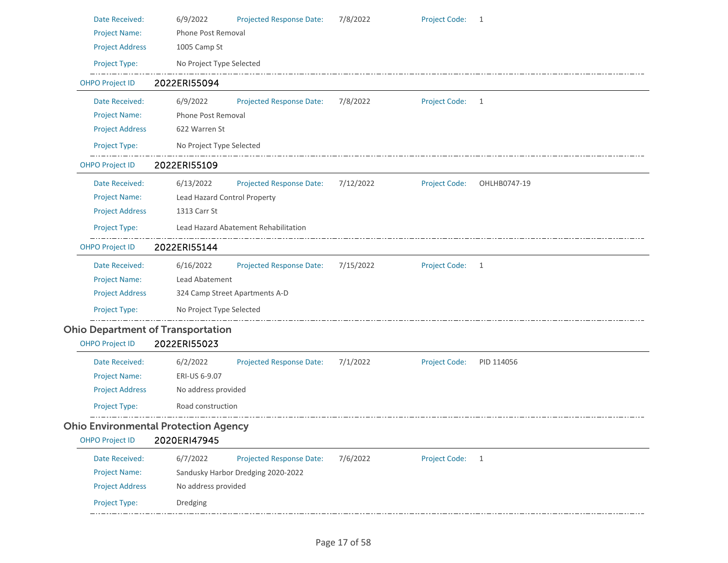| | | | | | |
|---|---|---|---|---|---|
| Date Received: | 6/9/2022 | Projected Response Date: | 7/8/2022 | Project Code: | 1 |
| Project Name: | Phone Post Removal | | | | |
| Project Address | 1005 Camp St | | | | |
| Project Type: | No Project Type Selected | | | | |

OHPO Project ID **2022ERI55094**

| | | | | | |
|---|---|---|---|---|---|
| Date Received: | 6/9/2022 | Projected Response Date: | 7/8/2022 | Project Code: | 1 |
| Project Name: | Phone Post Removal | | | | |
| Project Address | 622 Warren St | | | | |
| Project Type: | No Project Type Selected | | | | |

OHPO Project ID **2022ERI55109**

| | | | | | |
|---|---|---|---|---|---|
| Date Received: | 6/13/2022 | Projected Response Date: | 7/12/2022 | Project Code: | OHLHB0747-19 |
| Project Name: | Lead Hazard Control Property | | | | |
| Project Address | 1313 Carr St | | | | |
| Project Type: | Lead Hazard Abatement Rehabilitation | | | | |

OHPO Project ID **2022ERI55144**

| | | | | | |
|---|---|---|---|---|---|
| Date Received: | 6/16/2022 | Projected Response Date: | 7/15/2022 | Project Code: | 1 |
| Project Name: | Lead Abatement | | | | |
| Project Address | 324 Camp Street Apartments A-D | | | | |
| Project Type: | No Project Type Selected | | | | |

## Ohio Department of Transportation

OHPO Project ID **2022ERI55023**

| | | | | | |
|---|---|---|---|---|---|
| Date Received: | 6/2/2022 | Projected Response Date: | 7/1/2022 | Project Code: | PID 114056 |
| Project Name: | ERI-US 6-9.07 | | | | |
| Project Address | No address provided | | | | |
| Project Type: | Road construction | | | | |

## Ohio Environmental Protection Agency

OHPO Project ID **2020ERI47945**

| | | | | | |
|---|---|---|---|---|---|
| Date Received: | 6/7/2022 | Projected Response Date: | 7/6/2022 | Project Code: | 1 |
| Project Name: | Sandusky Harbor Dredging 2020-2022 | | | | |
| Project Address | No address provided | | | | |
| Project Type: | Dredging | | | | |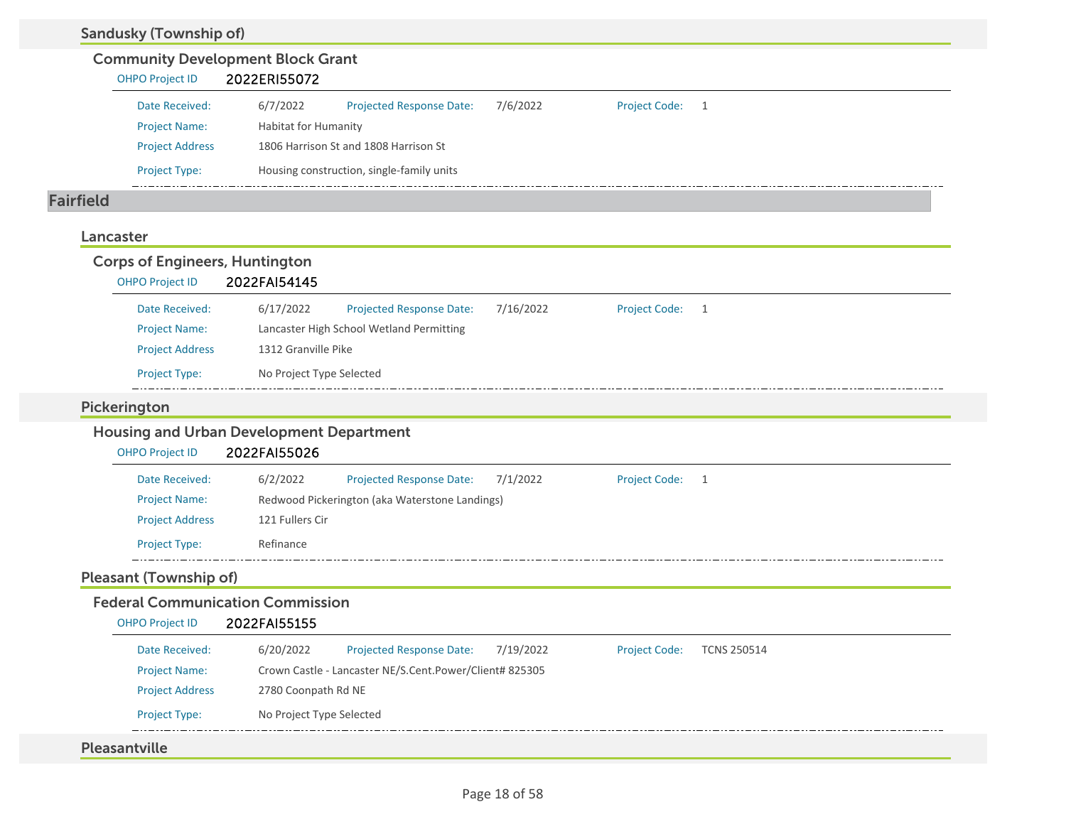### Sandusky (Township of)

#### Community Development Block Grant

OHPO Project ID **2022ERI55072**

| | | | | | |
|---|---|---|---|---|---|
| Date Received: | 6/7/2022 | Projected Response Date: | 7/6/2022 | Project Code: | 1 |
| Project Name: | Habitat for Humanity | | | | |
| Project Address | 1806 Harrison St and 1808 Harrison St | | | | |
| Project Type: | Housing construction, single-family units | | | | |

## Fairfield

### Lancaster

#### Corps of Engineers, Huntington

OHPO Project ID **2022FAI54145**

| | | | | | |
|---|---|---|---|---|---|
| Date Received: | 6/17/2022 | Projected Response Date: | 7/16/2022 | Project Code: | 1 |
| Project Name: | Lancaster High School Wetland Permitting | | | | |
| Project Address | 1312 Granville Pike | | | | |
| Project Type: | No Project Type Selected | | | | |

### Pickerington

#### Housing and Urban Development Department

OHPO Project ID **2022FAI55026**

| | | | | | |
|---|---|---|---|---|---|
| Date Received: | 6/2/2022 | Projected Response Date: | 7/1/2022 | Project Code: | 1 |
| Project Name: | Redwood Pickerington (aka Waterstone Landings) | | | | |
| Project Address | 121 Fullers Cir | | | | |
| Project Type: | Refinance | | | | |

### Pleasant (Township of)

#### Federal Communication Commission

OHPO Project ID **2022FAI55155**

| | | | | | |
|---|---|---|---|---|---|
| Date Received: | 6/20/2022 | Projected Response Date: | 7/19/2022 | Project Code: | TCNS 250514 |
| Project Name: | Crown Castle - Lancaster NE/S.Cent.Power/Client# 825305 | | | | |
| Project Address | 2780 Coonpath Rd NE | | | | |
| Project Type: | No Project Type Selected | | | | |

### Pleasantville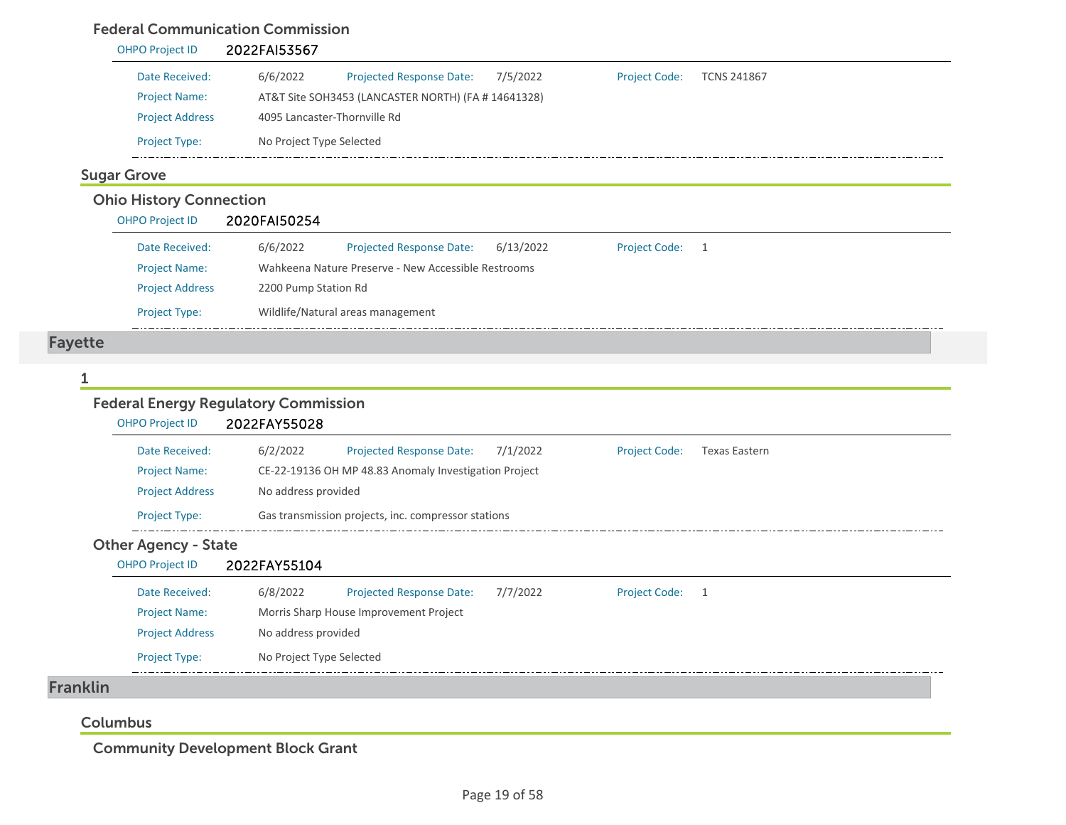#### Federal Communication Commission

OHPO Project ID **2022FAI53567**

| | | | | | |
|---|---|---|---|---|---|
| Date Received: | 6/6/2022 | Projected Response Date: | 7/5/2022 | Project Code: | TCNS 241867 |
| Project Name: | AT&T Site SOH3453 (LANCASTER NORTH) (FA # 14641328) | | | | |
| Project Address | 4095 Lancaster-Thornville Rd | | | | |
| Project Type: | No Project Type Selected | | | | |

### Sugar Grove

#### Ohio History Connection

OHPO Project ID **2020FAI50254**

| | | | | | |
|---|---|---|---|---|---|
| Date Received: | 6/6/2022 | Projected Response Date: | 6/13/2022 | Project Code: | 1 |
| Project Name: | Wahkeena Nature Preserve - New Accessible Restrooms | | | | |
| Project Address | 2200 Pump Station Rd | | | | |
| Project Type: | Wildlife/Natural areas management | | | | |

## Fayette

### 1

#### Federal Energy Regulatory Commission

OHPO Project ID **2022FAY55028**

| | | | | | |
|---|---|---|---|---|---|
| Date Received: | 6/2/2022 | Projected Response Date: | 7/1/2022 | Project Code: | Texas Eastern |
| Project Name: | CE-22-19136 OH MP 48.83 Anomaly Investigation Project | | | | |
| Project Address | No address provided | | | | |
| Project Type: | Gas transmission projects, inc. compressor stations | | | | |

#### Other Agency - State

OHPO Project ID **2022FAY55104**

| | | | | | |
|---|---|---|---|---|---|
| Date Received: | 6/8/2022 | Projected Response Date: | 7/7/2022 | Project Code: | 1 |
| Project Name: | Morris Sharp House Improvement Project | | | | |
| Project Address | No address provided | | | | |
| Project Type: | No Project Type Selected | | | | |

## Franklin

### Columbus

#### Community Development Block Grant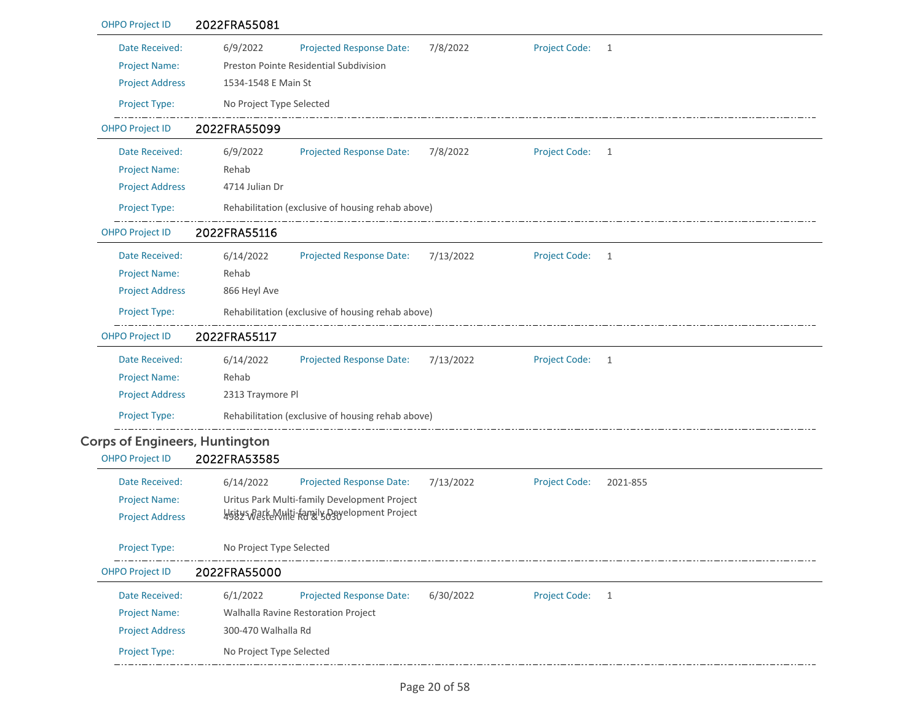**OHPO Project ID** 2022FRA55081

| | | | | | |
|---|---|---|---|---|---|
| Date Received: | 6/9/2022 | Projected Response Date: | 7/8/2022 | Project Code: | 1 |
| Project Name: | Preston Pointe Residential Subdivision | | | | |
| Project Address | 1534-1548 E Main St | | | | |
| Project Type: | No Project Type Selected | | | | |

**OHPO Project ID** 2022FRA55099

| | | | | | |
|---|---|---|---|---|---|
| Date Received: | 6/9/2022 | Projected Response Date: | 7/8/2022 | Project Code: | 1 |
| Project Name: | Rehab | | | | |
| Project Address | 4714 Julian Dr | | | | |
| Project Type: | Rehabilitation (exclusive of housing rehab above) | | | | |

**OHPO Project ID** 2022FRA55116

| | | | | | |
|---|---|---|---|---|---|
| Date Received: | 6/14/2022 | Projected Response Date: | 7/13/2022 | Project Code: | 1 |
| Project Name: | Rehab | | | | |
| Project Address | 866 Heyl Ave | | | | |
| Project Type: | Rehabilitation (exclusive of housing rehab above) | | | | |

**OHPO Project ID** 2022FRA55117

| | | | | | |
|---|---|---|---|---|---|
| Date Received: | 6/14/2022 | Projected Response Date: | 7/13/2022 | Project Code: | 1 |
| Project Name: | Rehab | | | | |
| Project Address | 2313 Traymore Pl | | | | |
| Project Type: | Rehabilitation (exclusive of housing rehab above) | | | | |

## Corps of Engineers, Huntington

**OHPO Project ID** 2022FRA53585

| | | | | | |
|---|---|---|---|---|---|
| Date Received: | 6/14/2022 | Projected Response Date: | 7/13/2022 | Project Code: | 2021-855 |
| Project Name: | Uritus Park Multi-family Development Project | | | | |
| Project Address | Uritus Park Multi-family Development Project 4982 Westerville Rd & 5030 | | | | |
| Project Type: | No Project Type Selected | | | | |

**OHPO Project ID** 2022FRA55000

| | | | | | |
|---|---|---|---|---|---|
| Date Received: | 6/1/2022 | Projected Response Date: | 6/30/2022 | Project Code: | 1 |
| Project Name: | Walhalla Ravine Restoration Project | | | | |
| Project Address | 300-470 Walhalla Rd | | | | |
| Project Type: | No Project Type Selected | | | | |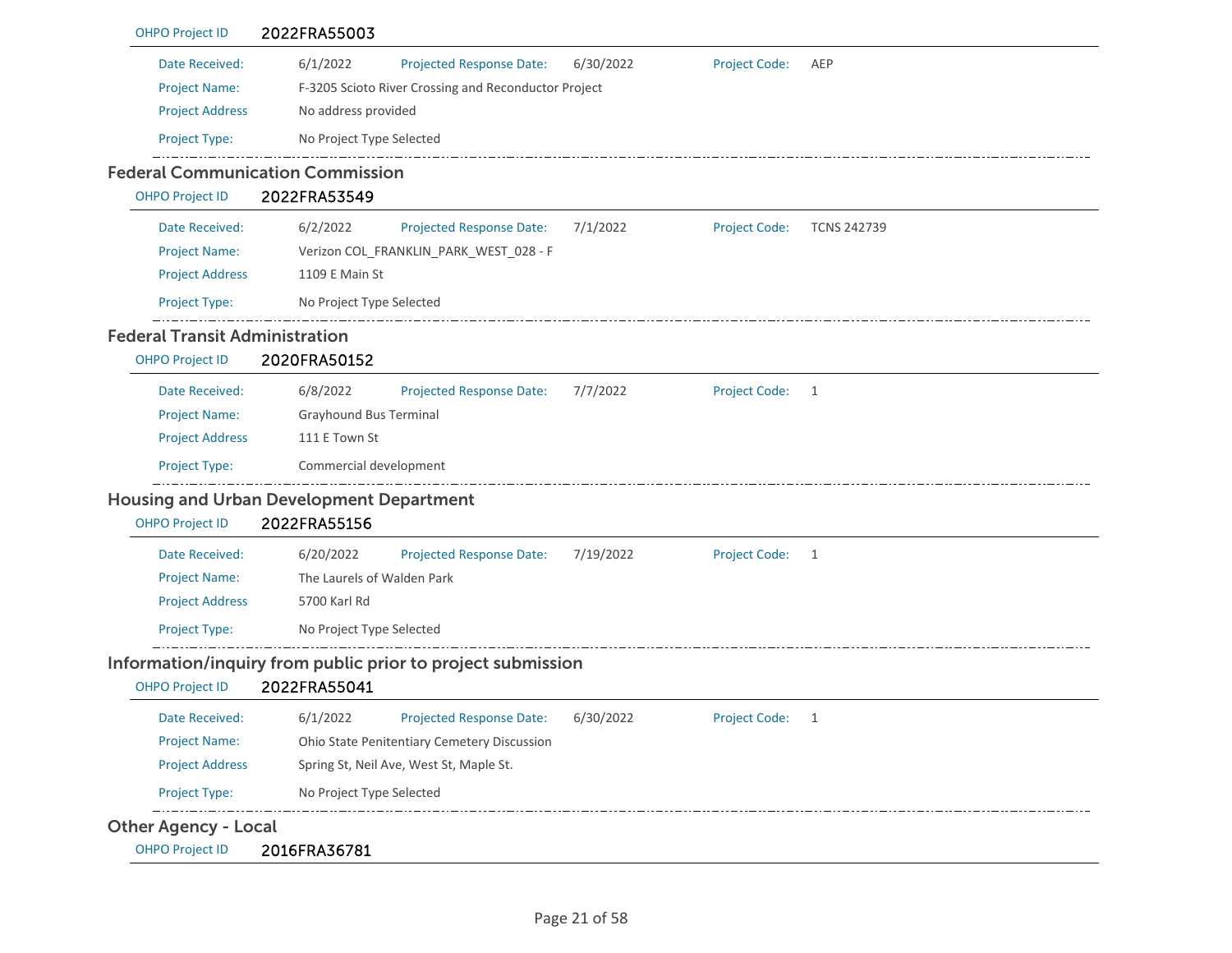OHPO Project ID **2022FRA55003**

| | | | | | |
|---|---|---|---|---|---|
| Date Received: | 6/1/2022 | Projected Response Date: | 6/30/2022 | Project Code: | AEP |
| Project Name: | F-3205 Scioto River Crossing and Reconductor Project | | | | |
| Project Address | No address provided | | | | |
| Project Type: | No Project Type Selected | | | | |

## Federal Communication Commission

OHPO Project ID **2022FRA53549**

| | | | | | |
|---|---|---|---|---|---|
| Date Received: | 6/2/2022 | Projected Response Date: | 7/1/2022 | Project Code: | TCNS 242739 |
| Project Name: | Verizon COL_FRANKLIN_PARK_WEST_028 - F | | | | |
| Project Address | 1109 E Main St | | | | |
| Project Type: | No Project Type Selected | | | | |

## Federal Transit Administration

OHPO Project ID **2020FRA50152**

| | | | | | |
|---|---|---|---|---|---|
| Date Received: | 6/8/2022 | Projected Response Date: | 7/7/2022 | Project Code: | 1 |
| Project Name: | Grayhound Bus Terminal | | | | |
| Project Address | 111 E Town St | | | | |
| Project Type: | Commercial development | | | | |

## Housing and Urban Development Department

OHPO Project ID **2022FRA55156**

| | | | | | |
|---|---|---|---|---|---|
| Date Received: | 6/20/2022 | Projected Response Date: | 7/19/2022 | Project Code: | 1 |
| Project Name: | The Laurels of Walden Park | | | | |
| Project Address | 5700 Karl Rd | | | | |
| Project Type: | No Project Type Selected | | | | |

## Information/inquiry from public prior to project submission

OHPO Project ID **2022FRA55041**

| | | | | | |
|---|---|---|---|---|---|
| Date Received: | 6/1/2022 | Projected Response Date: | 6/30/2022 | Project Code: | 1 |
| Project Name: | Ohio State Penitentiary Cemetery Discussion | | | | |
| Project Address | Spring St, Neil Ave, West St, Maple St. | | | | |
| Project Type: | No Project Type Selected | | | | |

## Other Agency - Local

OHPO Project ID **2016FRA36781**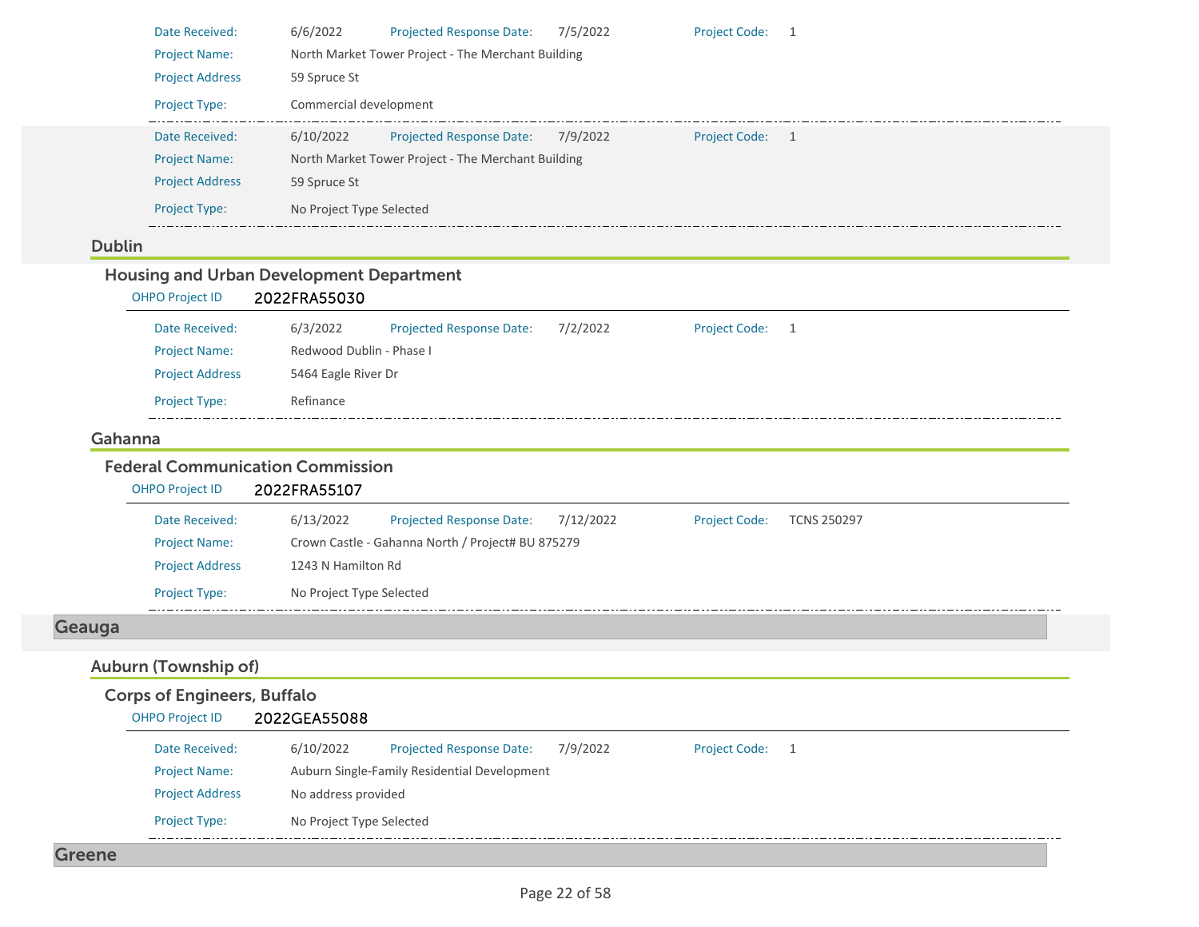Date Received: 6/6/2022 Projected Response Date: 7/5/2022 Project Code: 1
Project Name: North Market Tower Project - The Merchant Building
Project Address 59 Spruce St
Project Type: Commercial development

Date Received: 6/10/2022 Projected Response Date: 7/9/2022 Project Code: 1
Project Name: North Market Tower Project - The Merchant Building
Project Address 59 Spruce St
Project Type: No Project Type Selected

### Dublin

#### Housing and Urban Development Department

OHPO Project ID **2022FRA55030**

Date Received: 6/3/2022 Projected Response Date: 7/2/2022 Project Code: 1
Project Name: Redwood Dublin - Phase I
Project Address 5464 Eagle River Dr
Project Type: Refinance

### Gahanna

#### Federal Communication Commission

OHPO Project ID **2022FRA55107**

Date Received: 6/13/2022 Projected Response Date: 7/12/2022 Project Code: TCNS 250297
Project Name: Crown Castle - Gahanna North / Project# BU 875279
Project Address 1243 N Hamilton Rd
Project Type: No Project Type Selected

## Geauga

### Auburn (Township of)

#### Corps of Engineers, Buffalo

OHPO Project ID **2022GEA55088**

Date Received: 6/10/2022 Projected Response Date: 7/9/2022 Project Code: 1
Project Name: Auburn Single-Family Residential Development
Project Address No address provided
Project Type: No Project Type Selected

## Greene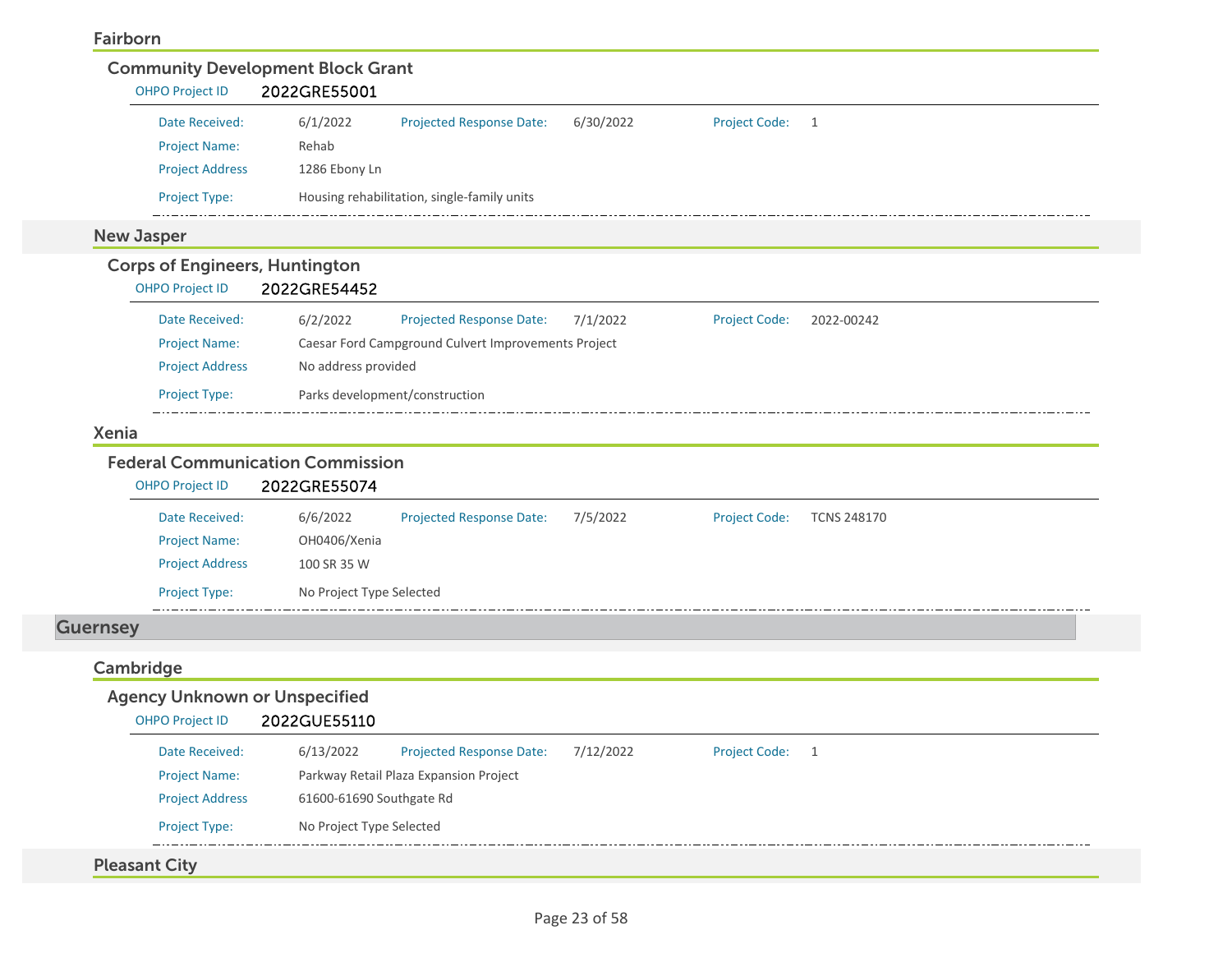### Fairborn

#### Community Development Block Grant

OHPO Project ID **2022GRE55001**

| | | | | | |
|---|---|---|---|---|---|
| Date Received: | 6/1/2022 | Projected Response Date: | 6/30/2022 | Project Code: | 1 |
| Project Name: | Rehab | | | | |
| Project Address | 1286 Ebony Ln | | | | |
| Project Type: | Housing rehabilitation, single-family units | | | | |

### New Jasper

#### Corps of Engineers, Huntington

OHPO Project ID **2022GRE54452**

| | | | | | |
|---|---|---|---|---|---|
| Date Received: | 6/2/2022 | Projected Response Date: | 7/1/2022 | Project Code: | 2022-00242 |
| Project Name: | Caesar Ford Campground Culvert Improvements Project | | | | |
| Project Address | No address provided | | | | |
| Project Type: | Parks development/construction | | | | |

### Xenia

#### Federal Communication Commission

OHPO Project ID **2022GRE55074**

| | | | | | |
|---|---|---|---|---|---|
| Date Received: | 6/6/2022 | Projected Response Date: | 7/5/2022 | Project Code: | TCNS 248170 |
| Project Name: | OH0406/Xenia | | | | |
| Project Address | 100 SR 35 W | | | | |
| Project Type: | No Project Type Selected | | | | |

## Guernsey

### Cambridge

#### Agency Unknown or Unspecified

OHPO Project ID **2022GUE55110**

| | | | | | |
|---|---|---|---|---|---|
| Date Received: | 6/13/2022 | Projected Response Date: | 7/12/2022 | Project Code: | 1 |
| Project Name: | Parkway Retail Plaza Expansion Project | | | | |
| Project Address | 61600-61690 Southgate Rd | | | | |
| Project Type: | No Project Type Selected | | | | |

### Pleasant City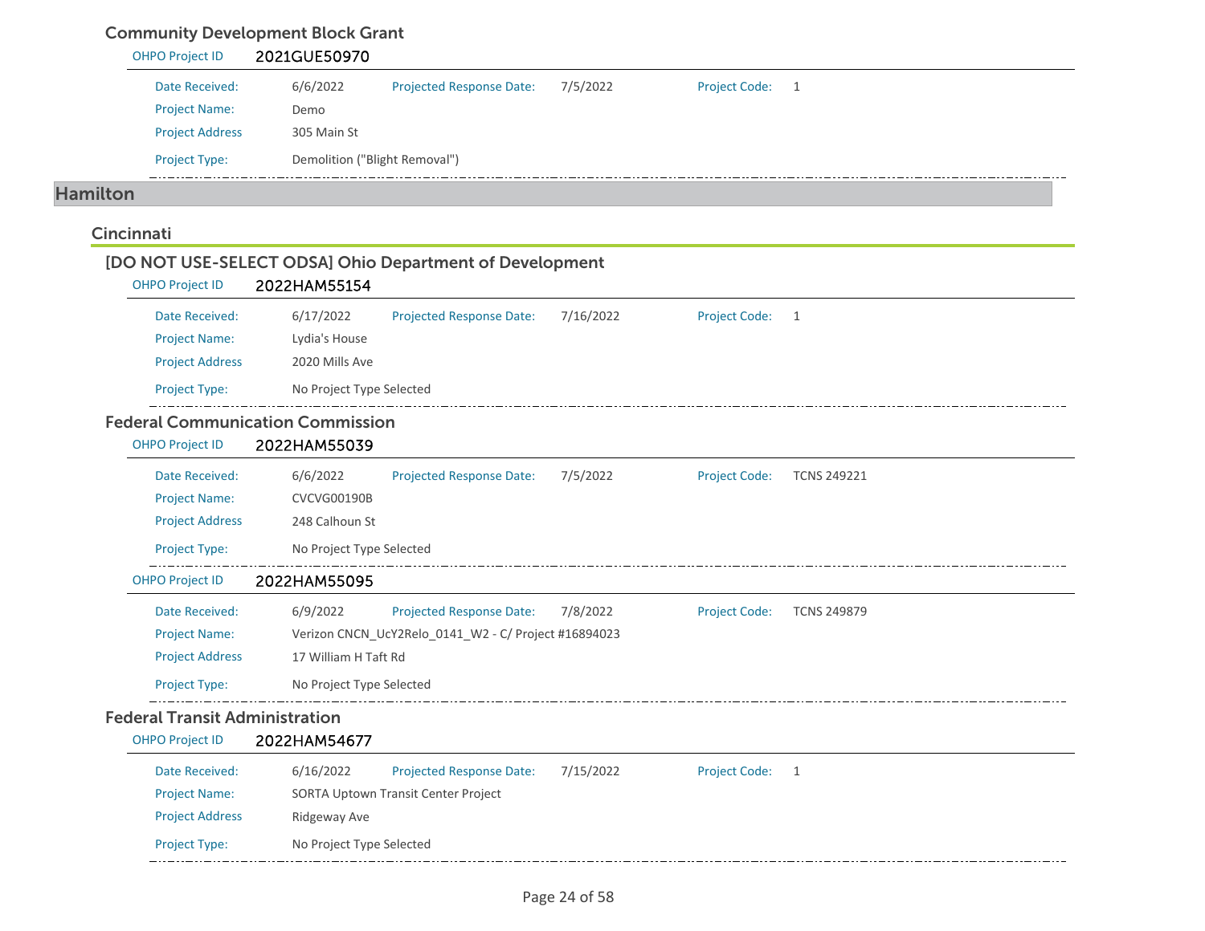### Community Development Block Grant

OHPO Project ID **2021GUE50970**

| | | | | | |
|---|---|---|---|---|---|
| Date Received: | 6/6/2022 | Projected Response Date: | 7/5/2022 | Project Code: | 1 |
| Project Name: | Demo | | | | |
| Project Address | 305 Main St | | | | |
| Project Type: | Demolition ("Blight Removal") | | | | |

# Hamilton

## Cincinnati

### [DO NOT USE-SELECT ODSA] Ohio Department of Development

OHPO Project ID **2022HAM55154**

| | | | | | |
|---|---|---|---|---|---|
| Date Received: | 6/17/2022 | Projected Response Date: | 7/16/2022 | Project Code: | 1 |
| Project Name: | Lydia's House | | | | |
| Project Address | 2020 Mills Ave | | | | |
| Project Type: | No Project Type Selected | | | | |

### Federal Communication Commission

OHPO Project ID **2022HAM55039**

| | | | | | |
|---|---|---|---|---|---|
| Date Received: | 6/6/2022 | Projected Response Date: | 7/5/2022 | Project Code: | TCNS 249221 |
| Project Name: | CVCVG00190B | | | | |
| Project Address | 248 Calhoun St | | | | |
| Project Type: | No Project Type Selected | | | | |

OHPO Project ID **2022HAM55095**

| | | | | | |
|---|---|---|---|---|---|
| Date Received: | 6/9/2022 | Projected Response Date: | 7/8/2022 | Project Code: | TCNS 249879 |
| Project Name: | Verizon CNCN_UcY2Relo_0141_W2 - C/ Project #16894023 | | | | |
| Project Address | 17 William H Taft Rd | | | | |
| Project Type: | No Project Type Selected | | | | |

### Federal Transit Administration

OHPO Project ID **2022HAM54677**

| | | | | | |
|---|---|---|---|---|---|
| Date Received: | 6/16/2022 | Projected Response Date: | 7/15/2022 | Project Code: | 1 |
| Project Name: | SORTA Uptown Transit Center Project | | | | |
| Project Address | Ridgeway Ave | | | | |
| Project Type: | No Project Type Selected | | | | |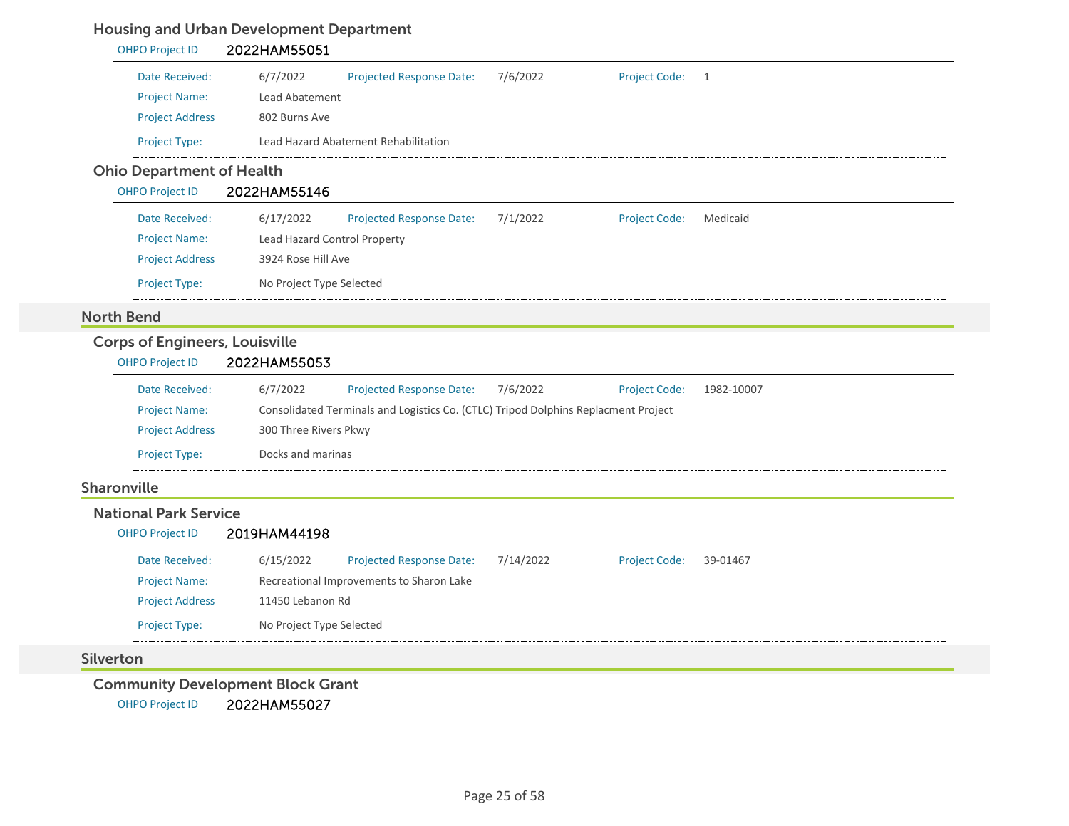### Housing and Urban Development Department

OHPO Project ID **2022HAM55051**

| | | | | | |
|---|---|---|---|---|---|
| Date Received: | 6/7/2022 | Projected Response Date: | 7/6/2022 | Project Code: | 1 |
| Project Name: | Lead Abatement | | | | |
| Project Address | 802 Burns Ave | | | | |
| Project Type: | Lead Hazard Abatement Rehabilitation | | | | |

### Ohio Department of Health

OHPO Project ID **2022HAM55146**

| | | | | | |
|---|---|---|---|---|---|
| Date Received: | 6/17/2022 | Projected Response Date: | 7/1/2022 | Project Code: | Medicaid |
| Project Name: | Lead Hazard Control Property | | | | |
| Project Address | 3924 Rose Hill Ave | | | | |
| Project Type: | No Project Type Selected | | | | |

## North Bend

### Corps of Engineers, Louisville

OHPO Project ID **2022HAM55053**

| | | | | | |
|---|---|---|---|---|---|
| Date Received: | 6/7/2022 | Projected Response Date: | 7/6/2022 | Project Code: | 1982-10007 |
| Project Name: | Consolidated Terminals and Logistics Co. (CTLC) Tripod Dolphins Replacment Project | | | | |
| Project Address | 300 Three Rivers Pkwy | | | | |
| Project Type: | Docks and marinas | | | | |

## Sharonville

### National Park Service

OHPO Project ID **2019HAM44198**

| | | | | | |
|---|---|---|---|---|---|
| Date Received: | 6/15/2022 | Projected Response Date: | 7/14/2022 | Project Code: | 39-01467 |
| Project Name: | Recreational Improvements to Sharon Lake | | | | |
| Project Address | 11450 Lebanon Rd | | | | |
| Project Type: | No Project Type Selected | | | | |

## Silverton

### Community Development Block Grant

OHPO Project ID **2022HAM55027**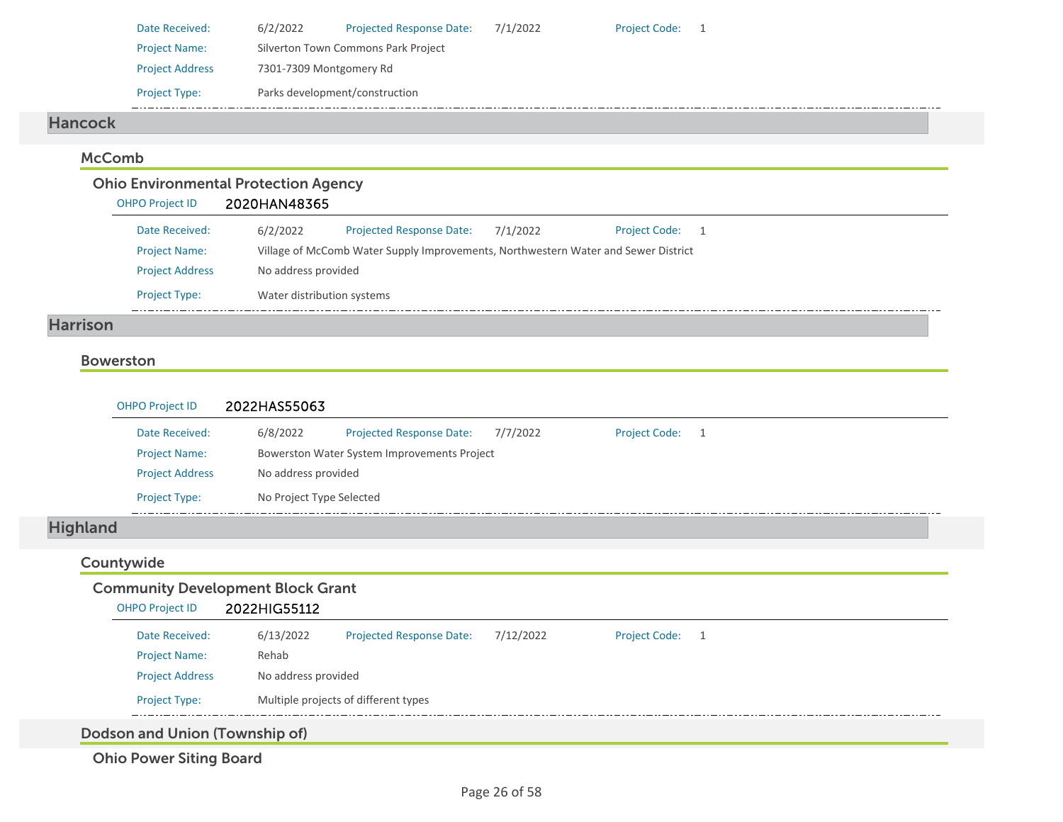Date Received: 6/2/2022 Projected Response Date: 7/1/2022 Project Code: 1

Project Name: Silverton Town Commons Park Project

Project Address 7301-7309 Montgomery Rd

Project Type: Parks development/construction

## Hancock

### McComb

#### Ohio Environmental Protection Agency

OHPO Project ID **2020HAN48365**

Date Received: 6/2/2022 Projected Response Date: 7/1/2022 Project Code: 1

Project Name: Village of McComb Water Supply Improvements, Northwestern Water and Sewer District

Project Address No address provided

Project Type: Water distribution systems

## Harrison

### Bowerston

OHPO Project ID **2022HAS55063**

Date Received: 6/8/2022 Projected Response Date: 7/7/2022 Project Code: 1

Project Name: Bowerston Water System Improvements Project

Project Address No address provided

Project Type: No Project Type Selected

## Highland

### Countywide

#### Community Development Block Grant

OHPO Project ID **2022HIG55112**

Date Received: 6/13/2022 Projected Response Date: 7/12/2022 Project Code: 1

Project Name: Rehab

Project Address No address provided

Project Type: Multiple projects of different types

### Dodson and Union (Township of)

#### Ohio Power Siting Board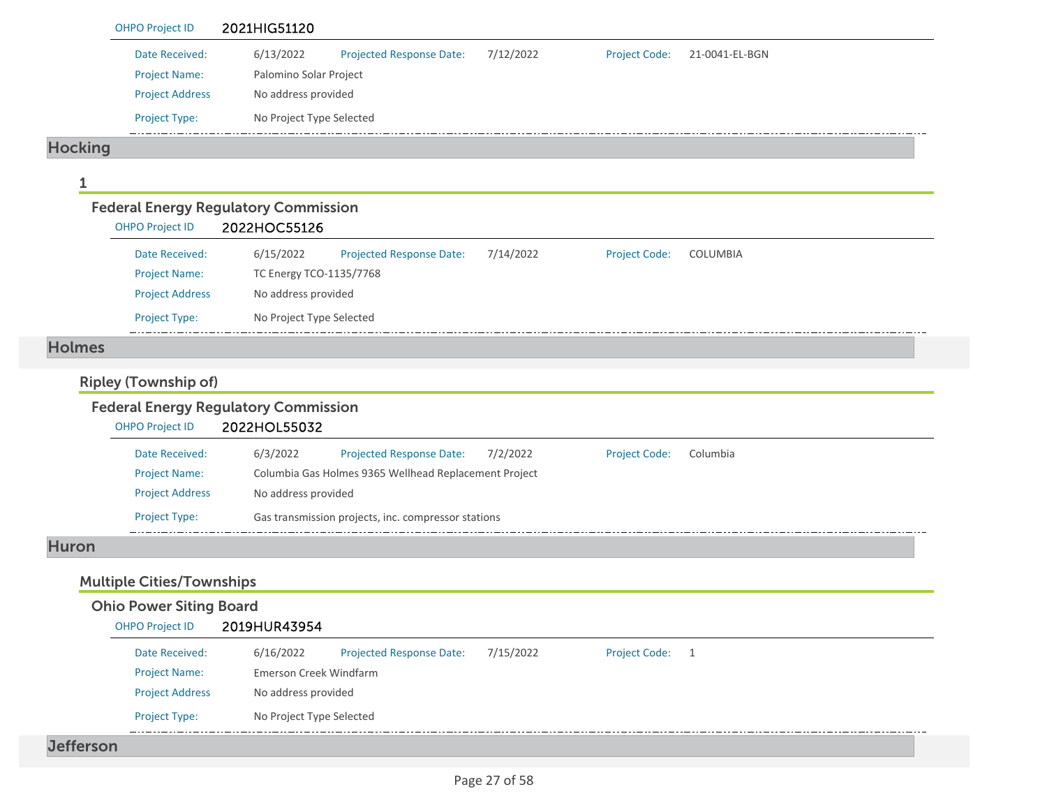OHPO Project ID 2021HIG51120

| | | | | | |
|---|---|---|---|---|---|
| Date Received: | 6/13/2022 | Projected Response Date: | 7/12/2022 | Project Code: | 21-0041-EL-BGN |
| Project Name: | Palomino Solar Project | | | | |
| Project Address | No address provided | | | | |
| Project Type: | No Project Type Selected | | | | |

## Hocking

### 1

#### Federal Energy Regulatory Commission

OHPO Project ID 2022HOC55126

| | | | | | |
|---|---|---|---|---|---|
| Date Received: | 6/15/2022 | Projected Response Date: | 7/14/2022 | Project Code: | COLUMBIA |
| Project Name: | TC Energy TCO-1135/7768 | | | | |
| Project Address | No address provided | | | | |
| Project Type: | No Project Type Selected | | | | |

## Holmes

### Ripley (Township of)

#### Federal Energy Regulatory Commission

OHPO Project ID 2022HOL55032

| | | | | | |
|---|---|---|---|---|---|
| Date Received: | 6/3/2022 | Projected Response Date: | 7/2/2022 | Project Code: | Columbia |
| Project Name: | Columbia Gas Holmes 9365 Wellhead Replacement Project | | | | |
| Project Address | No address provided | | | | |
| Project Type: | Gas transmission projects, inc. compressor stations | | | | |

## Huron

### Multiple Cities/Townships

#### Ohio Power Siting Board

OHPO Project ID 2019HUR43954

| | | | | | |
|---|---|---|---|---|---|
| Date Received: | 6/16/2022 | Projected Response Date: | 7/15/2022 | Project Code: | 1 |
| Project Name: | Emerson Creek Windfarm | | | | |
| Project Address | No address provided | | | | |
| Project Type: | No Project Type Selected | | | | |

## Jefferson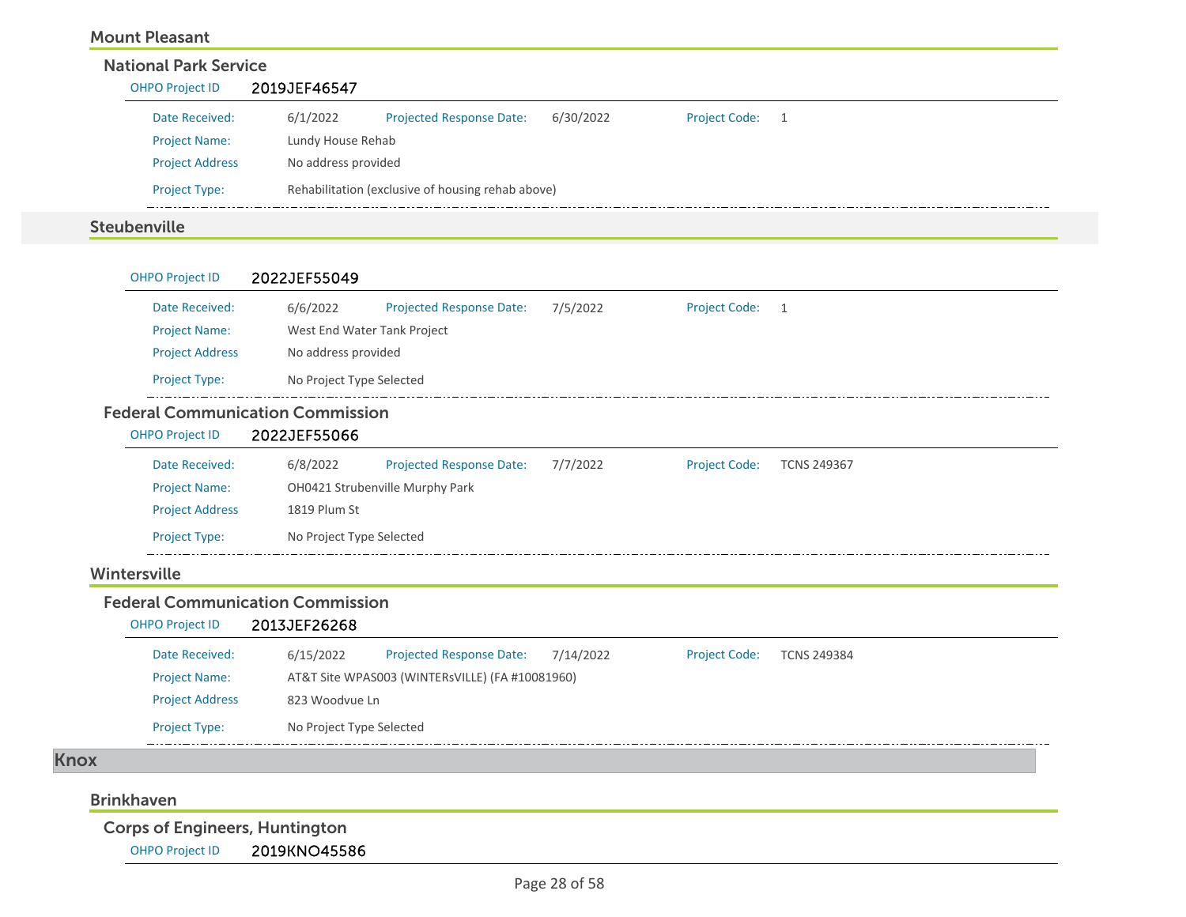### Mount Pleasant

#### National Park Service

**OHPO Project ID** 2019JEF46547

- Date Received: 6/1/2022
- Projected Response Date: 6/30/2022
- Project Code: 1
- Project Name: Lundy House Rehab
- Project Address: No address provided
- Project Type: Rehabilitation (exclusive of housing rehab above)

---

### Steubenville

**OHPO Project ID** 2022JEF55049

- Date Received: 6/6/2022
- Projected Response Date: 7/5/2022
- Project Code: 1
- Project Name: West End Water Tank Project
- Project Address: No address provided
- Project Type: No Project Type Selected

---

#### Federal Communication Commission

**OHPO Project ID** 2022JEF55066

- Date Received: 6/8/2022
- Projected Response Date: 7/7/2022
- Project Code: TCNS 249367
- Project Name: OH0421 Strubenville Murphy Park
- Project Address: 1819 Plum St
- Project Type: No Project Type Selected

---

### Wintersville

#### Federal Communication Commission

**OHPO Project ID** 2013JEF26268

- Date Received: 6/15/2022
- Projected Response Date: 7/14/2022
- Project Code: TCNS 249384
- Project Name: AT&T Site WPAS003 (WINTERsVILLE) (FA #10081960)
- Project Address: 823 Woodvue Ln
- Project Type: No Project Type Selected

---

## Knox

### Brinkhaven

#### Corps of Engineers, Huntington

**OHPO Project ID** 2019KNO45586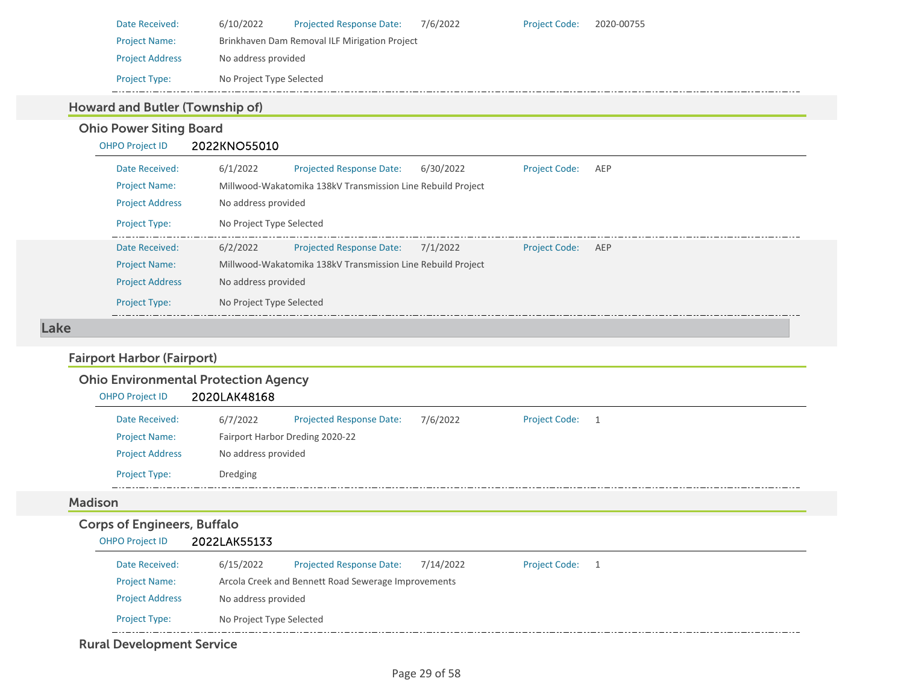Date Received: 6/10/2022 Projected Response Date: 7/6/2022 Project Code: 2020-00755

Project Name: Brinkhaven Dam Removal ILF Mirigation Project

Project Address: No address provided

Project Type: No Project Type Selected

### Howard and Butler (Township of)

#### Ohio Power Siting Board

OHPO Project ID **2022KNO55010**

Date Received: 6/1/2022 Projected Response Date: 6/30/2022 Project Code: AEP

Project Name: Millwood-Wakatomika 138kV Transmission Line Rebuild Project

Project Address: No address provided

Project Type: No Project Type Selected

Date Received: 6/2/2022 Projected Response Date: 7/1/2022 Project Code: AEP

Project Name: Millwood-Wakatomika 138kV Transmission Line Rebuild Project

Project Address: No address provided

Project Type: No Project Type Selected

## Lake

### Fairport Harbor (Fairport)

#### Ohio Environmental Protection Agency

OHPO Project ID **2020LAK48168**

Date Received: 6/7/2022 Projected Response Date: 7/6/2022 Project Code: 1

Project Name: Fairport Harbor Dreding 2020-22

Project Address: No address provided

Project Type: Dredging

### Madison

#### Corps of Engineers, Buffalo

OHPO Project ID **2022LAK55133**

Date Received: 6/15/2022 Projected Response Date: 7/14/2022 Project Code: 1

Project Name: Arcola Creek and Bennett Road Sewerage Improvements

Project Address: No address provided

Project Type: No Project Type Selected

#### Rural Development Service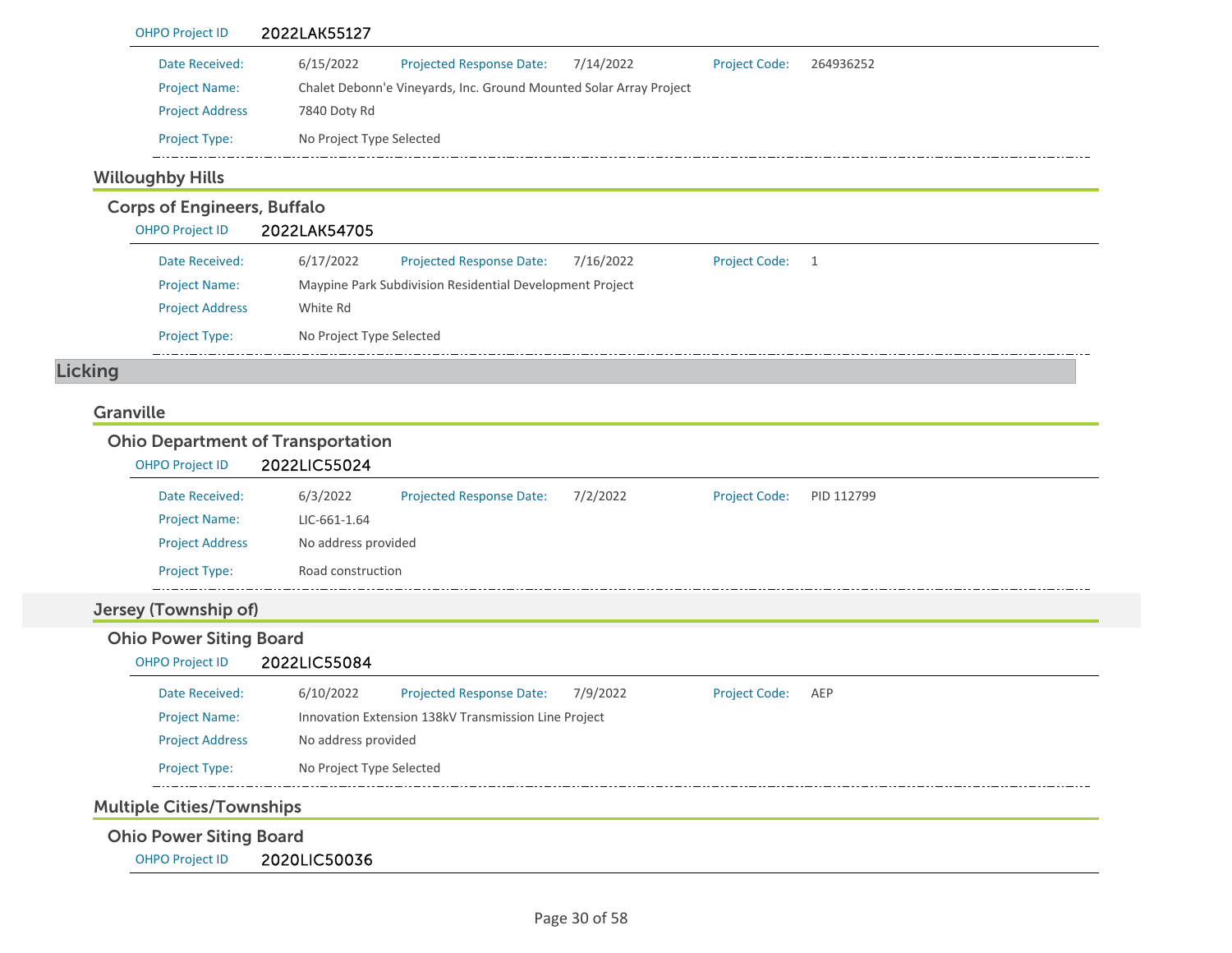OHPO Project ID 2022LAK55127

Date Received: 6/15/2022 Projected Response Date: 7/14/2022 Project Code: 264936252

Project Name: Chalet Debonn'e Vineyards, Inc. Ground Mounted Solar Array Project

Project Address 7840 Doty Rd

Project Type: No Project Type Selected

### Willoughby Hills

#### Corps of Engineers, Buffalo

OHPO Project ID 2022LAK54705

Date Received: 6/17/2022 Projected Response Date: 7/16/2022 Project Code: 1

Project Name: Maypine Park Subdivision Residential Development Project

Project Address White Rd

Project Type: No Project Type Selected

## Licking

### Granville

#### Ohio Department of Transportation

OHPO Project ID 2022LIC55024

Date Received: 6/3/2022 Projected Response Date: 7/2/2022 Project Code: PID 112799

Project Name: LIC-661-1.64

Project Address No address provided

Project Type: Road construction

### Jersey (Township of)

#### Ohio Power Siting Board

OHPO Project ID 2022LIC55084

Date Received: 6/10/2022 Projected Response Date: 7/9/2022 Project Code: AEP

Project Name: Innovation Extension 138kV Transmission Line Project

Project Address No address provided

Project Type: No Project Type Selected

### Multiple Cities/Townships

#### Ohio Power Siting Board

OHPO Project ID 2020LIC50036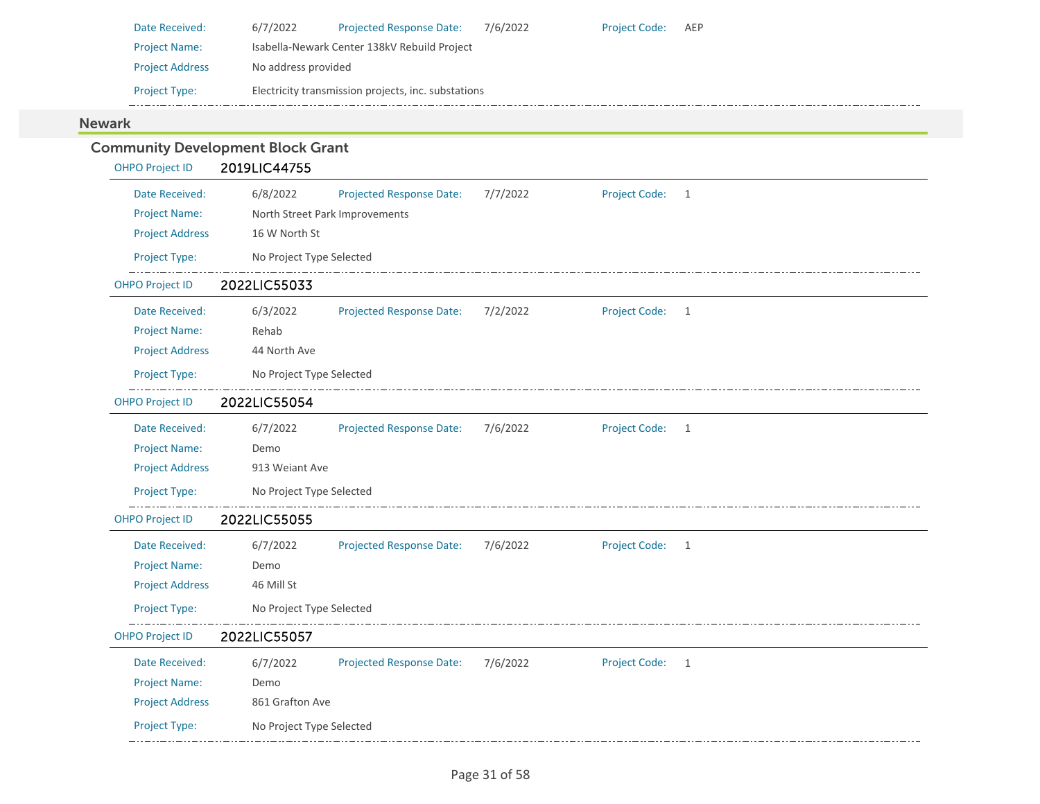Date Received: 6/7/2022 Projected Response Date: 7/6/2022 Project Code: AEP

Project Name: Isabella-Newark Center 138kV Rebuild Project

Project Address: No address provided

Project Type: Electricity transmission projects, inc. substations

## Newark

### Community Development Block Grant

**OHPO Project ID** 2019LIC44755

Date Received: 6/8/2022 Projected Response Date: 7/7/2022 Project Code: 1

Project Name: North Street Park Improvements

Project Address: 16 W North St

Project Type: No Project Type Selected

**OHPO Project ID** 2022LIC55033

Date Received: 6/3/2022 Projected Response Date: 7/2/2022 Project Code: 1

Project Name: Rehab

Project Address: 44 North Ave

Project Type: No Project Type Selected

**OHPO Project ID** 2022LIC55054

Date Received: 6/7/2022 Projected Response Date: 7/6/2022 Project Code: 1

Project Name: Demo

Project Address: 913 Weiant Ave

Project Type: No Project Type Selected

**OHPO Project ID** 2022LIC55055

Date Received: 6/7/2022 Projected Response Date: 7/6/2022 Project Code: 1

Project Name: Demo

Project Address: 46 Mill St

Project Type: No Project Type Selected

**OHPO Project ID** 2022LIC55057

Date Received: 6/7/2022 Projected Response Date: 7/6/2022 Project Code: 1

Project Name: Demo

Project Address: 861 Grafton Ave

Project Type: No Project Type Selected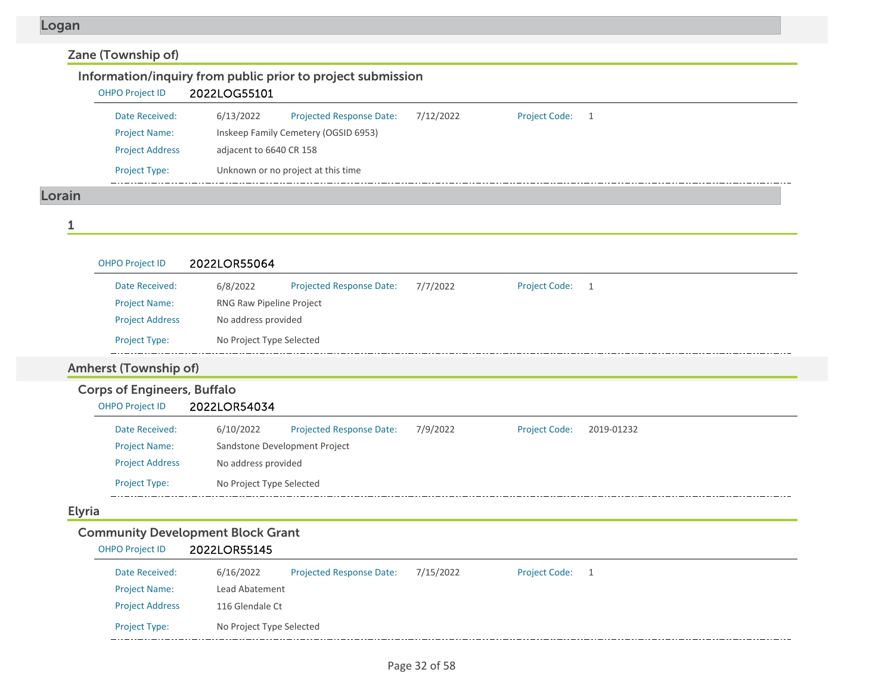## Logan

### Zane (Township of)

#### Information/inquiry from public prior to project submission

OHPO Project ID **2022LOG55101**

| | | | | | |
|---|---|---|---|---|---|
| Date Received: | 6/13/2022 | Projected Response Date: | 7/12/2022 | Project Code: | 1 |
| Project Name: | Inskeep Family Cemetery (OGSID 6953) | | | | |
| Project Address | adjacent to 6640 CR 158 | | | | |
| Project Type: | Unknown or no project at this time | | | | |

## Lorain

### 1

OHPO Project ID **2022LOR55064**

| | | | | | |
|---|---|---|---|---|---|
| Date Received: | 6/8/2022 | Projected Response Date: | 7/7/2022 | Project Code: | 1 |
| Project Name: | RNG Raw Pipeline Project | | | | |
| Project Address | No address provided | | | | |
| Project Type: | No Project Type Selected | | | | |

### Amherst (Township of)

#### Corps of Engineers, Buffalo

OHPO Project ID **2022LOR54034**

| | | | | | |
|---|---|---|---|---|---|
| Date Received: | 6/10/2022 | Projected Response Date: | 7/9/2022 | Project Code: | 2019-01232 |
| Project Name: | Sandstone Development Project | | | | |
| Project Address | No address provided | | | | |
| Project Type: | No Project Type Selected | | | | |

### Elyria

#### Community Development Block Grant

OHPO Project ID **2022LOR55145**

| | | | | | |
|---|---|---|---|---|---|
| Date Received: | 6/16/2022 | Projected Response Date: | 7/15/2022 | Project Code: | 1 |
| Project Name: | Lead Abatement | | | | |
| Project Address | 116 Glendale Ct | | | | |
| Project Type: | No Project Type Selected | | | | |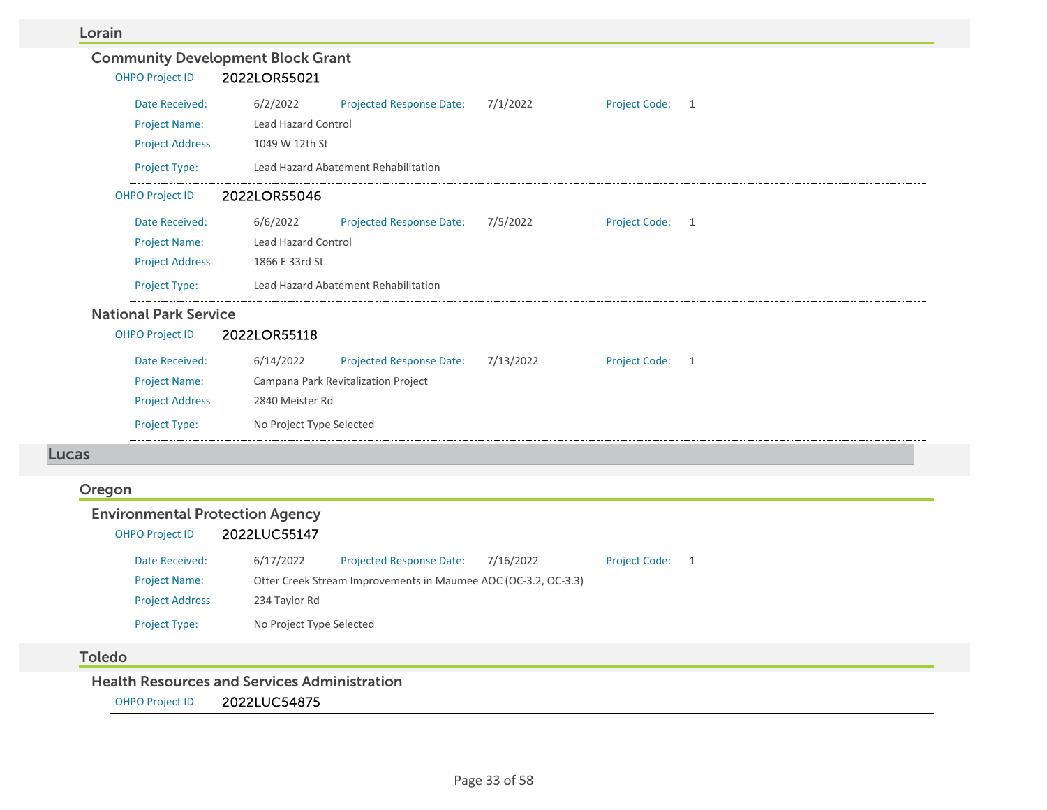### Lorain

#### Community Development Block Grant

OHPO Project ID **2022LOR55021**

Date Received: 6/2/2022 Projected Response Date: 7/1/2022 Project Code: 1

Project Name: Lead Hazard Control

Project Address 1049 W 12th St

Project Type: Lead Hazard Abatement Rehabilitation

OHPO Project ID **2022LOR55046**

Date Received: 6/6/2022 Projected Response Date: 7/5/2022 Project Code: 1

Project Name: Lead Hazard Control

Project Address 1866 E 33rd St

Project Type: Lead Hazard Abatement Rehabilitation

#### National Park Service

OHPO Project ID **2022LOR55118**

Date Received: 6/14/2022 Projected Response Date: 7/13/2022 Project Code: 1

Project Name: Campana Park Revitalization Project

Project Address 2840 Meister Rd

Project Type: No Project Type Selected

## Lucas

### Oregon

#### Environmental Protection Agency

OHPO Project ID **2022LUC55147**

Date Received: 6/17/2022 Projected Response Date: 7/16/2022 Project Code: 1

Project Name: Otter Creek Stream Improvements in Maumee AOC (OC-3.2, OC-3.3)

Project Address 234 Taylor Rd

Project Type: No Project Type Selected

### Toledo

#### Health Resources and Services Administration

OHPO Project ID **2022LUC54875**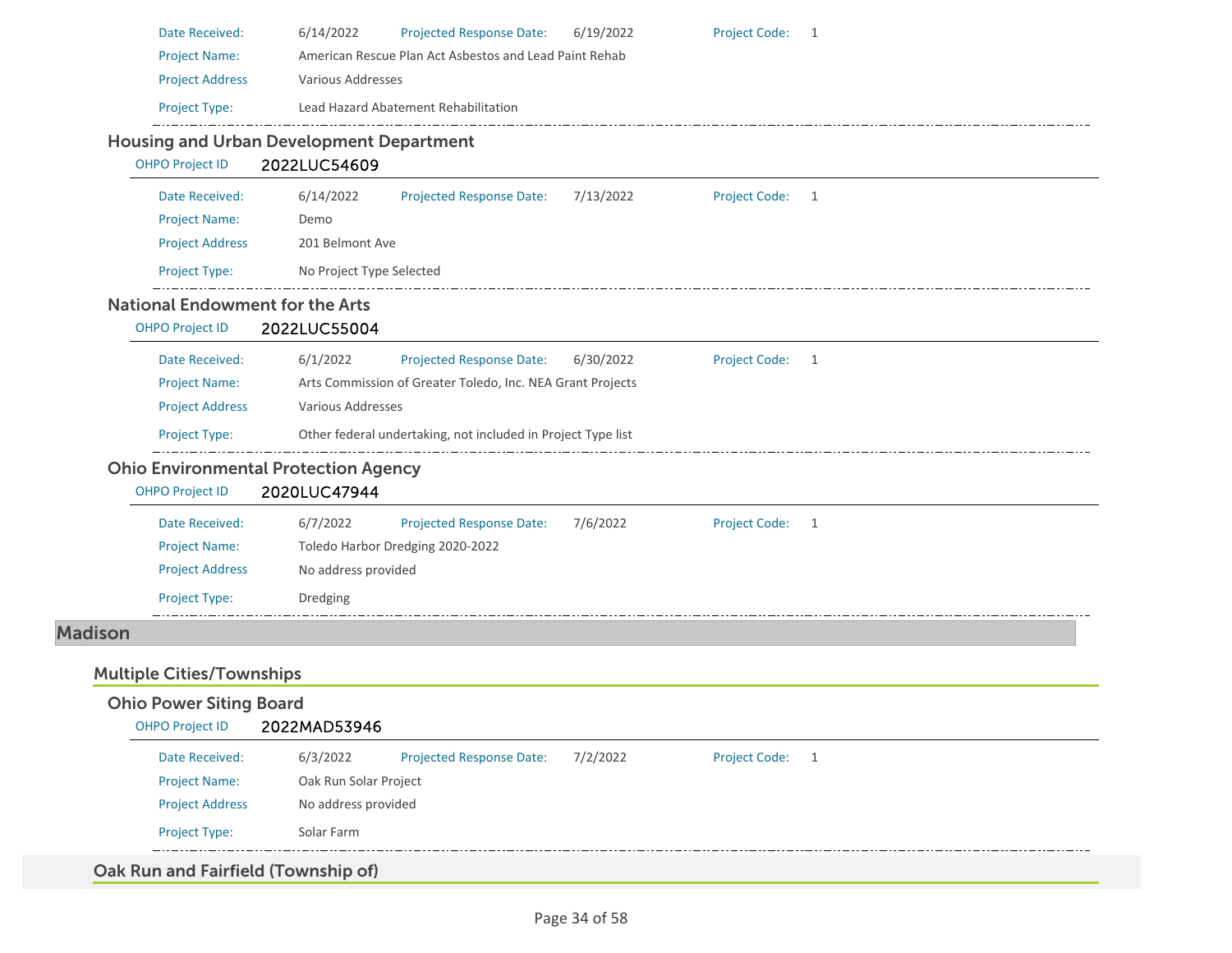Date Received: 6/14/2022 Projected Response Date: 6/19/2022 Project Code: 1

Project Name: American Rescue Plan Act Asbestos and Lead Paint Rehab

Project Address Various Addresses

Project Type: Lead Hazard Abatement Rehabilitation

### Housing and Urban Development Department

OHPO Project ID **2022LUC54609**

Date Received: 6/14/2022 Projected Response Date: 7/13/2022 Project Code: 1

Project Name: Demo

Project Address 201 Belmont Ave

Project Type: No Project Type Selected

### National Endowment for the Arts

OHPO Project ID **2022LUC55004**

Date Received: 6/1/2022 Projected Response Date: 6/30/2022 Project Code: 1

Project Name: Arts Commission of Greater Toledo, Inc. NEA Grant Projects

Project Address Various Addresses

Project Type: Other federal undertaking, not included in Project Type list

### Ohio Environmental Protection Agency

OHPO Project ID **2020LUC47944**

Date Received: 6/7/2022 Projected Response Date: 7/6/2022 Project Code: 1

Project Name: Toledo Harbor Dredging 2020-2022

Project Address No address provided

Project Type: Dredging

# Madison

## Multiple Cities/Townships

### Ohio Power Siting Board

OHPO Project ID **2022MAD53946**

Date Received: 6/3/2022 Projected Response Date: 7/2/2022 Project Code: 1

Project Name: Oak Run Solar Project

Project Address No address provided

Project Type: Solar Farm

## Oak Run and Fairfield (Township of)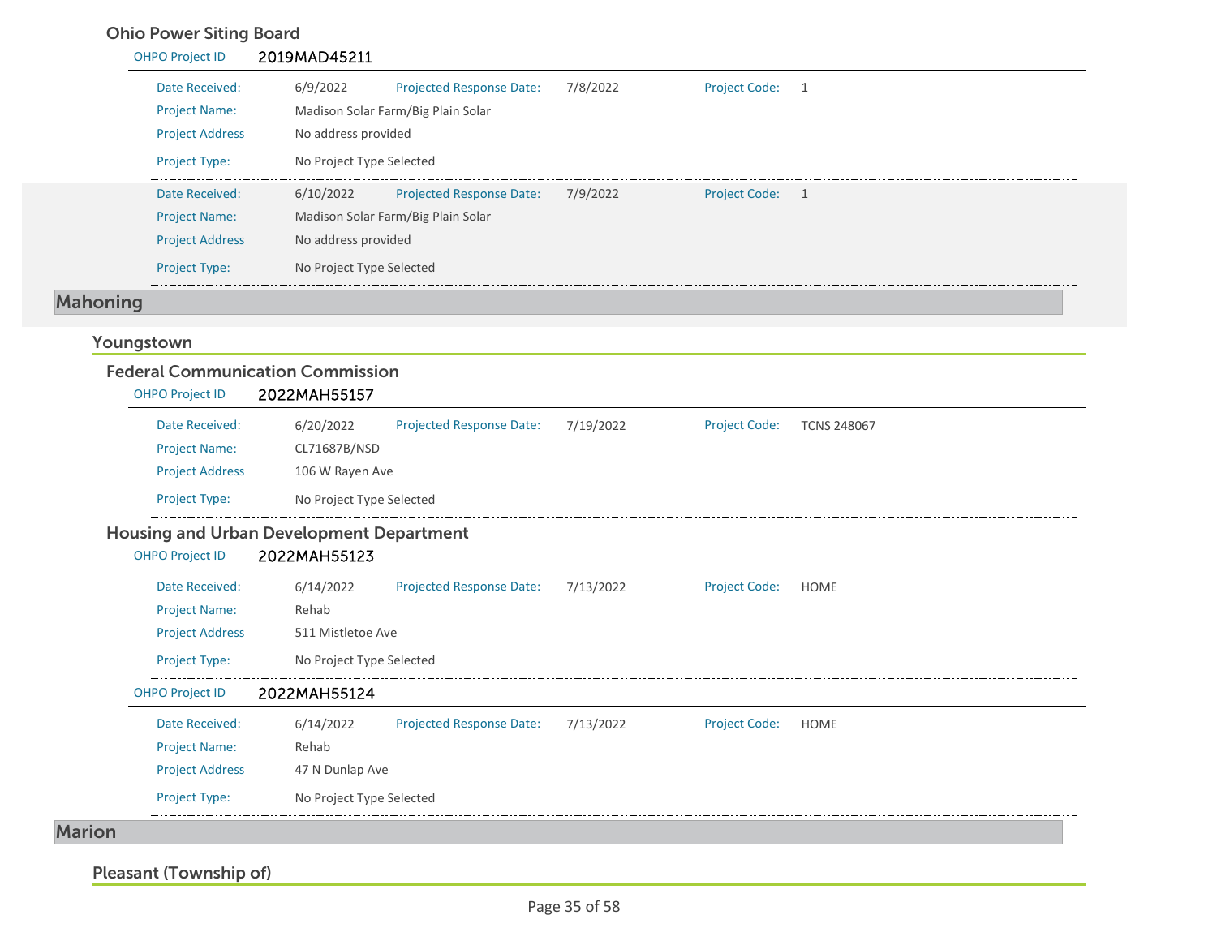### Ohio Power Siting Board

OHPO Project ID **2019MAD45211**

| | | | | | |
|---|---|---|---|---|---|
| Date Received: | 6/9/2022 | Projected Response Date: | 7/8/2022 | Project Code: | 1 |
| Project Name: | Madison Solar Farm/Big Plain Solar | | | | |
| Project Address | No address provided | | | | |
| Project Type: | No Project Type Selected | | | | |

| | | | | | |
|---|---|---|---|---|---|
| Date Received: | 6/10/2022 | Projected Response Date: | 7/9/2022 | Project Code: | 1 |
| Project Name: | Madison Solar Farm/Big Plain Solar | | | | |
| Project Address | No address provided | | | | |
| Project Type: | No Project Type Selected | | | | |

# Mahoning

## Youngstown

### Federal Communication Commission

OHPO Project ID **2022MAH55157**

| | | | | | |
|---|---|---|---|---|---|
| Date Received: | 6/20/2022 | Projected Response Date: | 7/19/2022 | Project Code: | TCNS 248067 |
| Project Name: | CL71687B/NSD | | | | |
| Project Address | 106 W Rayen Ave | | | | |
| Project Type: | No Project Type Selected | | | | |

### Housing and Urban Development Department

OHPO Project ID **2022MAH55123**

| | | | | | |
|---|---|---|---|---|---|
| Date Received: | 6/14/2022 | Projected Response Date: | 7/13/2022 | Project Code: | HOME |
| Project Name: | Rehab | | | | |
| Project Address | 511 Mistletoe Ave | | | | |
| Project Type: | No Project Type Selected | | | | |

OHPO Project ID **2022MAH55124**

| | | | | | |
|---|---|---|---|---|---|
| Date Received: | 6/14/2022 | Projected Response Date: | 7/13/2022 | Project Code: | HOME |
| Project Name: | Rehab | | | | |
| Project Address | 47 N Dunlap Ave | | | | |
| Project Type: | No Project Type Selected | | | | |

# Marion

## Pleasant (Township of)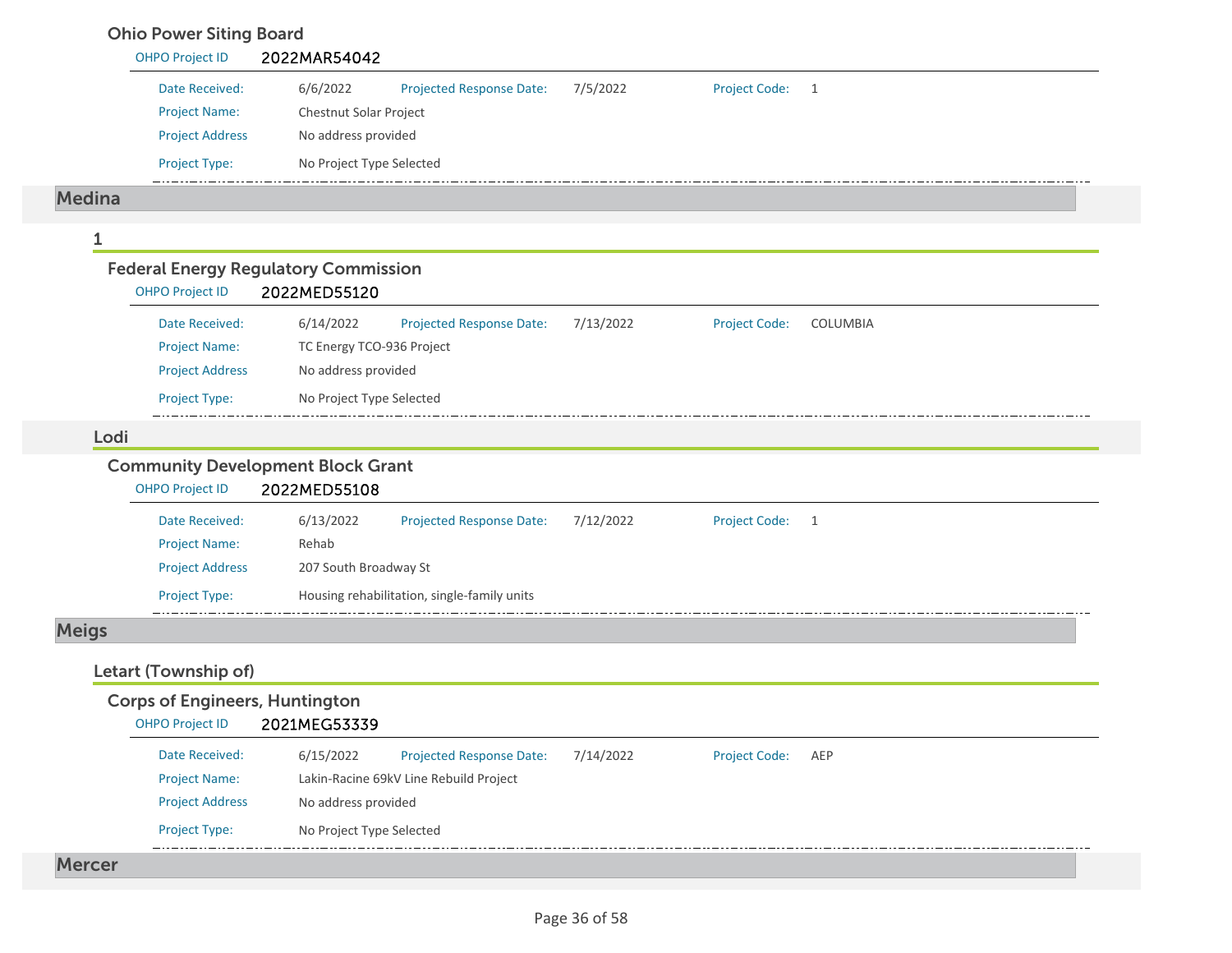### Ohio Power Siting Board

OHPO Project ID 2022MAR54042

| | | | | | |
|---|---|---|---|---|---|
| Date Received: | 6/6/2022 | Projected Response Date: | 7/5/2022 | Project Code: | 1 |
| Project Name: | Chestnut Solar Project | | | | |
| Project Address | No address provided | | | | |
| Project Type: | No Project Type Selected | | | | |

# Medina

## 1

### Federal Energy Regulatory Commission

OHPO Project ID 2022MED55120

| | | | | | |
|---|---|---|---|---|---|
| Date Received: | 6/14/2022 | Projected Response Date: | 7/13/2022 | Project Code: | COLUMBIA |
| Project Name: | TC Energy TCO-936 Project | | | | |
| Project Address | No address provided | | | | |
| Project Type: | No Project Type Selected | | | | |

## Lodi

### Community Development Block Grant

OHPO Project ID 2022MED55108

| | | | | | |
|---|---|---|---|---|---|
| Date Received: | 6/13/2022 | Projected Response Date: | 7/12/2022 | Project Code: | 1 |
| Project Name: | Rehab | | | | |
| Project Address | 207 South Broadway St | | | | |
| Project Type: | Housing rehabilitation, single-family units | | | | |

# Meigs

## Letart (Township of)

### Corps of Engineers, Huntington

OHPO Project ID 2021MEG53339

| | | | | | |
|---|---|---|---|---|---|
| Date Received: | 6/15/2022 | Projected Response Date: | 7/14/2022 | Project Code: | AEP |
| Project Name: | Lakin-Racine 69kV Line Rebuild Project | | | | |
| Project Address | No address provided | | | | |
| Project Type: | No Project Type Selected | | | | |

# Mercer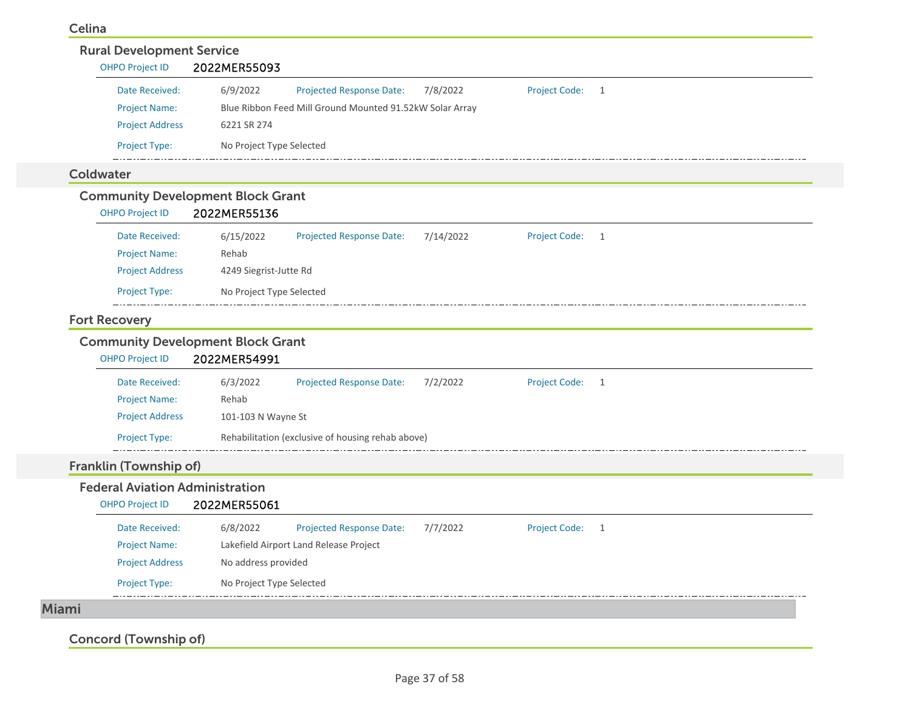## Celina

### Rural Development Service

**OHPO Project ID** 2022MER55093

| | | | | | |
|---|---|---|---|---|---|
| Date Received: | 6/9/2022 | Projected Response Date: | 7/8/2022 | Project Code: | 1 |
| Project Name: | Blue Ribbon Feed Mill Ground Mounted 91.52kW Solar Array | | | | |
| Project Address | 6221 SR 274 | | | | |
| Project Type: | No Project Type Selected | | | | |

## Coldwater

### Community Development Block Grant

**OHPO Project ID** 2022MER55136

| | | | | | |
|---|---|---|---|---|---|
| Date Received: | 6/15/2022 | Projected Response Date: | 7/14/2022 | Project Code: | 1 |
| Project Name: | Rehab | | | | |
| Project Address | 4249 Siegrist-Jutte Rd | | | | |
| Project Type: | No Project Type Selected | | | | |

## Fort Recovery

### Community Development Block Grant

**OHPO Project ID** 2022MER54991

| | | | | | |
|---|---|---|---|---|---|
| Date Received: | 6/3/2022 | Projected Response Date: | 7/2/2022 | Project Code: | 1 |
| Project Name: | Rehab | | | | |
| Project Address | 101-103 N Wayne St | | | | |
| Project Type: | Rehabilitation (exclusive of housing rehab above) | | | | |

## Franklin (Township of)

### Federal Aviation Administration

**OHPO Project ID** 2022MER55061

| | | | | | |
|---|---|---|---|---|---|
| Date Received: | 6/8/2022 | Projected Response Date: | 7/7/2022 | Project Code: | 1 |
| Project Name: | Lakefield Airport Land Release Project | | | | |
| Project Address | No address provided | | | | |
| Project Type: | No Project Type Selected | | | | |

# Miami

## Concord (Township of)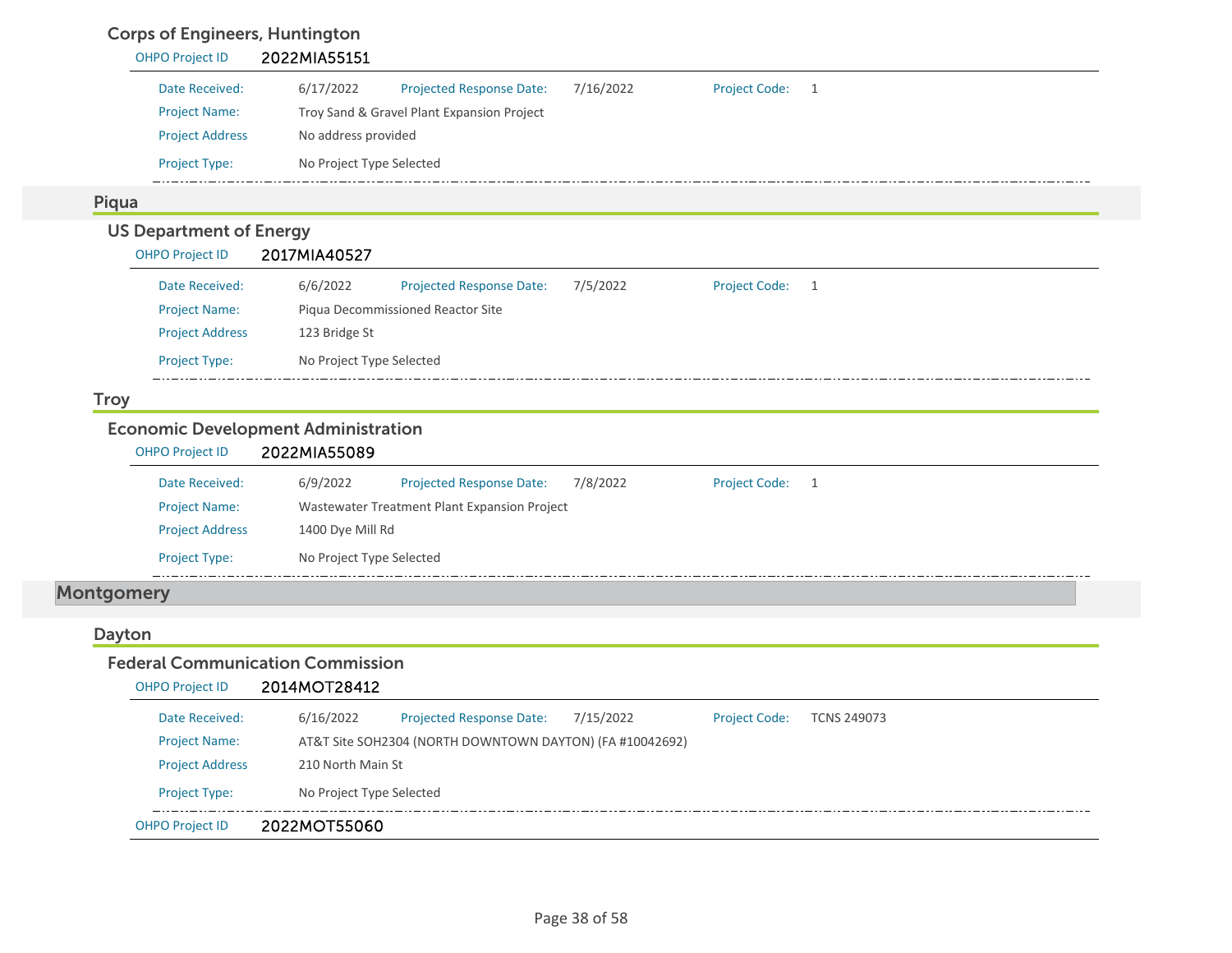### Corps of Engineers, Huntington

**OHPO Project ID** 2022MIA55151

| | | | | | |
|---|---|---|---|---|---|
| Date Received: | 6/17/2022 | Projected Response Date: | 7/16/2022 | Project Code: | 1 |
| Project Name: | Troy Sand & Gravel Plant Expansion Project | | | | |
| Project Address | No address provided | | | | |
| Project Type: | No Project Type Selected | | | | |

## Piqua

### US Department of Energy

**OHPO Project ID** 2017MIA40527

| | | | | | |
|---|---|---|---|---|---|
| Date Received: | 6/6/2022 | Projected Response Date: | 7/5/2022 | Project Code: | 1 |
| Project Name: | Piqua Decommissioned Reactor Site | | | | |
| Project Address | 123 Bridge St | | | | |
| Project Type: | No Project Type Selected | | | | |

## Troy

### Economic Development Administration

**OHPO Project ID** 2022MIA55089

| | | | | | |
|---|---|---|---|---|---|
| Date Received: | 6/9/2022 | Projected Response Date: | 7/8/2022 | Project Code: | 1 |
| Project Name: | Wastewater Treatment Plant Expansion Project | | | | |
| Project Address | 1400 Dye Mill Rd | | | | |
| Project Type: | No Project Type Selected | | | | |

# Montgomery

## Dayton

### Federal Communication Commission

**OHPO Project ID** 2014MOT28412

| | | | | | |
|---|---|---|---|---|---|
| Date Received: | 6/16/2022 | Projected Response Date: | 7/15/2022 | Project Code: | TCNS 249073 |
| Project Name: | AT&T Site SOH2304 (NORTH DOWNTOWN DAYTON) (FA #10042692) | | | | |
| Project Address | 210 North Main St | | | | |
| Project Type: | No Project Type Selected | | | | |

**OHPO Project ID** 2022MOT55060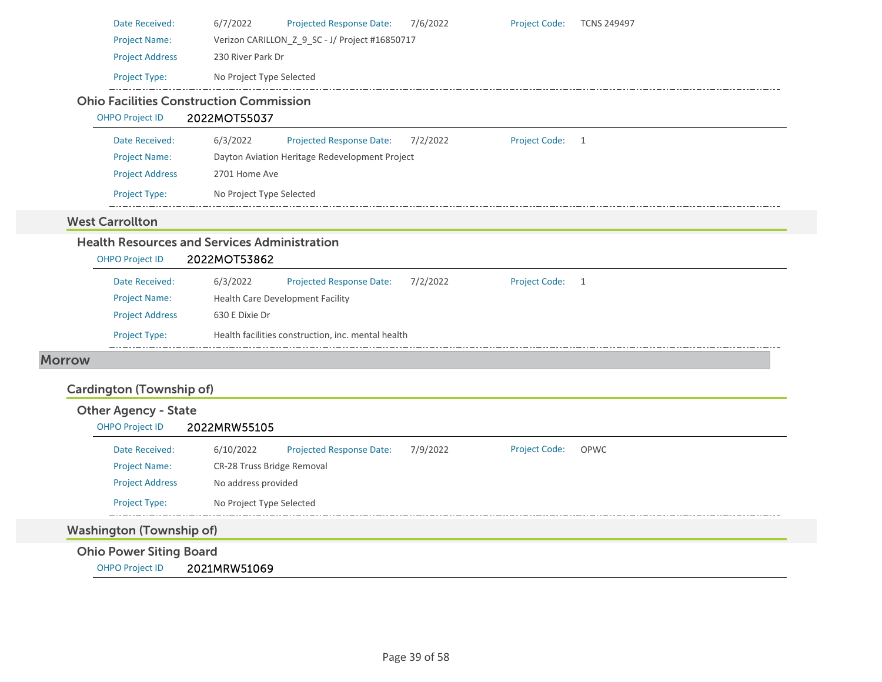| | | | | | |
|---|---|---|---|---|---|
| Date Received: | 6/7/2022 | Projected Response Date: | 7/6/2022 | Project Code: | TCNS 249497 |
| Project Name: | Verizon CARILLON_Z_9_SC - J/ Project #16850717 | | | | |
| Project Address | 230 River Park Dr | | | | |
| Project Type: | No Project Type Selected | | | | |

### Ohio Facilities Construction Commission

OHPO Project ID **2022MOT55037**

| | | | | | |
|---|---|---|---|---|---|
| Date Received: | 6/3/2022 | Projected Response Date: | 7/2/2022 | Project Code: | 1 |
| Project Name: | Dayton Aviation Heritage Redevelopment Project | | | | |
| Project Address | 2701 Home Ave | | | | |
| Project Type: | No Project Type Selected | | | | |

## West Carrollton

### Health Resources and Services Administration

OHPO Project ID **2022MOT53862**

| | | | | | |
|---|---|---|---|---|---|
| Date Received: | 6/3/2022 | Projected Response Date: | 7/2/2022 | Project Code: | 1 |
| Project Name: | Health Care Development Facility | | | | |
| Project Address | 630 E Dixie Dr | | | | |
| Project Type: | Health facilities construction, inc. mental health | | | | |

# Morrow

## Cardington (Township of)

### Other Agency - State

OHPO Project ID **2022MRW55105**

| | | | | | |
|---|---|---|---|---|---|
| Date Received: | 6/10/2022 | Projected Response Date: | 7/9/2022 | Project Code: | OPWC |
| Project Name: | CR-28 Truss Bridge Removal | | | | |
| Project Address | No address provided | | | | |
| Project Type: | No Project Type Selected | | | | |

## Washington (Township of)

### Ohio Power Siting Board

OHPO Project ID **2021MRW51069**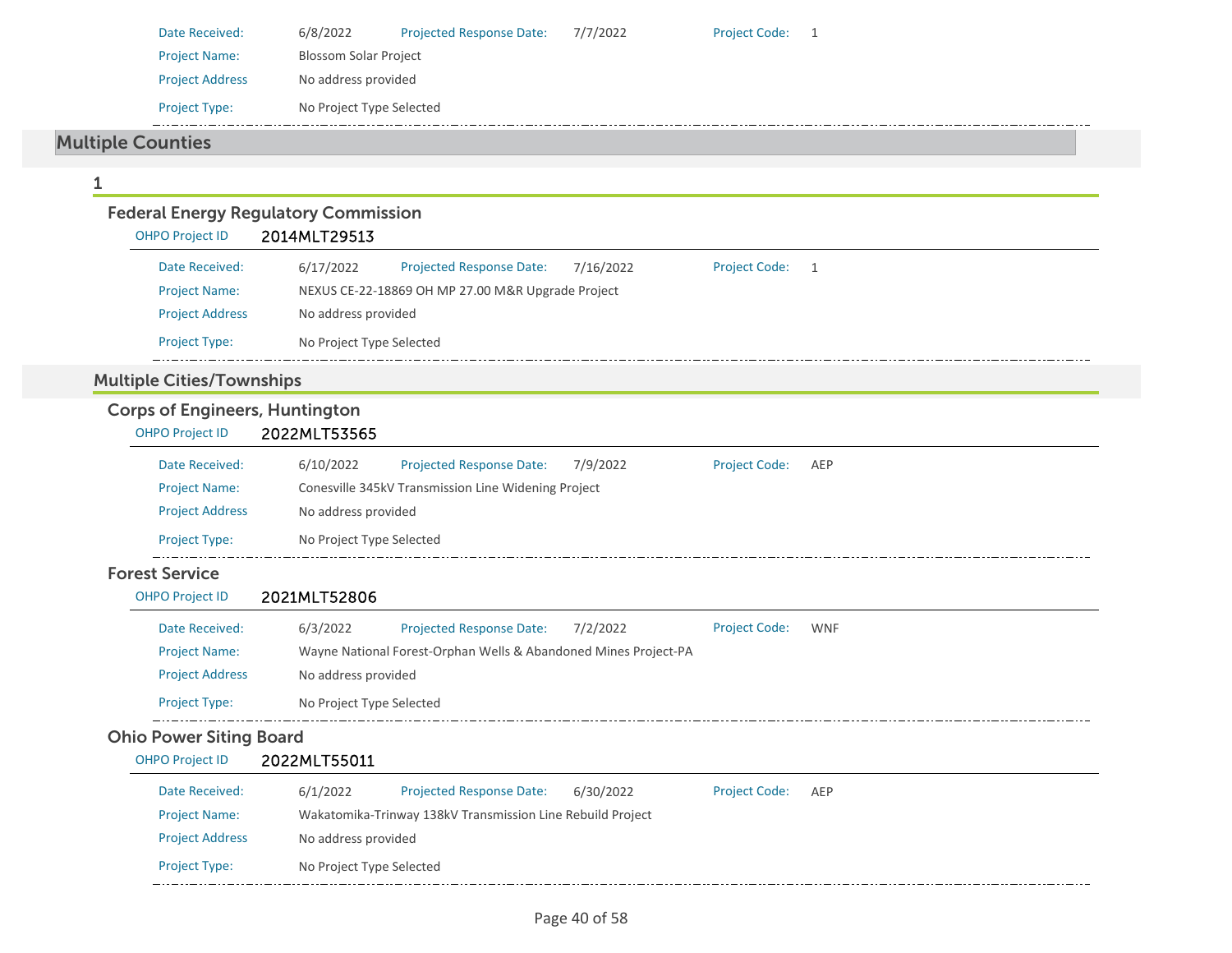| | | | | | |
|---|---|---|---|---|---|
| Date Received: | 6/8/2022 | Projected Response Date: | 7/7/2022 | Project Code: | 1 |
| Project Name: | Blossom Solar Project | | | | |
| Project Address | No address provided | | | | |
| Project Type: | No Project Type Selected | | | | |

## Multiple Counties

### 1

#### Federal Energy Regulatory Commission

OHPO Project ID **2014MLT29513**

| | | | | | |
|---|---|---|---|---|---|
| Date Received: | 6/17/2022 | Projected Response Date: | 7/16/2022 | Project Code: | 1 |
| Project Name: | NEXUS CE-22-18869 OH MP 27.00 M&R Upgrade Project | | | | |
| Project Address | No address provided | | | | |
| Project Type: | No Project Type Selected | | | | |

### Multiple Cities/Townships

#### Corps of Engineers, Huntington

OHPO Project ID **2022MLT53565**

| | | | | | |
|---|---|---|---|---|---|
| Date Received: | 6/10/2022 | Projected Response Date: | 7/9/2022 | Project Code: | AEP |
| Project Name: | Conesville 345kV Transmission Line Widening Project | | | | |
| Project Address | No address provided | | | | |
| Project Type: | No Project Type Selected | | | | |

#### Forest Service

OHPO Project ID **2021MLT52806**

| | | | | | |
|---|---|---|---|---|---|
| Date Received: | 6/3/2022 | Projected Response Date: | 7/2/2022 | Project Code: | WNF |
| Project Name: | Wayne National Forest-Orphan Wells & Abandoned Mines Project-PA | | | | |
| Project Address | No address provided | | | | |
| Project Type: | No Project Type Selected | | | | |

#### Ohio Power Siting Board

OHPO Project ID **2022MLT55011**

| | | | | | |
|---|---|---|---|---|---|
| Date Received: | 6/1/2022 | Projected Response Date: | 6/30/2022 | Project Code: | AEP |
| Project Name: | Wakatomika-Trinway 138kV Transmission Line Rebuild Project | | | | |
| Project Address | No address provided | | | | |
| Project Type: | No Project Type Selected | | | | |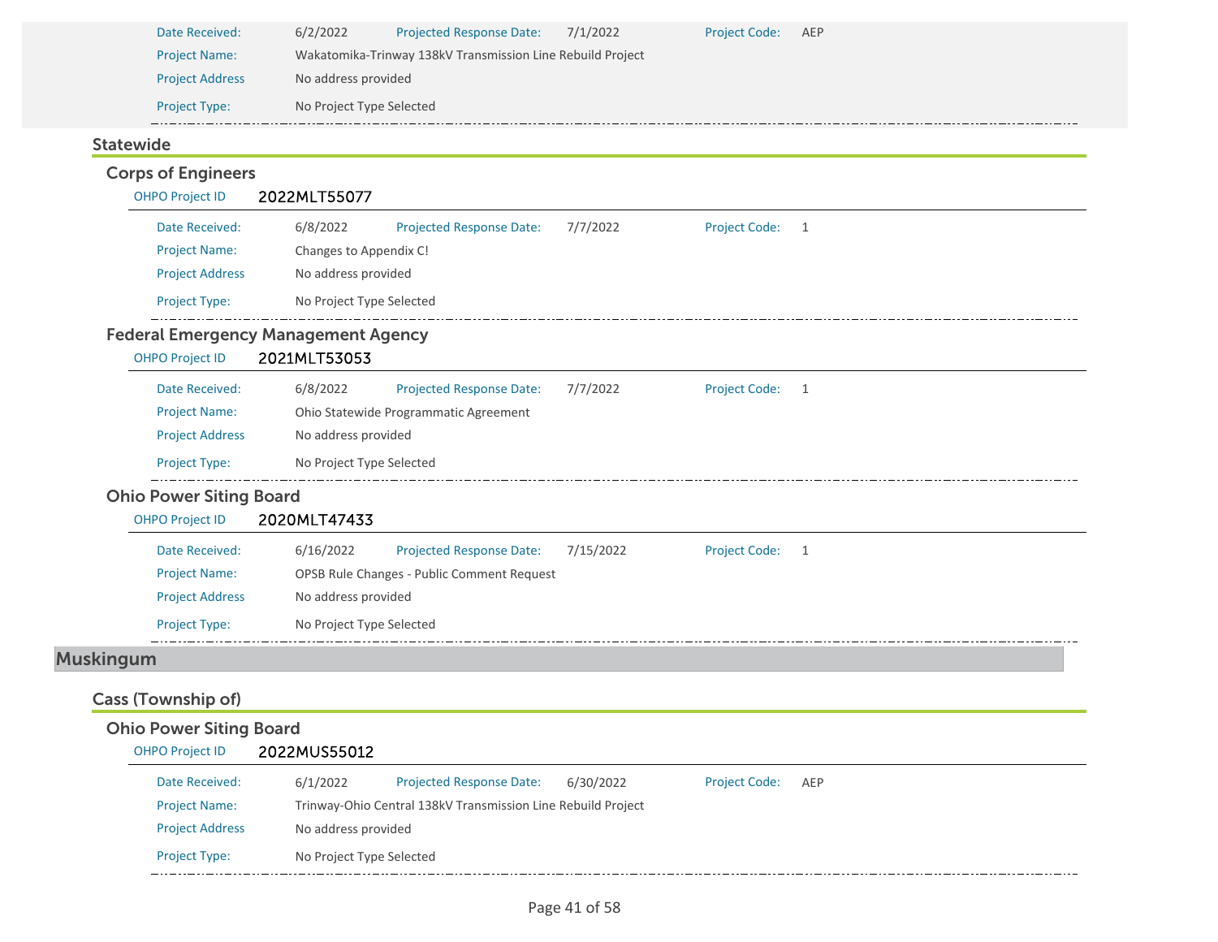Date Received: 6/2/2022 Projected Response Date: 7/1/2022 Project Code: AEP

Project Name: Wakatomika-Trinway 138kV Transmission Line Rebuild Project

Project Address No address provided

Project Type: No Project Type Selected

## Statewide

### Corps of Engineers

OHPO Project ID **2022MLT55077**

Date Received: 6/8/2022 Projected Response Date: 7/7/2022 Project Code: 1

Project Name: Changes to Appendix C!

Project Address No address provided

Project Type: No Project Type Selected

### Federal Emergency Management Agency

OHPO Project ID **2021MLT53053**

Date Received: 6/8/2022 Projected Response Date: 7/7/2022 Project Code: 1

Project Name: Ohio Statewide Programmatic Agreement

Project Address No address provided

Project Type: No Project Type Selected

### Ohio Power Siting Board

OHPO Project ID **2020MLT47433**

Date Received: 6/16/2022 Projected Response Date: 7/15/2022 Project Code: 1

Project Name: OPSB Rule Changes - Public Comment Request

Project Address No address provided

Project Type: No Project Type Selected

# Muskingum

## Cass (Township of)

### Ohio Power Siting Board

OHPO Project ID **2022MUS55012**

Date Received: 6/1/2022 Projected Response Date: 6/30/2022 Project Code: AEP

Project Name: Trinway-Ohio Central 138kV Transmission Line Rebuild Project

Project Address No address provided

Project Type: No Project Type Selected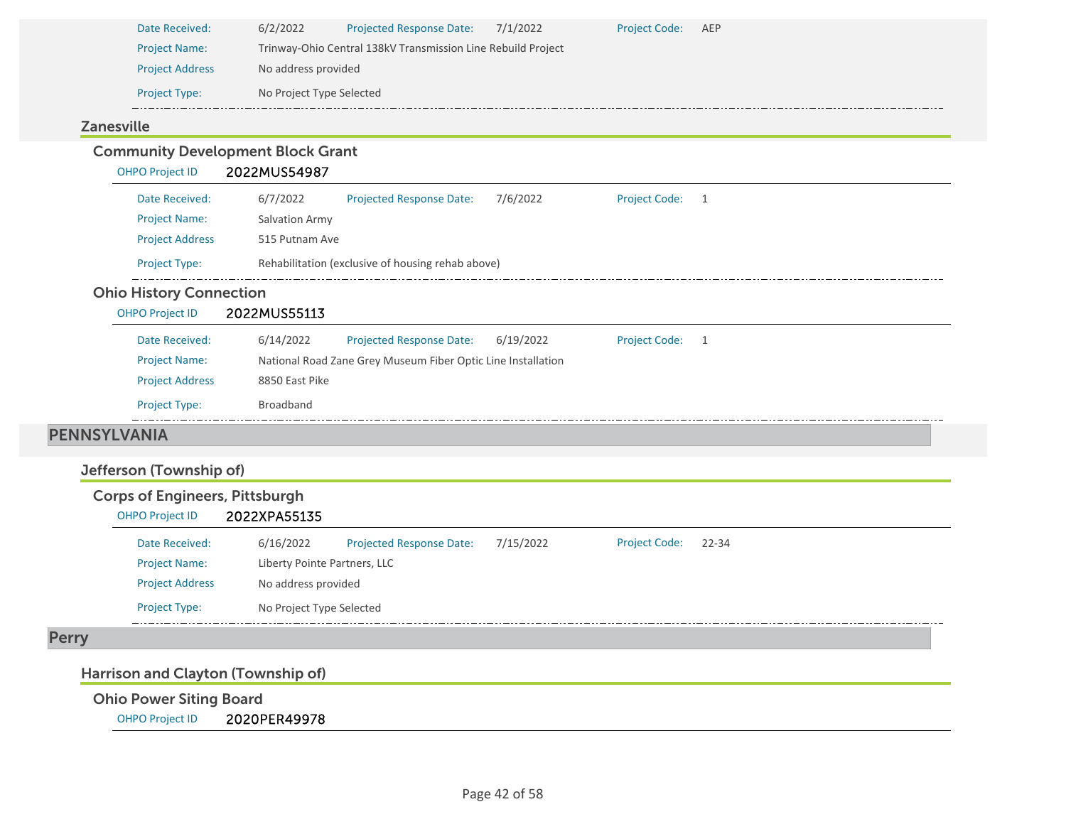| | | | | | |
|---|---|---|---|---|---|
| Date Received: | 6/2/2022 | Projected Response Date: | 7/1/2022 | Project Code: | AEP |
| Project Name: | Trinway-Ohio Central 138kV Transmission Line Rebuild Project | | | | |
| Project Address | No address provided | | | | |
| Project Type: | No Project Type Selected | | | | |

### Zanesville

#### Community Development Block Grant

OHPO Project ID **2022MUS54987**

| | | | | | |
|---|---|---|---|---|---|
| Date Received: | 6/7/2022 | Projected Response Date: | 7/6/2022 | Project Code: | 1 |
| Project Name: | Salvation Army | | | | |
| Project Address | 515 Putnam Ave | | | | |
| Project Type: | Rehabilitation (exclusive of housing rehab above) | | | | |

#### Ohio History Connection

OHPO Project ID **2022MUS55113**

| | | | | | |
|---|---|---|---|---|---|
| Date Received: | 6/14/2022 | Projected Response Date: | 6/19/2022 | Project Code: | 1 |
| Project Name: | National Road Zane Grey Museum Fiber Optic Line Installation | | | | |
| Project Address | 8850 East Pike | | | | |
| Project Type: | Broadband | | | | |

## PENNSYLVANIA

### Jefferson (Township of)

#### Corps of Engineers, Pittsburgh

OHPO Project ID **2022XPA55135**

| | | | | | |
|---|---|---|---|---|---|
| Date Received: | 6/16/2022 | Projected Response Date: | 7/15/2022 | Project Code: | 22-34 |
| Project Name: | Liberty Pointe Partners, LLC | | | | |
| Project Address | No address provided | | | | |
| Project Type: | No Project Type Selected | | | | |

## Perry

### Harrison and Clayton (Township of)

#### Ohio Power Siting Board

OHPO Project ID **2020PER49978**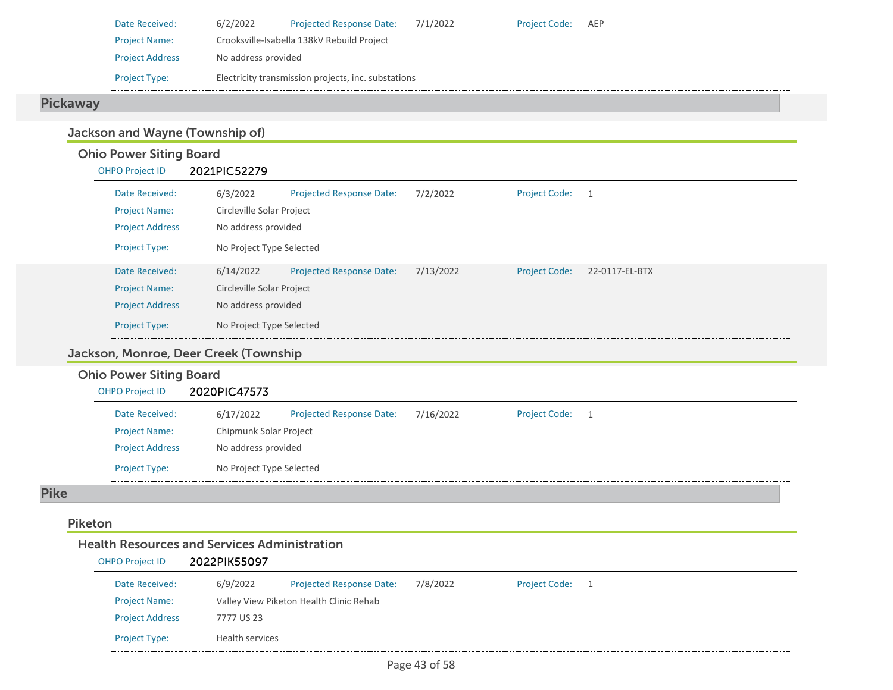Date Received: 6/2/2022 Projected Response Date: 7/1/2022 Project Code: AEP

Project Name: Crooksville-Isabella 138kV Rebuild Project

Project Address: No address provided

Project Type: Electricity transmission projects, inc. substations

## Pickaway

### Jackson and Wayne (Township of)

#### Ohio Power Siting Board

OHPO Project ID 2021PIC52279

Date Received: 6/3/2022 Projected Response Date: 7/2/2022 Project Code: 1

Project Name: Circleville Solar Project

Project Address: No address provided

Project Type: No Project Type Selected

---

Date Received: 6/14/2022 Projected Response Date: 7/13/2022 Project Code: 22-0117-EL-BTX

Project Name: Circleville Solar Project

Project Address: No address provided

Project Type: No Project Type Selected

### Jackson, Monroe, Deer Creek (Township

#### Ohio Power Siting Board

OHPO Project ID 2020PIC47573

Date Received: 6/17/2022 Projected Response Date: 7/16/2022 Project Code: 1

Project Name: Chipmunk Solar Project

Project Address: No address provided

Project Type: No Project Type Selected

## Pike

### Piketon

#### Health Resources and Services Administration

OHPO Project ID 2022PIK55097

Date Received: 6/9/2022 Projected Response Date: 7/8/2022 Project Code: 1

Project Name: Valley View Piketon Health Clinic Rehab

Project Address: 7777 US 23

Project Type: Health services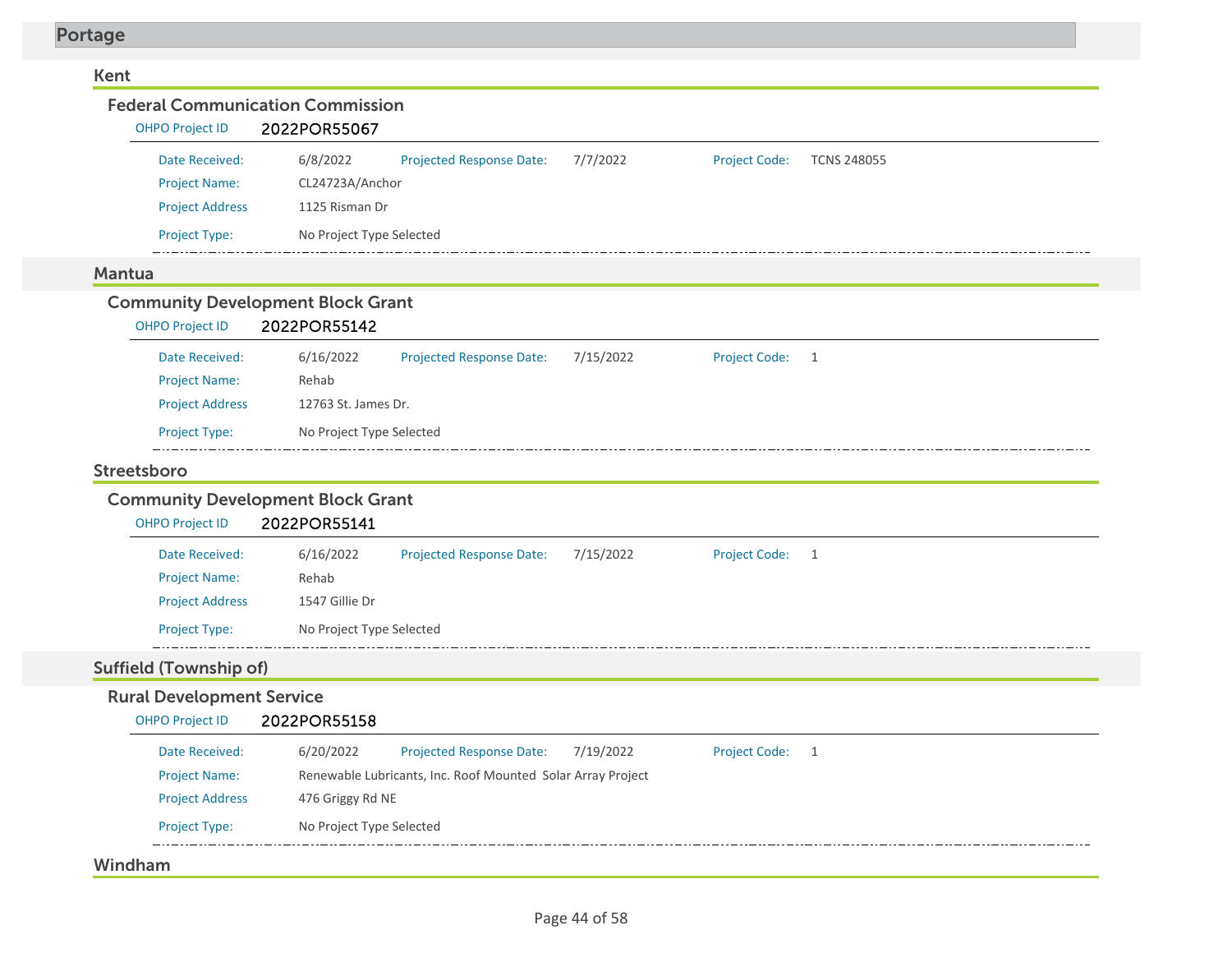# Portage

## Kent

### Federal Communication Commission

OHPO Project ID **2022POR55067**

| | | | | | |
|---|---|---|---|---|---|
| Date Received: | 6/8/2022 | Projected Response Date: | 7/7/2022 | Project Code: | TCNS 248055 |
| Project Name: | CL24723A/Anchor | | | | |
| Project Address | 1125 Risman Dr | | | | |
| Project Type: | No Project Type Selected | | | | |

## Mantua

### Community Development Block Grant

OHPO Project ID **2022POR55142**

| | | | | | |
|---|---|---|---|---|---|
| Date Received: | 6/16/2022 | Projected Response Date: | 7/15/2022 | Project Code: | 1 |
| Project Name: | Rehab | | | | |
| Project Address | 12763 St. James Dr. | | | | |
| Project Type: | No Project Type Selected | | | | |

## Streetsboro

### Community Development Block Grant

OHPO Project ID **2022POR55141**

| | | | | | |
|---|---|---|---|---|---|
| Date Received: | 6/16/2022 | Projected Response Date: | 7/15/2022 | Project Code: | 1 |
| Project Name: | Rehab | | | | |
| Project Address | 1547 Gillie Dr | | | | |
| Project Type: | No Project Type Selected | | | | |

## Suffield (Township of)

### Rural Development Service

OHPO Project ID **2022POR55158**

| | | | | | |
|---|---|---|---|---|---|
| Date Received: | 6/20/2022 | Projected Response Date: | 7/19/2022 | Project Code: | 1 |
| Project Name: | Renewable Lubricants, Inc. Roof Mounted Solar Array Project | | | | |
| Project Address | 476 Griggy Rd NE | | | | |
| Project Type: | No Project Type Selected | | | | |

## Windham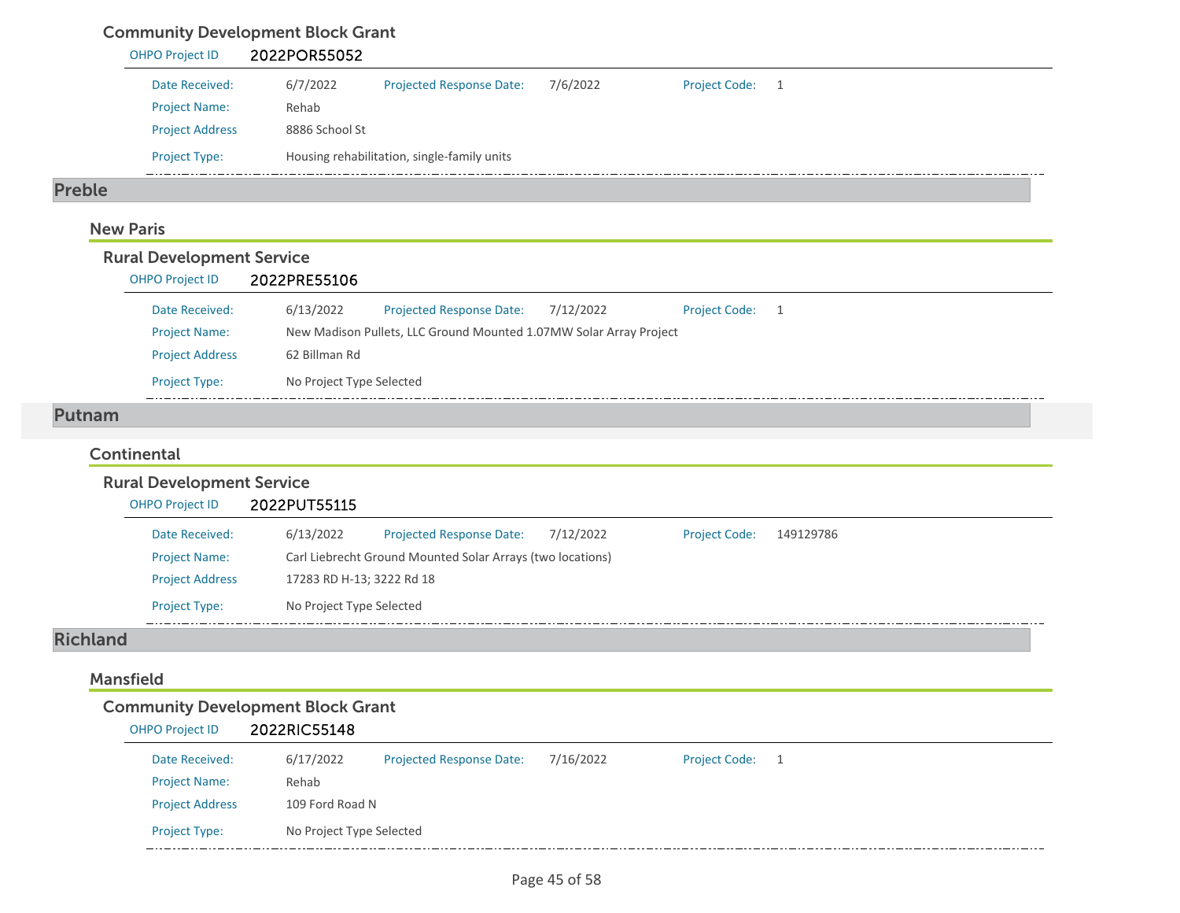### Community Development Block Grant

OHPO Project ID 2022POR55052

| | | | | | |
|---|---|---|---|---|---|
| Date Received: | 6/7/2022 | Projected Response Date: | 7/6/2022 | Project Code: | 1 |
| Project Name: | Rehab | | | | |
| Project Address | 8886 School St | | | | |
| Project Type: | Housing rehabilitation, single-family units | | | | |

# Preble

## New Paris

### Rural Development Service

OHPO Project ID 2022PRE55106

| | | | | | |
|---|---|---|---|---|---|
| Date Received: | 6/13/2022 | Projected Response Date: | 7/12/2022 | Project Code: | 1 |
| Project Name: | New Madison Pullets, LLC Ground Mounted 1.07MW Solar Array Project | | | | |
| Project Address | 62 Billman Rd | | | | |
| Project Type: | No Project Type Selected | | | | |

# Putnam

## Continental

### Rural Development Service

OHPO Project ID 2022PUT55115

| | | | | | |
|---|---|---|---|---|---|
| Date Received: | 6/13/2022 | Projected Response Date: | 7/12/2022 | Project Code: | 149129786 |
| Project Name: | Carl Liebrecht Ground Mounted Solar Arrays (two locations) | | | | |
| Project Address | 17283 RD H-13; 3222 Rd 18 | | | | |
| Project Type: | No Project Type Selected | | | | |

# Richland

## Mansfield

### Community Development Block Grant

OHPO Project ID 2022RIC55148

| | | | | | |
|---|---|---|---|---|---|
| Date Received: | 6/17/2022 | Projected Response Date: | 7/16/2022 | Project Code: | 1 |
| Project Name: | Rehab | | | | |
| Project Address | 109 Ford Road N | | | | |
| Project Type: | No Project Type Selected | | | | |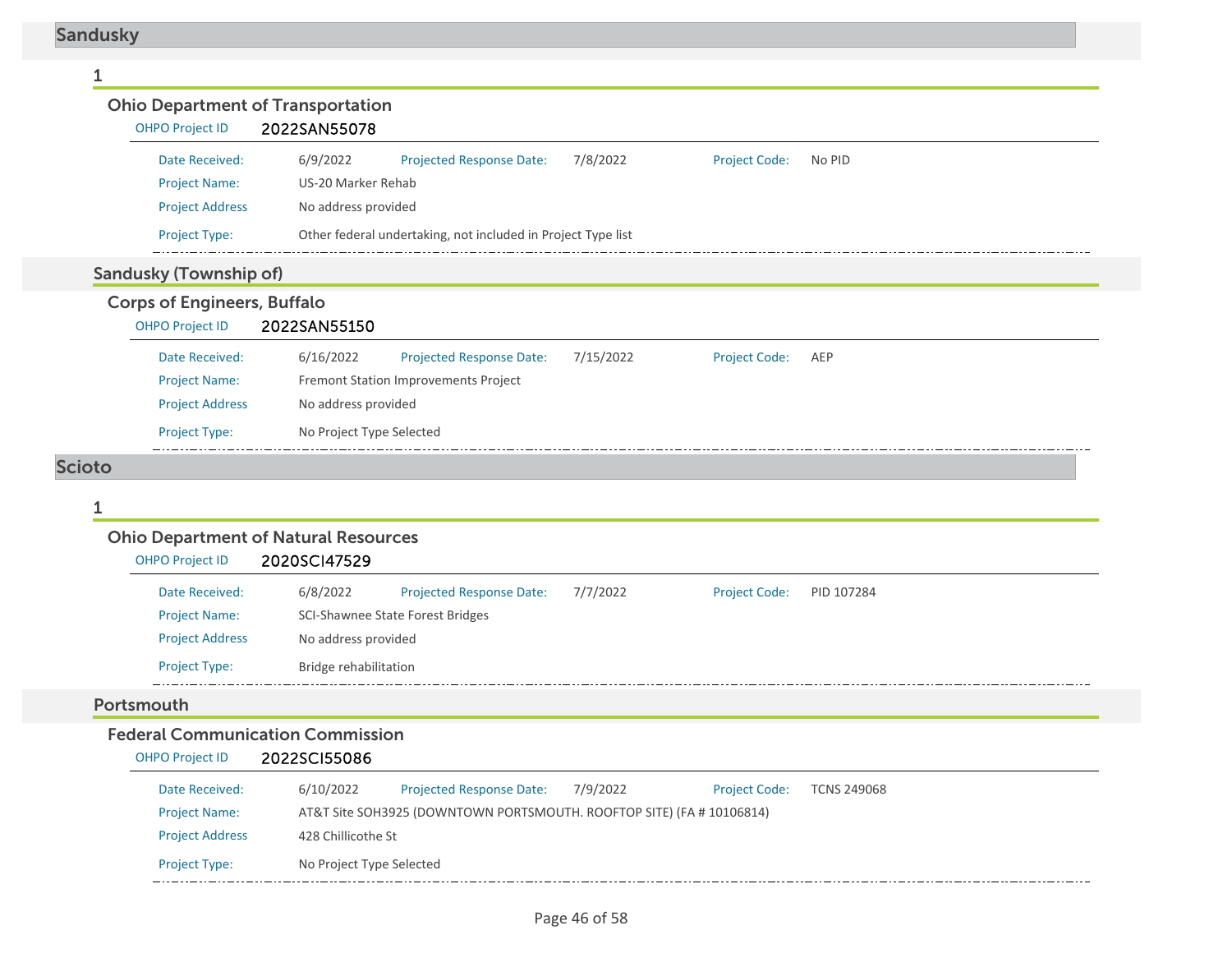## Sandusky

### 1

#### Ohio Department of Transportation

OHPO Project ID 2022SAN55078

Date Received: 6/9/2022 Projected Response Date: 7/8/2022 Project Code: No PID

Project Name: US-20 Marker Rehab

Project Address No address provided

Project Type: Other federal undertaking, not included in Project Type list

### Sandusky (Township of)

#### Corps of Engineers, Buffalo

OHPO Project ID 2022SAN55150

Date Received: 6/16/2022 Projected Response Date: 7/15/2022 Project Code: AEP

Project Name: Fremont Station Improvements Project

Project Address No address provided

Project Type: No Project Type Selected

## Scioto

### 1

#### Ohio Department of Natural Resources

OHPO Project ID 2020SCI47529

Date Received: 6/8/2022 Projected Response Date: 7/7/2022 Project Code: PID 107284

Project Name: SCI-Shawnee State Forest Bridges

Project Address No address provided

Project Type: Bridge rehabilitation

### Portsmouth

#### Federal Communication Commission

OHPO Project ID 2022SCI55086

Date Received: 6/10/2022 Projected Response Date: 7/9/2022 Project Code: TCNS 249068

Project Name: AT&T Site SOH3925 (DOWNTOWN PORTSMOUTH. ROOFTOP SITE) (FA # 10106814)

Project Address 428 Chillicothe St

Project Type: No Project Type Selected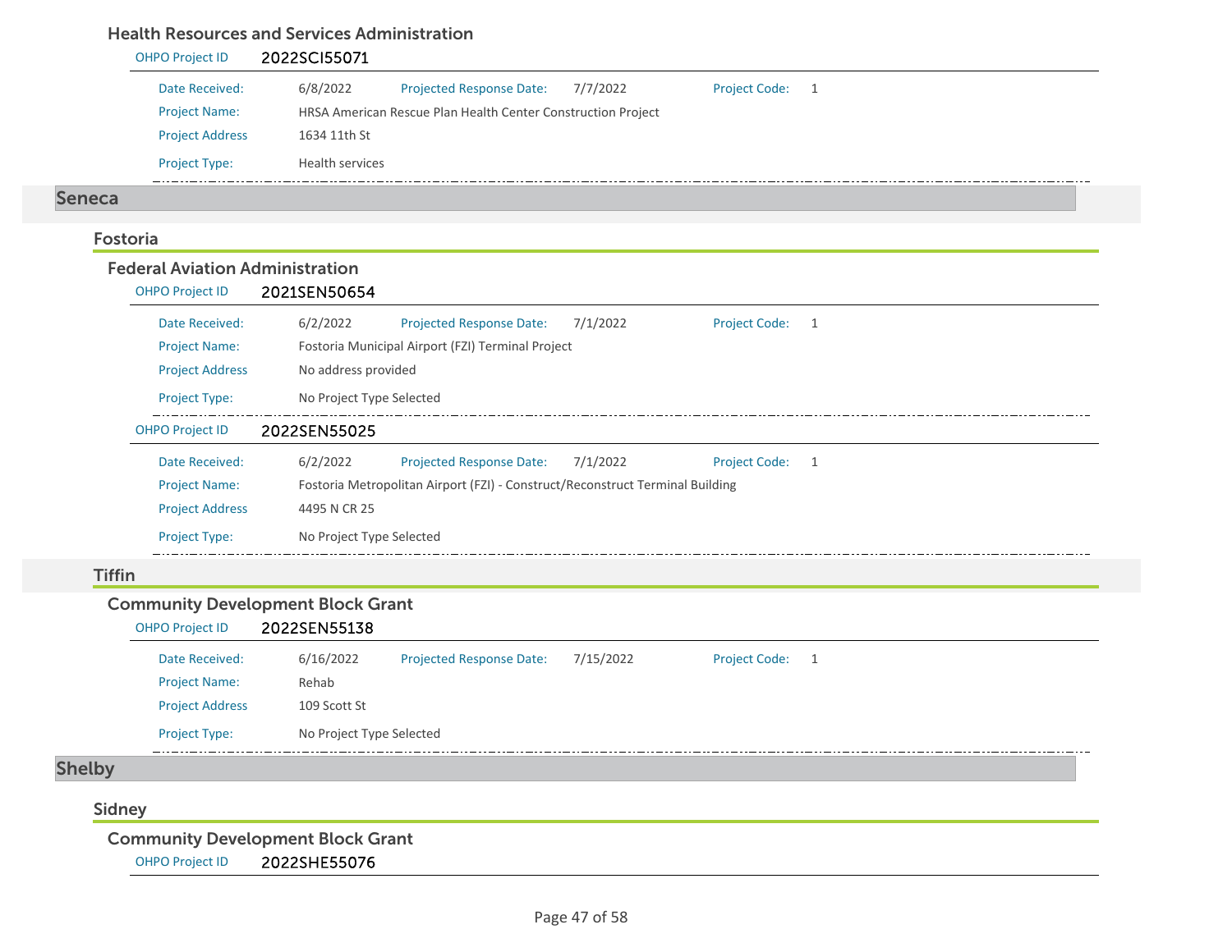### Health Resources and Services Administration

OHPO Project ID **2022SCI55071**

Date Received: 6/8/2022 Projected Response Date: 7/7/2022 Project Code: 1

Project Name: HRSA American Rescue Plan Health Center Construction Project

Project Address 1634 11th St

Project Type: Health services

## Seneca

### Fostoria

### Federal Aviation Administration

OHPO Project ID **2021SEN50654**

Date Received: 6/2/2022 Projected Response Date: 7/1/2022 Project Code: 1

Project Name: Fostoria Municipal Airport (FZI) Terminal Project

Project Address No address provided

Project Type: No Project Type Selected

OHPO Project ID **2022SEN55025**

Date Received: 6/2/2022 Projected Response Date: 7/1/2022 Project Code: 1

Project Name: Fostoria Metropolitan Airport (FZI) - Construct/Reconstruct Terminal Building

Project Address 4495 N CR 25

Project Type: No Project Type Selected

### Tiffin

### Community Development Block Grant

OHPO Project ID **2022SEN55138**

Date Received: 6/16/2022 Projected Response Date: 7/15/2022 Project Code: 1

Project Name: Rehab

Project Address 109 Scott St

Project Type: No Project Type Selected

## Shelby

### Sidney

### Community Development Block Grant

OHPO Project ID **2022SHE55076**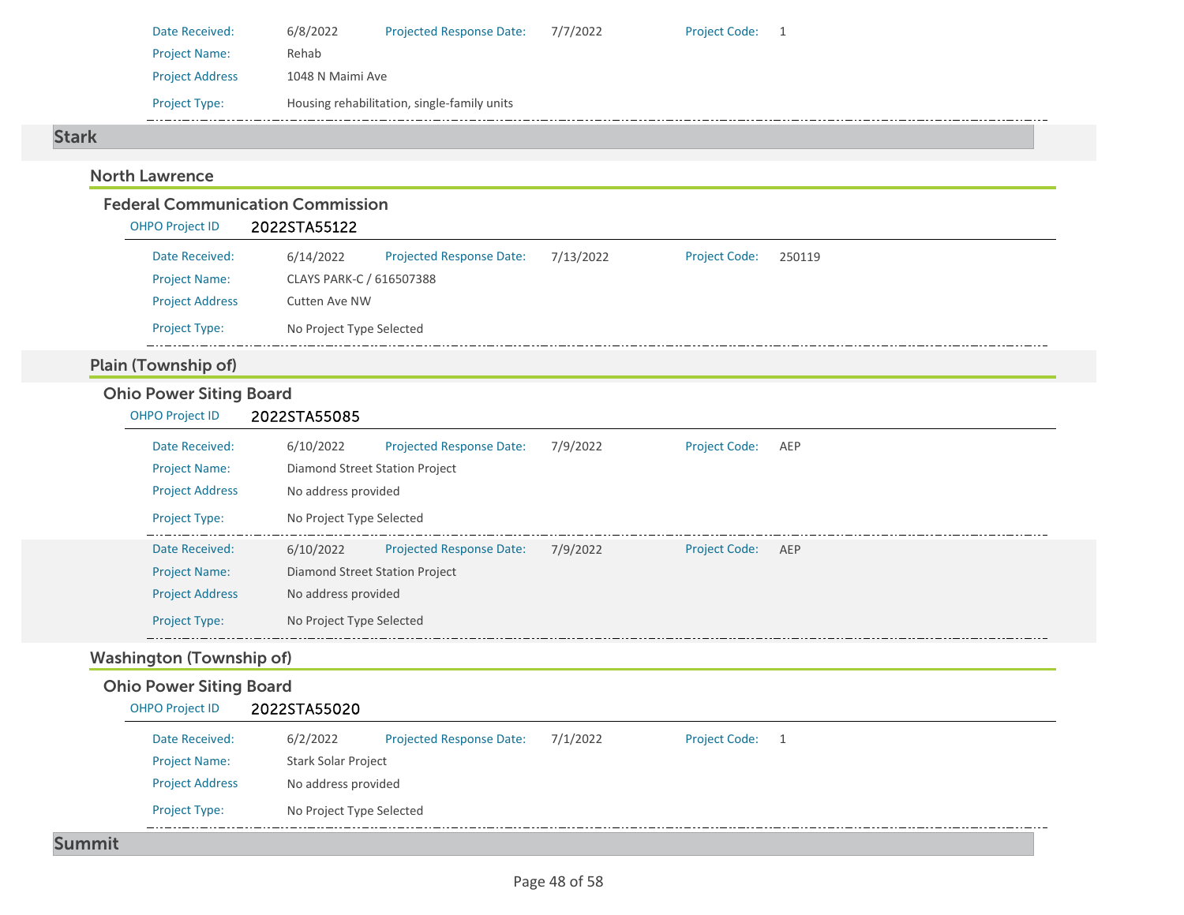Date Received: 6/8/2022 Projected Response Date: 7/7/2022 Project Code: 1

Project Name: Rehab

Project Address 1048 N Maimi Ave

Project Type: Housing rehabilitation, single-family units

## Stark

### North Lawrence

#### Federal Communication Commission

OHPO Project ID **2022STA55122**

Date Received: 6/14/2022 Projected Response Date: 7/13/2022 Project Code: 250119

Project Name: CLAYS PARK-C / 616507388

Project Address Cutten Ave NW

Project Type: No Project Type Selected

### Plain (Township of)

#### Ohio Power Siting Board

OHPO Project ID **2022STA55085**

Date Received: 6/10/2022 Projected Response Date: 7/9/2022 Project Code: AEP

Project Name: Diamond Street Station Project

Project Address No address provided

Project Type: No Project Type Selected

Date Received: 6/10/2022 Projected Response Date: 7/9/2022 Project Code: AEP

Project Name: Diamond Street Station Project

Project Address No address provided

Project Type: No Project Type Selected

### Washington (Township of)

#### Ohio Power Siting Board

OHPO Project ID **2022STA55020**

Date Received: 6/2/2022 Projected Response Date: 7/1/2022 Project Code: 1

Project Name: Stark Solar Project

Project Address No address provided

Project Type: No Project Type Selected

## Summit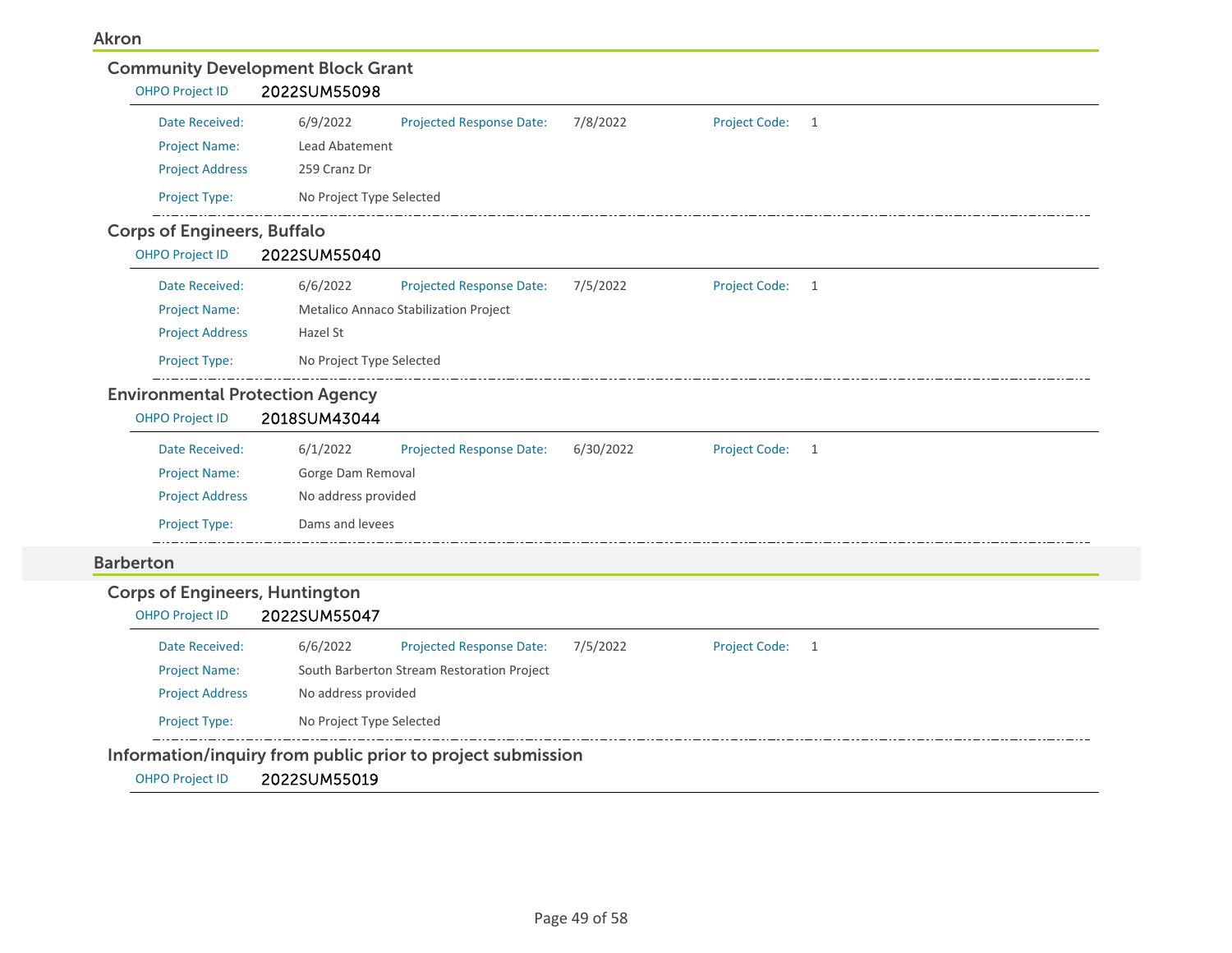## Akron

### Community Development Block Grant

OHPO Project ID 2022SUM55098

| | | | | | |
|---|---|---|---|---|---|
| Date Received: | 6/9/2022 | Projected Response Date: | 7/8/2022 | Project Code: | 1 |
| Project Name: | Lead Abatement | | | | |
| Project Address | 259 Cranz Dr | | | | |
| Project Type: | No Project Type Selected | | | | |

### Corps of Engineers, Buffalo

OHPO Project ID 2022SUM55040

| | | | | | |
|---|---|---|---|---|---|
| Date Received: | 6/6/2022 | Projected Response Date: | 7/5/2022 | Project Code: | 1 |
| Project Name: | Metalico Annaco Stabilization Project | | | | |
| Project Address | Hazel St | | | | |
| Project Type: | No Project Type Selected | | | | |

### Environmental Protection Agency

OHPO Project ID 2018SUM43044

| | | | | | |
|---|---|---|---|---|---|
| Date Received: | 6/1/2022 | Projected Response Date: | 6/30/2022 | Project Code: | 1 |
| Project Name: | Gorge Dam Removal | | | | |
| Project Address | No address provided | | | | |
| Project Type: | Dams and levees | | | | |

## Barberton

### Corps of Engineers, Huntington

OHPO Project ID 2022SUM55047

| | | | | | |
|---|---|---|---|---|---|
| Date Received: | 6/6/2022 | Projected Response Date: | 7/5/2022 | Project Code: | 1 |
| Project Name: | South Barberton Stream Restoration Project | | | | |
| Project Address | No address provided | | | | |
| Project Type: | No Project Type Selected | | | | |

### Information/inquiry from public prior to project submission

OHPO Project ID 2022SUM55019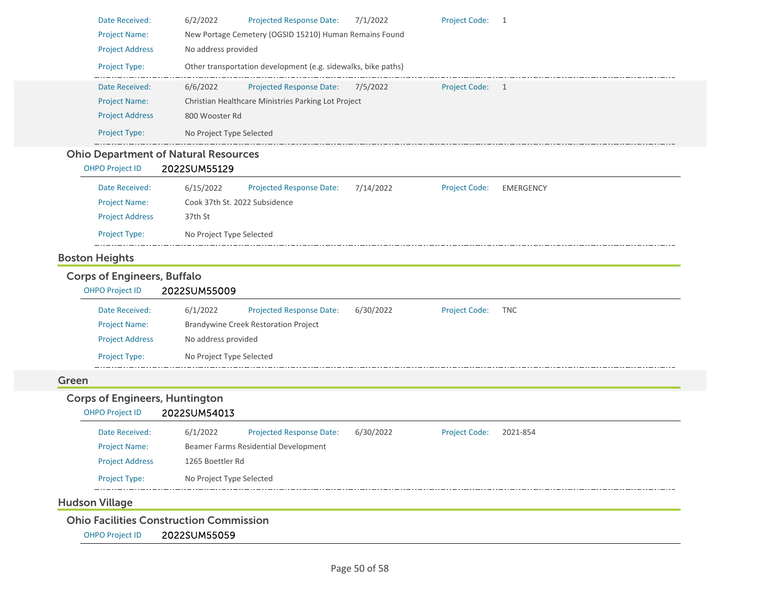| | | | | | |
|---|---|---|---|---|---|
| Date Received: | 6/2/2022 | Projected Response Date: | 7/1/2022 | Project Code: | 1 |
| Project Name: | New Portage Cemetery (OGSID 15210) Human Remains Found | | | | |
| Project Address | No address provided | | | | |
| Project Type: | Other transportation development (e.g. sidewalks, bike paths) | | | | |

| | | | | | |
|---|---|---|---|---|---|
| Date Received: | 6/6/2022 | Projected Response Date: | 7/5/2022 | Project Code: | 1 |
| Project Name: | Christian Healthcare Ministries Parking Lot Project | | | | |
| Project Address | 800 Wooster Rd | | | | |
| Project Type: | No Project Type Selected | | | | |

### Ohio Department of Natural Resources

OHPO Project ID **2022SUM55129**

| | | | | | |
|---|---|---|---|---|---|
| Date Received: | 6/15/2022 | Projected Response Date: | 7/14/2022 | Project Code: | EMERGENCY |
| Project Name: | Cook 37th St. 2022 Subsidence | | | | |
| Project Address | 37th St | | | | |
| Project Type: | No Project Type Selected | | | | |

## Boston Heights

### Corps of Engineers, Buffalo

OHPO Project ID **2022SUM55009**

| | | | | | |
|---|---|---|---|---|---|
| Date Received: | 6/1/2022 | Projected Response Date: | 6/30/2022 | Project Code: | TNC |
| Project Name: | Brandywine Creek Restoration Project | | | | |
| Project Address | No address provided | | | | |
| Project Type: | No Project Type Selected | | | | |

## Green

### Corps of Engineers, Huntington

OHPO Project ID **2022SUM54013**

| | | | | | |
|---|---|---|---|---|---|
| Date Received: | 6/1/2022 | Projected Response Date: | 6/30/2022 | Project Code: | 2021-854 |
| Project Name: | Beamer Farms Residential Development | | | | |
| Project Address | 1265 Boettler Rd | | | | |
| Project Type: | No Project Type Selected | | | | |

## Hudson Village

### Ohio Facilities Construction Commission

OHPO Project ID **2022SUM55059**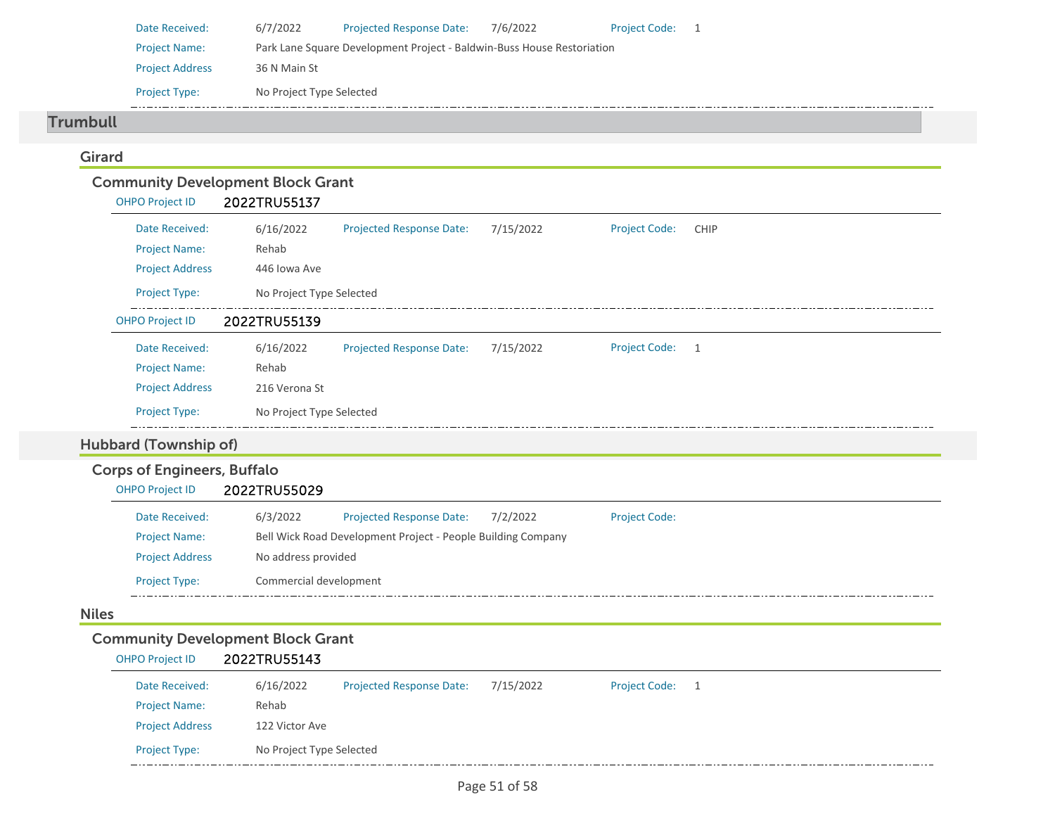| | | | | | |
|---|---|---|---|---|---|
| Date Received: | 6/7/2022 | Projected Response Date: | 7/6/2022 | Project Code: | 1 |
| Project Name: | Park Lane Square Development Project - Baldwin-Buss House Restoration | | | | |
| Project Address | 36 N Main St | | | | |
| Project Type: | No Project Type Selected | | | | |

# Trumbull

## Girard

### Community Development Block Grant

**OHPO Project ID** 2022TRU55137

| | | | | | |
|---|---|---|---|---|---|
| Date Received: | 6/16/2022 | Projected Response Date: | 7/15/2022 | Project Code: | CHIP |
| Project Name: | Rehab | | | | |
| Project Address | 446 Iowa Ave | | | | |
| Project Type: | No Project Type Selected | | | | |

**OHPO Project ID** 2022TRU55139

| | | | | | |
|---|---|---|---|---|---|
| Date Received: | 6/16/2022 | Projected Response Date: | 7/15/2022 | Project Code: | 1 |
| Project Name: | Rehab | | | | |
| Project Address | 216 Verona St | | | | |
| Project Type: | No Project Type Selected | | | | |

## Hubbard (Township of)

### Corps of Engineers, Buffalo

**OHPO Project ID** 2022TRU55029

| | | | | | |
|---|---|---|---|---|---|
| Date Received: | 6/3/2022 | Projected Response Date: | 7/2/2022 | Project Code: | |
| Project Name: | Bell Wick Road Development Project - People Building Company | | | | |
| Project Address | No address provided | | | | |
| Project Type: | Commercial development | | | | |

## Niles

### Community Development Block Grant

**OHPO Project ID** 2022TRU55143

| | | | | | |
|---|---|---|---|---|---|
| Date Received: | 6/16/2022 | Projected Response Date: | 7/15/2022 | Project Code: | 1 |
| Project Name: | Rehab | | | | |
| Project Address | 122 Victor Ave | | | | |
| Project Type: | No Project Type Selected | | | | |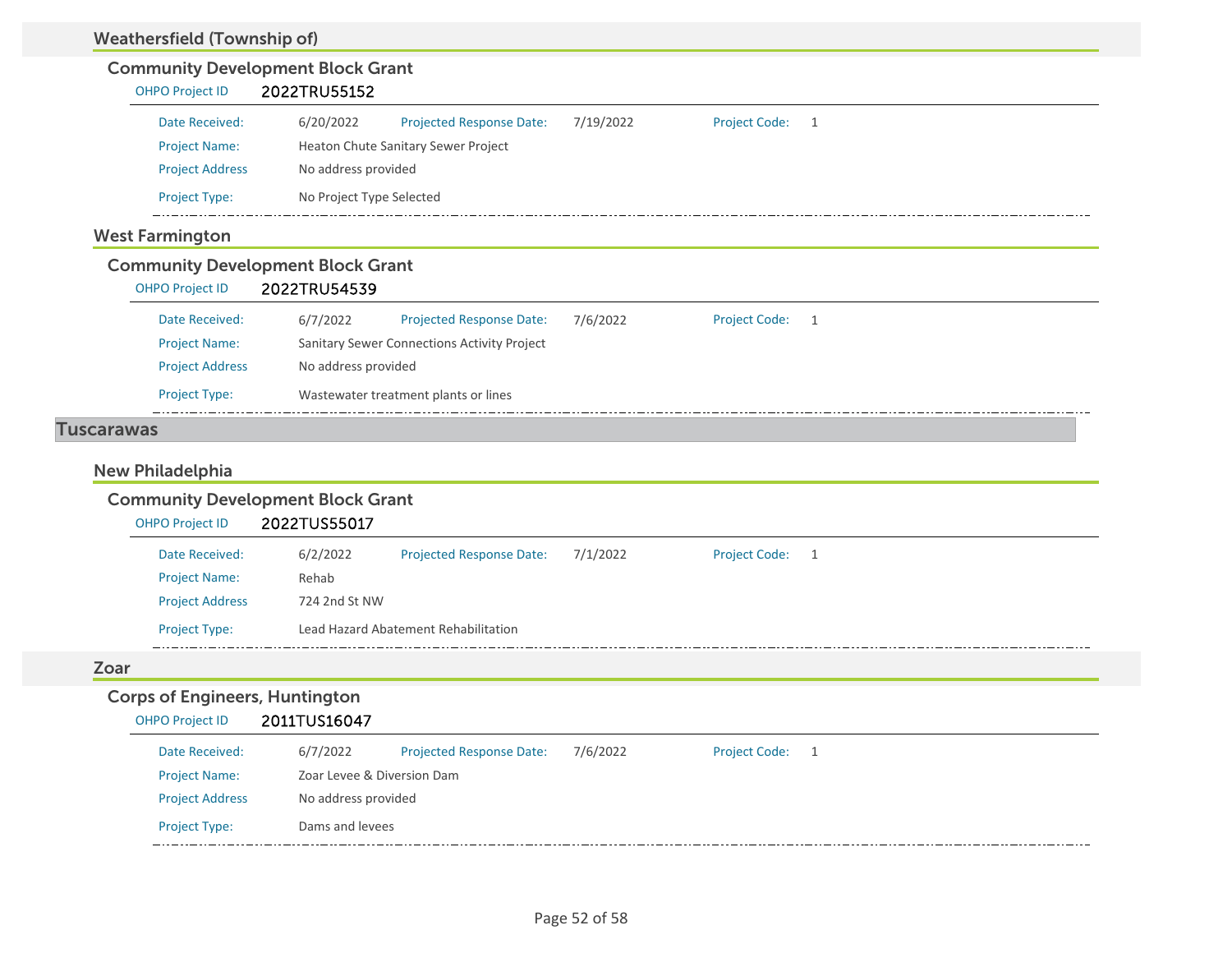### Weathersfield (Township of)

#### Community Development Block Grant

OHPO Project ID **2022TRU55152**

| | | | | | |
|---|---|---|---|---|---|
| Date Received: | 6/20/2022 | Projected Response Date: | 7/19/2022 | Project Code: | 1 |
| Project Name: | Heaton Chute Sanitary Sewer Project | | | | |
| Project Address | No address provided | | | | |
| Project Type: | No Project Type Selected | | | | |

### West Farmington

#### Community Development Block Grant

OHPO Project ID **2022TRU54539**

| | | | | | |
|---|---|---|---|---|---|
| Date Received: | 6/7/2022 | Projected Response Date: | 7/6/2022 | Project Code: | 1 |
| Project Name: | Sanitary Sewer Connections Activity Project | | | | |
| Project Address | No address provided | | | | |
| Project Type: | Wastewater treatment plants or lines | | | | |

## Tuscarawas

### New Philadelphia

#### Community Development Block Grant

OHPO Project ID **2022TUS55017**

| | | | | | |
|---|---|---|---|---|---|
| Date Received: | 6/2/2022 | Projected Response Date: | 7/1/2022 | Project Code: | 1 |
| Project Name: | Rehab | | | | |
| Project Address | 724 2nd St NW | | | | |
| Project Type: | Lead Hazard Abatement Rehabilitation | | | | |

### Zoar

#### Corps of Engineers, Huntington

OHPO Project ID **2011TUS16047**

| | | | | | |
|---|---|---|---|---|---|
| Date Received: | 6/7/2022 | Projected Response Date: | 7/6/2022 | Project Code: | 1 |
| Project Name: | Zoar Levee & Diversion Dam | | | | |
| Project Address | No address provided | | | | |
| Project Type: | Dams and levees | | | | |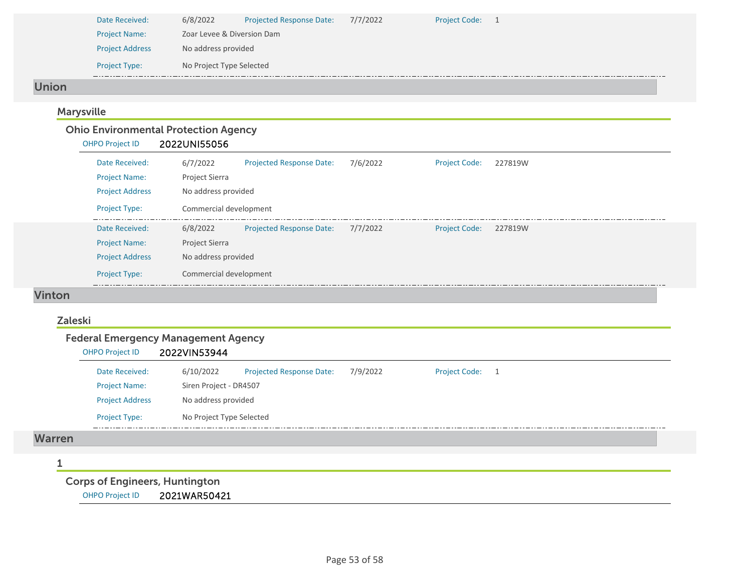| | | | | | |
|---|---|---|---|---|---|
| Date Received: | 6/8/2022 | Projected Response Date: | 7/7/2022 | Project Code: | 1 |
| Project Name: | Zoar Levee & Diversion Dam | | | | |
| Project Address | No address provided | | | | |
| Project Type: | No Project Type Selected | | | | |

## Union

### Marysville

#### Ohio Environmental Protection Agency

OHPO Project ID 2022UNI55056

| | | | | | |
|---|---|---|---|---|---|
| Date Received: | 6/7/2022 | Projected Response Date: | 7/6/2022 | Project Code: | 227819W |
| Project Name: | Project Sierra | | | | |
| Project Address | No address provided | | | | |
| Project Type: | Commercial development | | | | |

| | | | | | |
|---|---|---|---|---|---|
| Date Received: | 6/8/2022 | Projected Response Date: | 7/7/2022 | Project Code: | 227819W |
| Project Name: | Project Sierra | | | | |
| Project Address | No address provided | | | | |
| Project Type: | Commercial development | | | | |

## Vinton

### Zaleski

#### Federal Emergency Management Agency

OHPO Project ID 2022VIN53944

| | | | | | |
|---|---|---|---|---|---|
| Date Received: | 6/10/2022 | Projected Response Date: | 7/9/2022 | Project Code: | 1 |
| Project Name: | Siren Project - DR4507 | | | | |
| Project Address | No address provided | | | | |
| Project Type: | No Project Type Selected | | | | |

## Warren

### 1

#### Corps of Engineers, Huntington

OHPO Project ID 2021WAR50421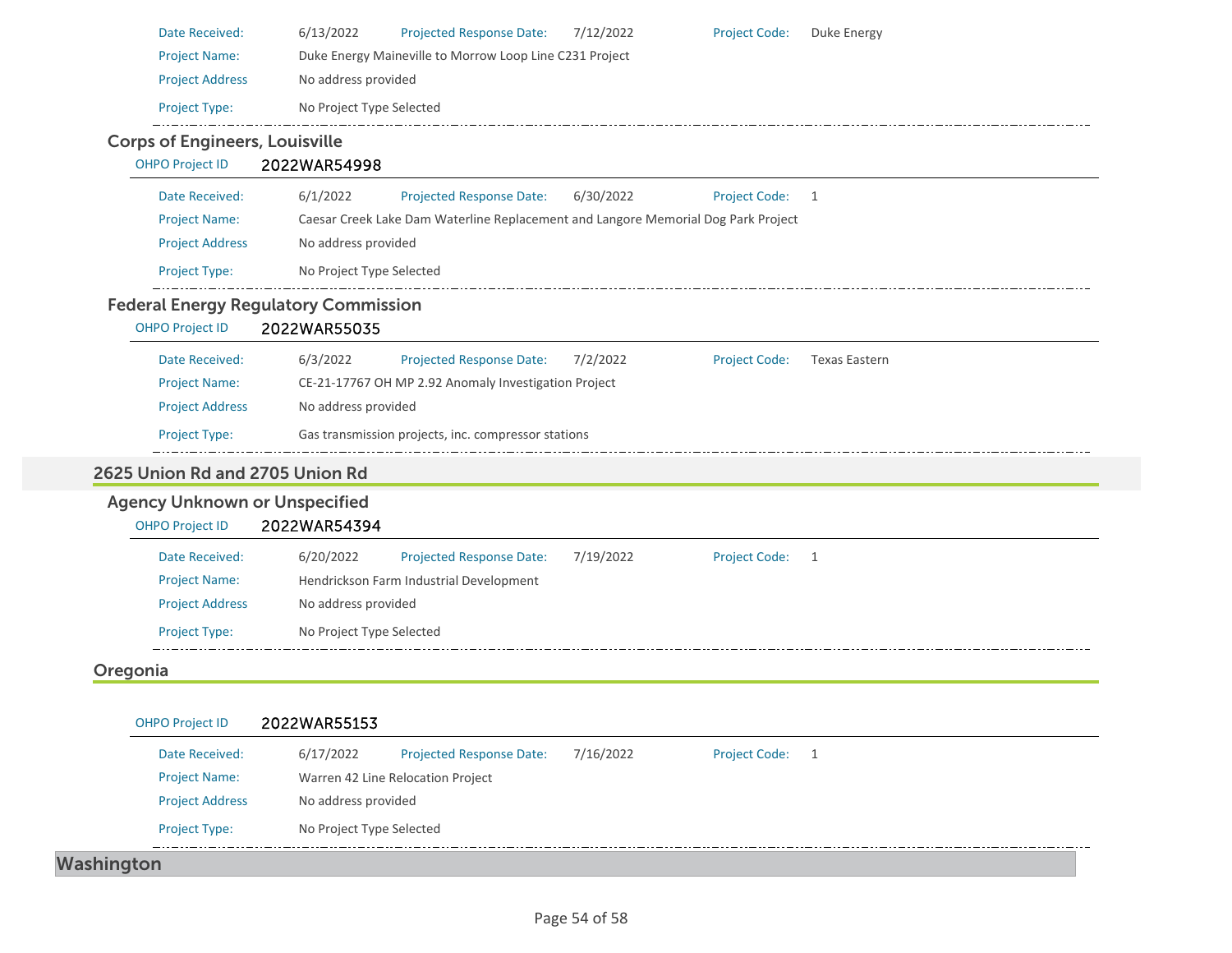Date Received: 6/13/2022 Projected Response Date: 7/12/2022 Project Code: Duke Energy

Project Name: Duke Energy Maineville to Morrow Loop Line C231 Project

Project Address: No address provided

Project Type: No Project Type Selected

### Corps of Engineers, Louisville

OHPO Project ID **2022WAR54998**

Date Received: 6/1/2022 Projected Response Date: 6/30/2022 Project Code: 1

Project Name: Caesar Creek Lake Dam Waterline Replacement and Langore Memorial Dog Park Project

Project Address: No address provided

Project Type: No Project Type Selected

### Federal Energy Regulatory Commission

OHPO Project ID **2022WAR55035**

Date Received: 6/3/2022 Projected Response Date: 7/2/2022 Project Code: Texas Eastern

Project Name: CE-21-17767 OH MP 2.92 Anomaly Investigation Project

Project Address: No address provided

Project Type: Gas transmission projects, inc. compressor stations

## 2625 Union Rd and 2705 Union Rd

### Agency Unknown or Unspecified

OHPO Project ID **2022WAR54394**

Date Received: 6/20/2022 Projected Response Date: 7/19/2022 Project Code: 1

Project Name: Hendrickson Farm Industrial Development

Project Address: No address provided

Project Type: No Project Type Selected

## Oregonia

OHPO Project ID **2022WAR55153**

Date Received: 6/17/2022 Projected Response Date: 7/16/2022 Project Code: 1

Project Name: Warren 42 Line Relocation Project

Project Address: No address provided

Project Type: No Project Type Selected

# Washington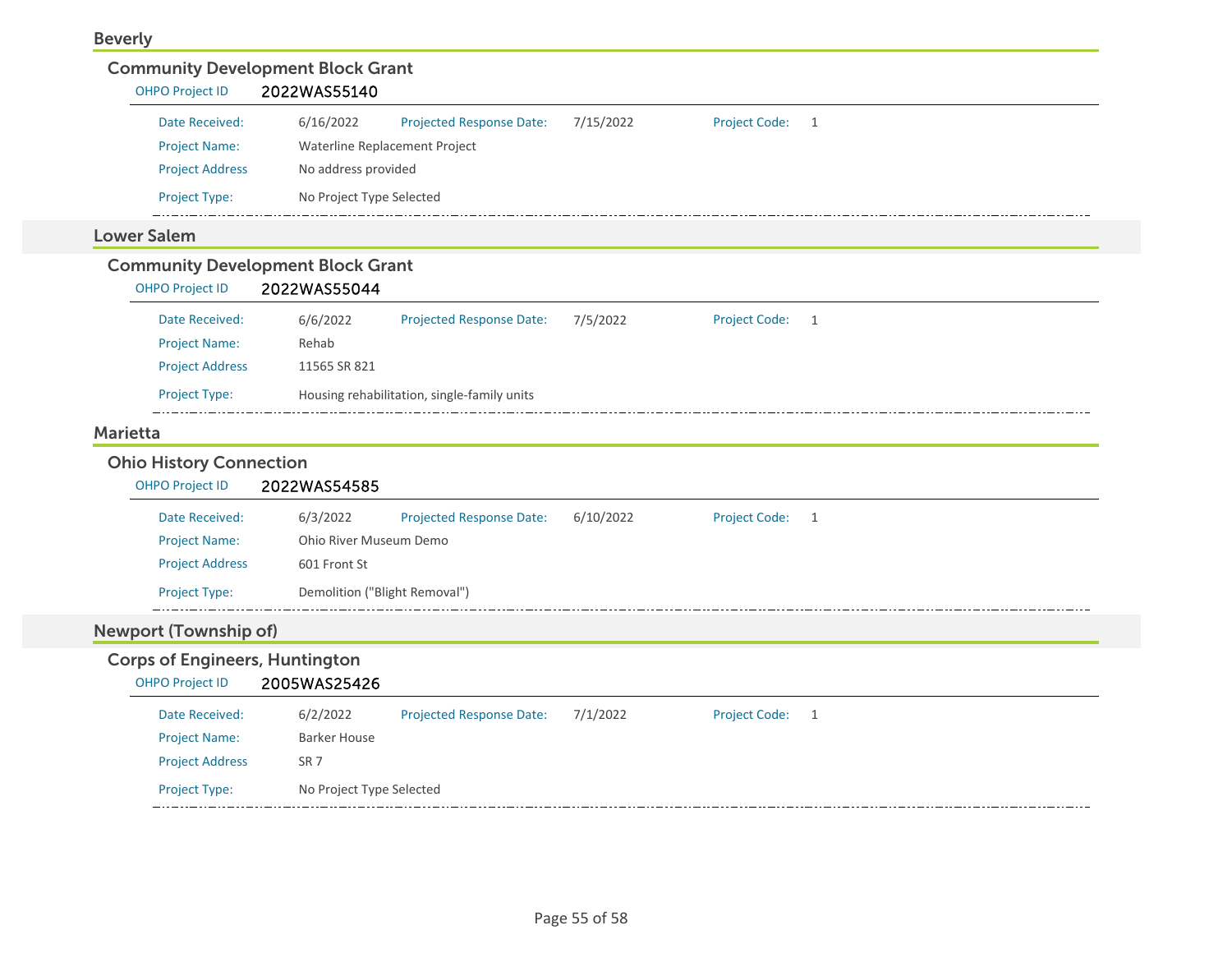## Beverly

### Community Development Block Grant

OHPO Project ID 2022WAS55140

| | | | | | |
|---|---|---|---|---|---|
| Date Received: | 6/16/2022 | Projected Response Date: | 7/15/2022 | Project Code: | 1 |
| Project Name: | Waterline Replacement Project | | | | |
| Project Address | No address provided | | | | |
| Project Type: | No Project Type Selected | | | | |

## Lower Salem

### Community Development Block Grant

OHPO Project ID 2022WAS55044

| | | | | | |
|---|---|---|---|---|---|
| Date Received: | 6/6/2022 | Projected Response Date: | 7/5/2022 | Project Code: | 1 |
| Project Name: | Rehab | | | | |
| Project Address | 11565 SR 821 | | | | |
| Project Type: | Housing rehabilitation, single-family units | | | | |

## Marietta

### Ohio History Connection

OHPO Project ID 2022WAS54585

| | | | | | |
|---|---|---|---|---|---|
| Date Received: | 6/3/2022 | Projected Response Date: | 6/10/2022 | Project Code: | 1 |
| Project Name: | Ohio River Museum Demo | | | | |
| Project Address | 601 Front St | | | | |
| Project Type: | Demolition ("Blight Removal") | | | | |

## Newport (Township of)

### Corps of Engineers, Huntington

OHPO Project ID 2005WAS25426

| | | | | | |
|---|---|---|---|---|---|
| Date Received: | 6/2/2022 | Projected Response Date: | 7/1/2022 | Project Code: | 1 |
| Project Name: | Barker House | | | | |
| Project Address | SR 7 | | | | |
| Project Type: | No Project Type Selected | | | | |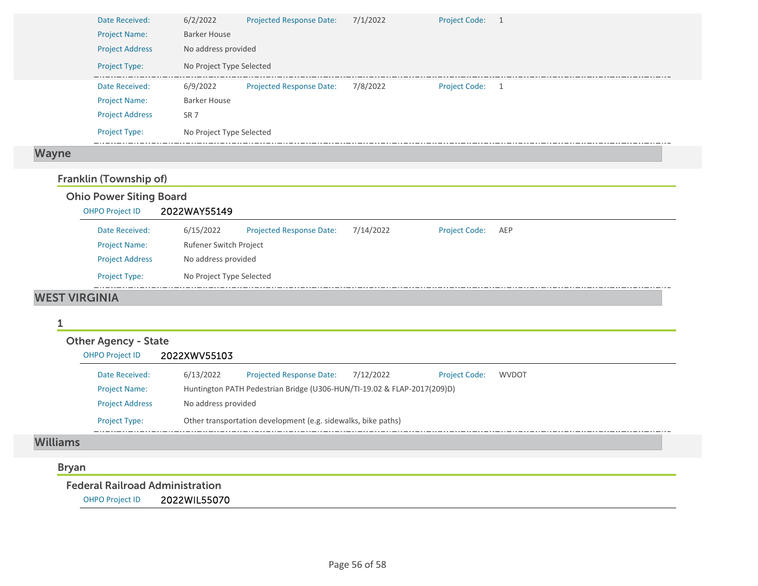| | | | | | |
|---|---|---|---|---|---|
| Date Received: | 6/2/2022 | Projected Response Date: | 7/1/2022 | Project Code: | 1 |
| Project Name: | Barker House | | | | |
| Project Address | No address provided | | | | |
| Project Type: | No Project Type Selected | | | | |

| | | | | | |
|---|---|---|---|---|---|
| Date Received: | 6/9/2022 | Projected Response Date: | 7/8/2022 | Project Code: | 1 |
| Project Name: | Barker House | | | | |
| Project Address | SR 7 | | | | |
| Project Type: | No Project Type Selected | | | | |

## Wayne

### Franklin (Township of)

#### Ohio Power Siting Board

OHPO Project ID **2022WAY55149**

| | | | | | |
|---|---|---|---|---|---|
| Date Received: | 6/15/2022 | Projected Response Date: | 7/14/2022 | Project Code: | AEP |
| Project Name: | Rufener Switch Project | | | | |
| Project Address | No address provided | | | | |
| Project Type: | No Project Type Selected | | | | |

## WEST VIRGINIA

### 1

#### Other Agency - State

OHPO Project ID **2022XWV55103**

| | | | | | |
|---|---|---|---|---|---|
| Date Received: | 6/13/2022 | Projected Response Date: | 7/12/2022 | Project Code: | WVDOT |
| Project Name: | Huntington PATH Pedestrian Bridge (U306-HUN/TI-19.02 & FLAP-2017(209)D) | | | | |
| Project Address | No address provided | | | | |
| Project Type: | Other transportation development (e.g. sidewalks, bike paths) | | | | |

## Williams

### Bryan

#### Federal Railroad Administration

OHPO Project ID **2022WIL55070**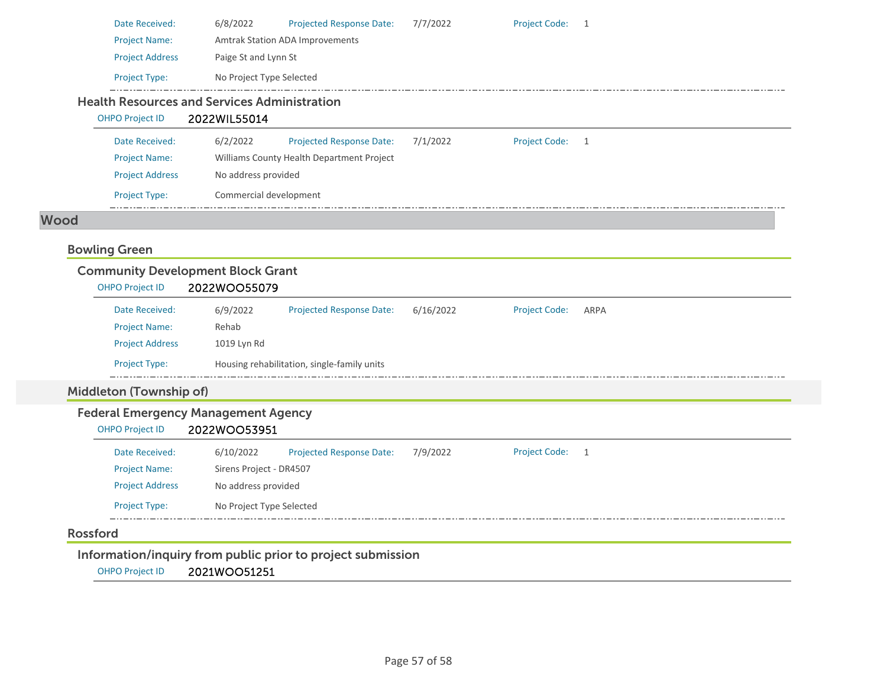| | | | | | |
|---|---|---|---|---|---|
| Date Received: | 6/8/2022 | Projected Response Date: | 7/7/2022 | Project Code: | 1 |
| Project Name: | Amtrak Station ADA Improvements | | | | |
| Project Address | Paige St and Lynn St | | | | |
| Project Type: | No Project Type Selected | | | | |

### Health Resources and Services Administration

OHPO Project ID 2022WIL55014

| | | | | | |
|---|---|---|---|---|---|
| Date Received: | 6/2/2022 | Projected Response Date: | 7/1/2022 | Project Code: | 1 |
| Project Name: | Williams County Health Department Project | | | | |
| Project Address | No address provided | | | | |
| Project Type: | Commercial development | | | | |

# Wood

## Bowling Green

### Community Development Block Grant

OHPO Project ID 2022WOO55079

| | | | | | |
|---|---|---|---|---|---|
| Date Received: | 6/9/2022 | Projected Response Date: | 6/16/2022 | Project Code: | ARPA |
| Project Name: | Rehab | | | | |
| Project Address | 1019 Lyn Rd | | | | |
| Project Type: | Housing rehabilitation, single-family units | | | | |

## Middleton (Township of)

### Federal Emergency Management Agency

OHPO Project ID 2022WOO53951

| | | | | | |
|---|---|---|---|---|---|
| Date Received: | 6/10/2022 | Projected Response Date: | 7/9/2022 | Project Code: | 1 |
| Project Name: | Sirens Project - DR4507 | | | | |
| Project Address | No address provided | | | | |
| Project Type: | No Project Type Selected | | | | |

## Rossford

### Information/inquiry from public prior to project submission

OHPO Project ID 2021WOO51251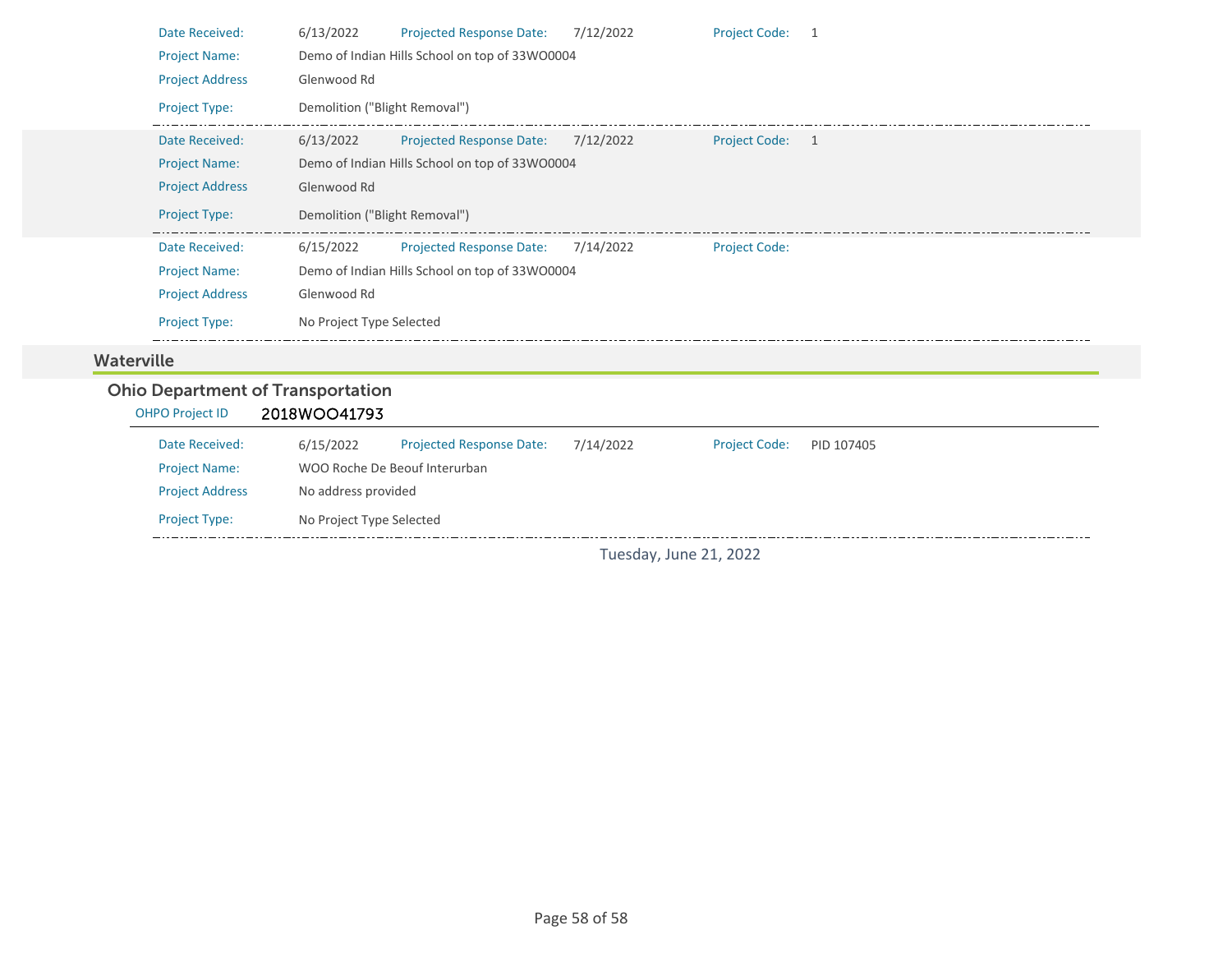| | | | | | |
|---|---|---|---|---|---|
| Date Received: | 6/13/2022 | Projected Response Date: | 7/12/2022 | Project Code: | 1 |
| Project Name: | Demo of Indian Hills School on top of 33WO0004 | | | | |
| Project Address | Glenwood Rd | | | | |
| Project Type: | Demolition ("Blight Removal") | | | | |

| | | | | | |
|---|---|---|---|---|---|
| Date Received: | 6/13/2022 | Projected Response Date: | 7/12/2022 | Project Code: | 1 |
| Project Name: | Demo of Indian Hills School on top of 33WO0004 | | | | |
| Project Address | Glenwood Rd | | | | |
| Project Type: | Demolition ("Blight Removal") | | | | |

| | | | | | |
|---|---|---|---|---|---|
| Date Received: | 6/15/2022 | Projected Response Date: | 7/14/2022 | Project Code: | |
| Project Name: | Demo of Indian Hills School on top of 33WO0004 | | | | |
| Project Address | Glenwood Rd | | | | |
| Project Type: | No Project Type Selected | | | | |

## Waterville

### Ohio Department of Transportation

OHPO Project ID 2018WOO41793

| | | | | | |
|---|---|---|---|---|---|
| Date Received: | 6/15/2022 | Projected Response Date: | 7/14/2022 | Project Code: | PID 107405 |
| Project Name: | WOO Roche De Beouf Interurban | | | | |
| Project Address | No address provided | | | | |
| Project Type: | No Project Type Selected | | | | |

Tuesday, June 21, 2022